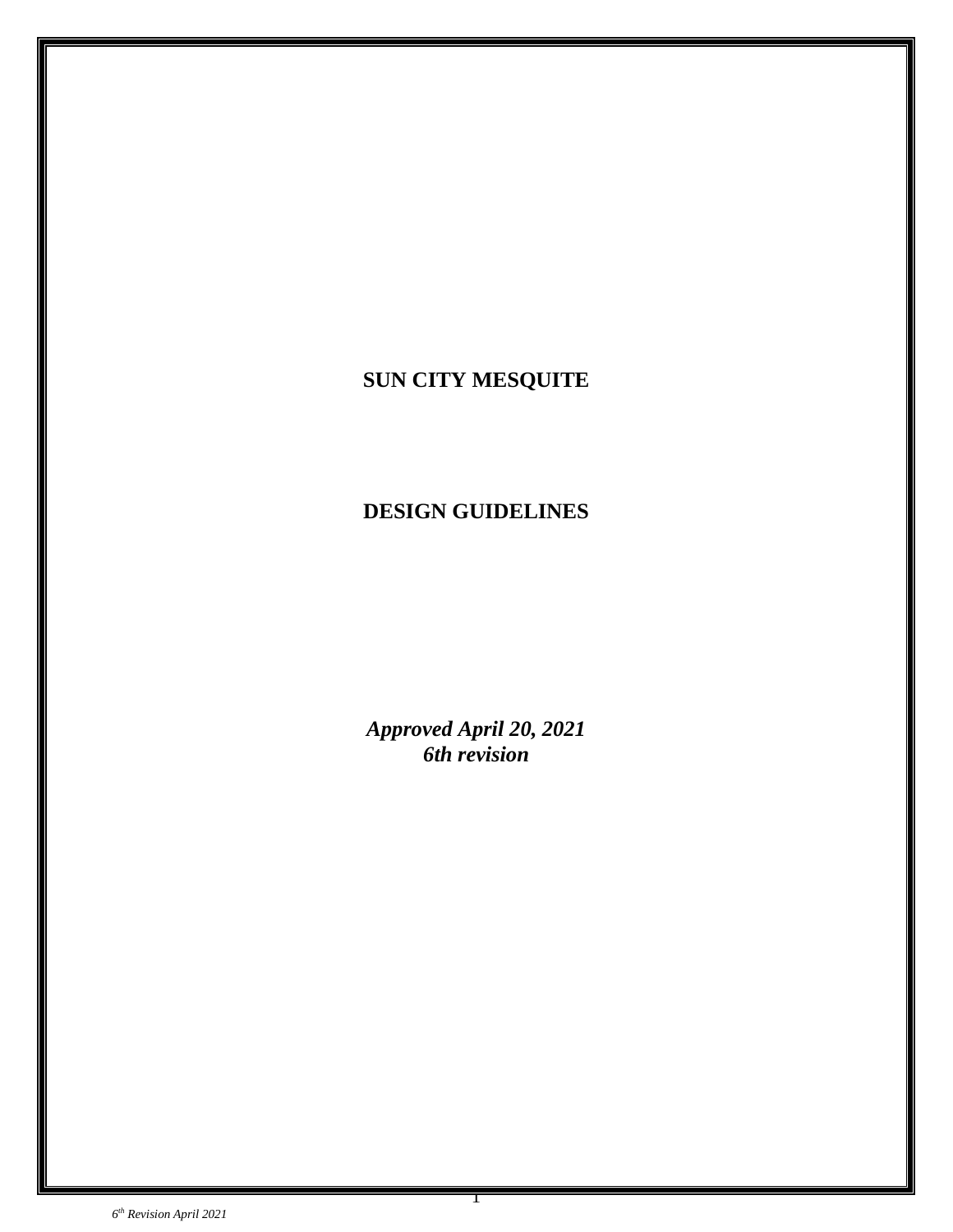# SUN CITY MESQUITE

# DESIGN GUIDELINES

***Approved April 20, 2021***
***6th revision***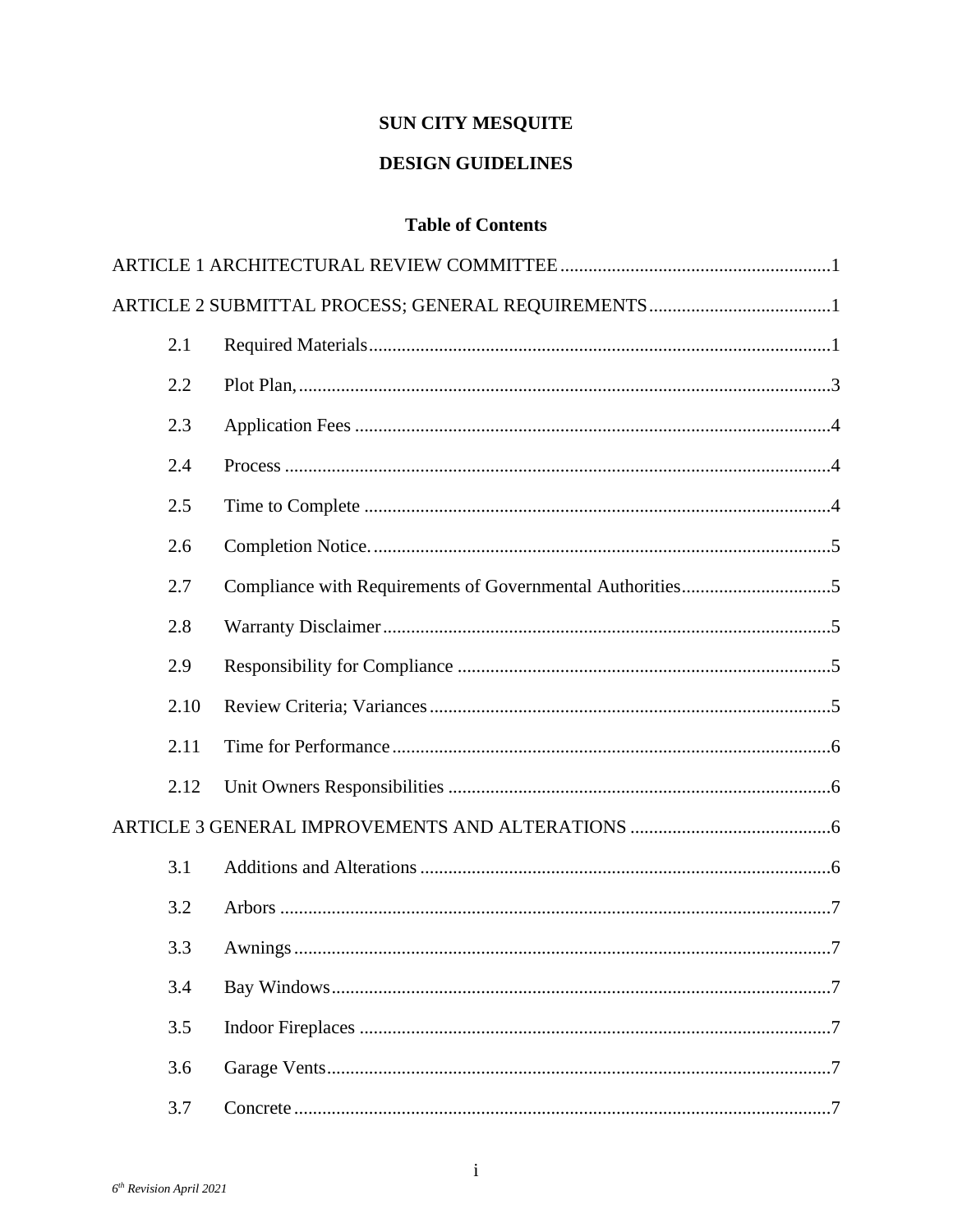# SUN CITY MESQUITE

# DESIGN GUIDELINES

## Table of Contents

ARTICLE 1 ARCHITECTURAL REVIEW COMMITTEE ........................................................... 1

ARTICLE 2 SUBMITTAL PROCESS; GENERAL REQUIREMENTS ....................................... 1

- 2.1 Required Materials ........................................................................................ 1
- 2.2 Plot Plan, ......................................................................................................... 3
- 2.3 Application Fees ............................................................................................ 4
- 2.4 Process ............................................................................................................ 4
- 2.5 Time to Complete .......................................................................................... 4
- 2.6 Completion Notice. ......................................................................................... 5
- 2.7 Compliance with Requirements of Governmental Authorities ................................ 5
- 2.8 Warranty Disclaimer ....................................................................................... 5
- 2.9 Responsibility for Compliance ........................................................................ 5
- 2.10 Review Criteria; Variances ............................................................................ 5
- 2.11 Time for Performance ..................................................................................... 6
- 2.12 Unit Owners Responsibilities .......................................................................... 6

ARTICLE 3 GENERAL IMPROVEMENTS AND ALTERATIONS ........................................... 6

- 3.1 Additions and Alterations ............................................................................... 6
- 3.2 Arbors ............................................................................................................. 7
- 3.3 Awnings .......................................................................................................... 7
- 3.4 Bay Windows .................................................................................................. 7
- 3.5 Indoor Fireplaces ............................................................................................ 7
- 3.6 Garage Vents ................................................................................................... 7
- 3.7 Concrete .......................................................................................................... 7

*6th Revision April 2021*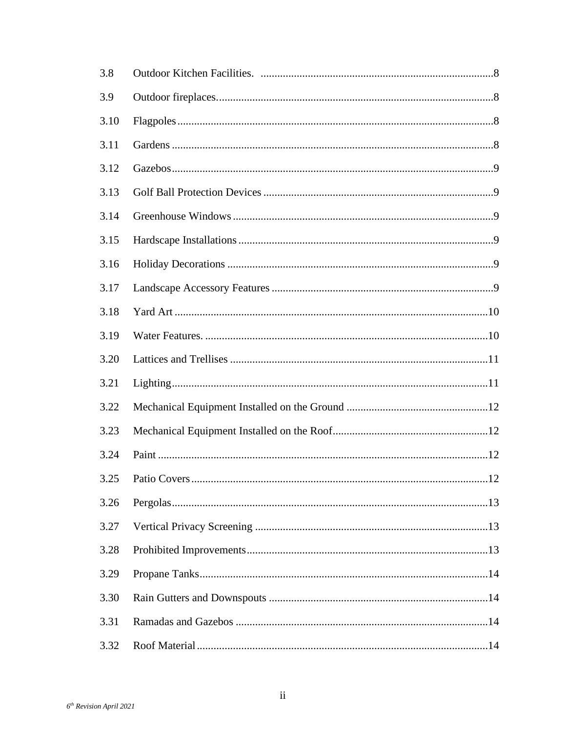| | | |
|---|---|---|
| 3.8 | Outdoor Kitchen Facilities. | 8 |
| 3.9 | Outdoor fireplaces. | 8 |
| 3.10 | Flagpoles | 8 |
| 3.11 | Gardens | 8 |
| 3.12 | Gazebos | 9 |
| 3.13 | Golf Ball Protection Devices | 9 |
| 3.14 | Greenhouse Windows | 9 |
| 3.15 | Hardscape Installations | 9 |
| 3.16 | Holiday Decorations | 9 |
| 3.17 | Landscape Accessory Features | 9 |
| 3.18 | Yard Art | 10 |
| 3.19 | Water Features. | 10 |
| 3.20 | Lattices and Trellises | 11 |
| 3.21 | Lighting | 11 |
| 3.22 | Mechanical Equipment Installed on the Ground | 12 |
| 3.23 | Mechanical Equipment Installed on the Roof | 12 |
| 3.24 | Paint | 12 |
| 3.25 | Patio Covers | 12 |
| 3.26 | Pergolas | 13 |
| 3.27 | Vertical Privacy Screening | 13 |
| 3.28 | Prohibited Improvements | 13 |
| 3.29 | Propane Tanks | 14 |
| 3.30 | Rain Gutters and Downspouts | 14 |
| 3.31 | Ramadas and Gazebos | 14 |
| 3.32 | Roof Material | 14 |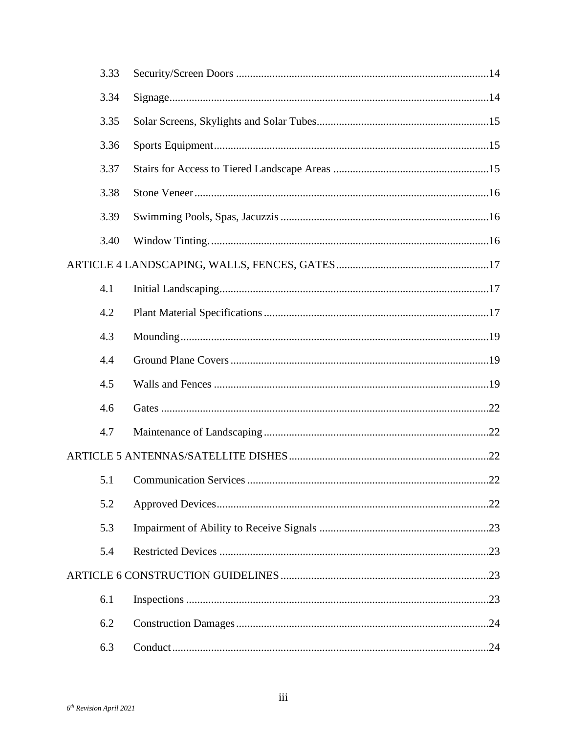| | | |
|---|---|---|
| 3.33 | Security/Screen Doors | 14 |
| 3.34 | Signage | 14 |
| 3.35 | Solar Screens, Skylights and Solar Tubes | 15 |
| 3.36 | Sports Equipment | 15 |
| 3.37 | Stairs for Access to Tiered Landscape Areas | 15 |
| 3.38 | Stone Veneer | 16 |
| 3.39 | Swimming Pools, Spas, Jacuzzis | 16 |
| 3.40 | Window Tinting. | 16 |
| ARTICLE 4 LANDSCAPING, WALLS, FENCES, GATES | | 17 |
| 4.1 | Initial Landscaping | 17 |
| 4.2 | Plant Material Specifications | 17 |
| 4.3 | Mounding | 19 |
| 4.4 | Ground Plane Covers | 19 |
| 4.5 | Walls and Fences | 19 |
| 4.6 | Gates | 22 |
| 4.7 | Maintenance of Landscaping | 22 |
| ARTICLE 5 ANTENNAS/SATELLITE DISHES | | 22 |
| 5.1 | Communication Services | 22 |
| 5.2 | Approved Devices | 22 |
| 5.3 | Impairment of Ability to Receive Signals | 23 |
| 5.4 | Restricted Devices | 23 |
| ARTICLE 6 CONSTRUCTION GUIDELINES | | 23 |
| 6.1 | Inspections | 23 |
| 6.2 | Construction Damages | 24 |
| 6.3 | Conduct | 24 |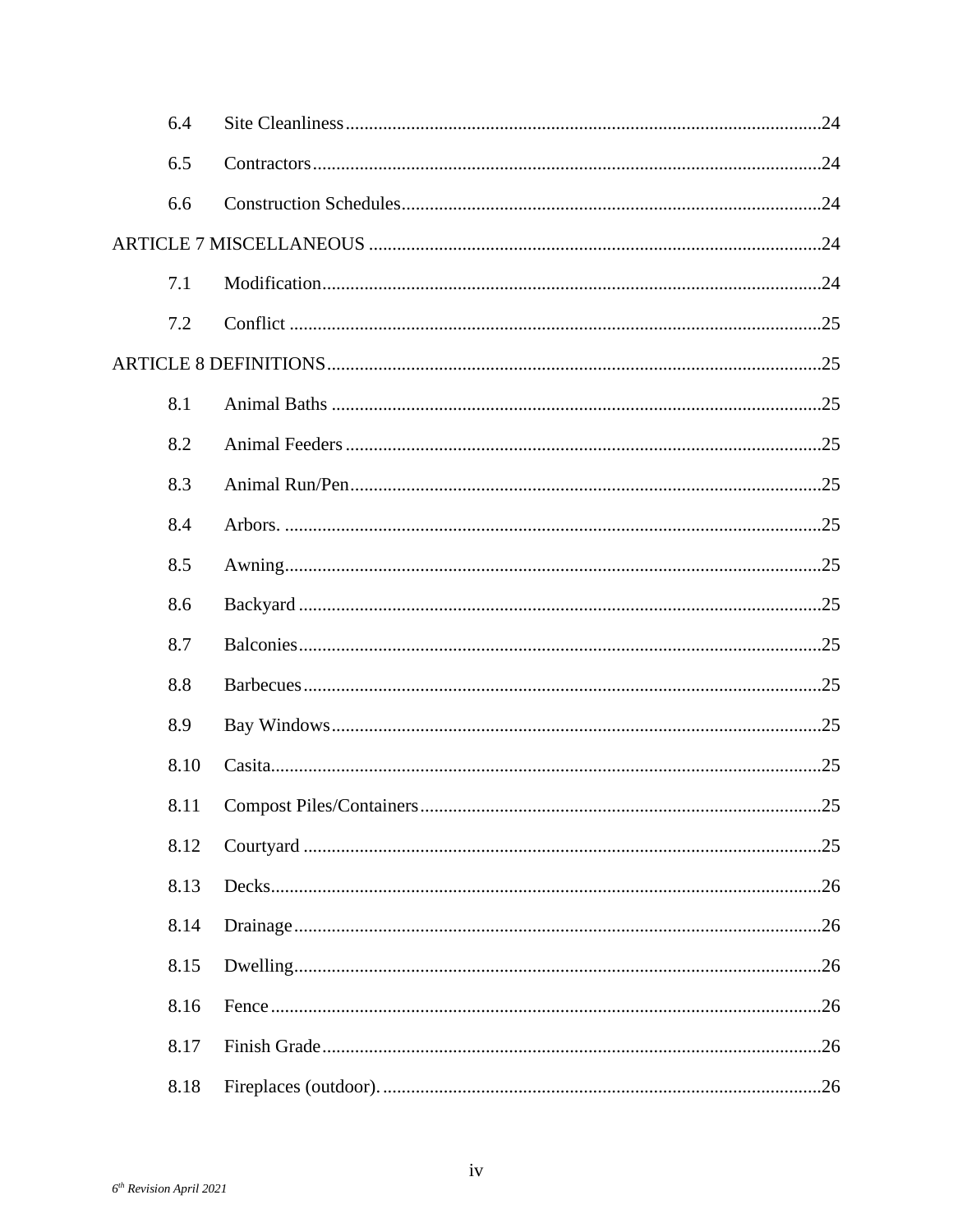| | | |
|---|---|---|
| 6.4 | Site Cleanliness | 24 |
| 6.5 | Contractors | 24 |
| 6.6 | Construction Schedules | 24 |
| ARTICLE 7 MISCELLANEOUS | | 24 |
| 7.1 | Modification | 24 |
| 7.2 | Conflict | 25 |
| ARTICLE 8 DEFINITIONS | | 25 |
| 8.1 | Animal Baths | 25 |
| 8.2 | Animal Feeders | 25 |
| 8.3 | Animal Run/Pen | 25 |
| 8.4 | Arbors. | 25 |
| 8.5 | Awning | 25 |
| 8.6 | Backyard | 25 |
| 8.7 | Balconies | 25 |
| 8.8 | Barbecues | 25 |
| 8.9 | Bay Windows | 25 |
| 8.10 | Casita | 25 |
| 8.11 | Compost Piles/Containers | 25 |
| 8.12 | Courtyard | 25 |
| 8.13 | Decks | 26 |
| 8.14 | Drainage | 26 |
| 8.15 | Dwelling | 26 |
| 8.16 | Fence | 26 |
| 8.17 | Finish Grade | 26 |
| 8.18 | Fireplaces (outdoor). | 26 |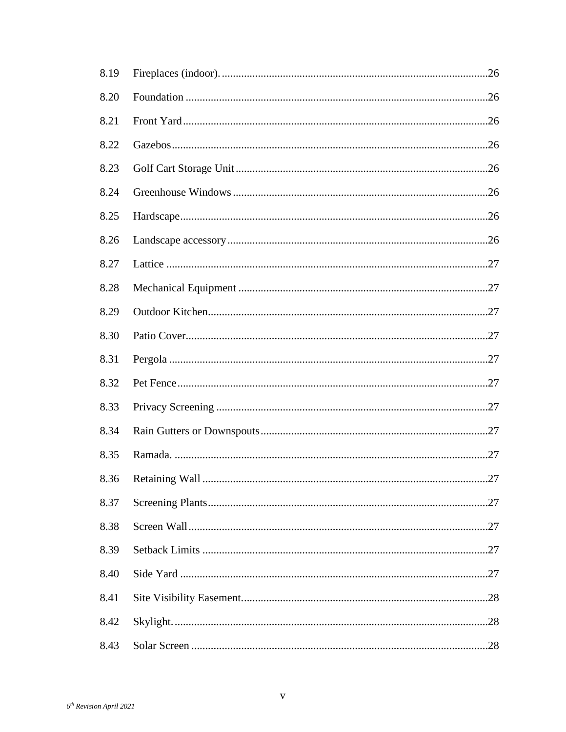| | | |
|---|---|---|
| 8.19 | Fireplaces (indoor). | 26 |
| 8.20 | Foundation | 26 |
| 8.21 | Front Yard | 26 |
| 8.22 | Gazebos | 26 |
| 8.23 | Golf Cart Storage Unit | 26 |
| 8.24 | Greenhouse Windows | 26 |
| 8.25 | Hardscape | 26 |
| 8.26 | Landscape accessory | 26 |
| 8.27 | Lattice | 27 |
| 8.28 | Mechanical Equipment | 27 |
| 8.29 | Outdoor Kitchen | 27 |
| 8.30 | Patio Cover | 27 |
| 8.31 | Pergola | 27 |
| 8.32 | Pet Fence | 27 |
| 8.33 | Privacy Screening | 27 |
| 8.34 | Rain Gutters or Downspouts | 27 |
| 8.35 | Ramada. | 27 |
| 8.36 | Retaining Wall | 27 |
| 8.37 | Screening Plants | 27 |
| 8.38 | Screen Wall | 27 |
| 8.39 | Setback Limits | 27 |
| 8.40 | Side Yard | 27 |
| 8.41 | Site Visibility Easement | 28 |
| 8.42 | Skylight. | 28 |
| 8.43 | Solar Screen | 28 |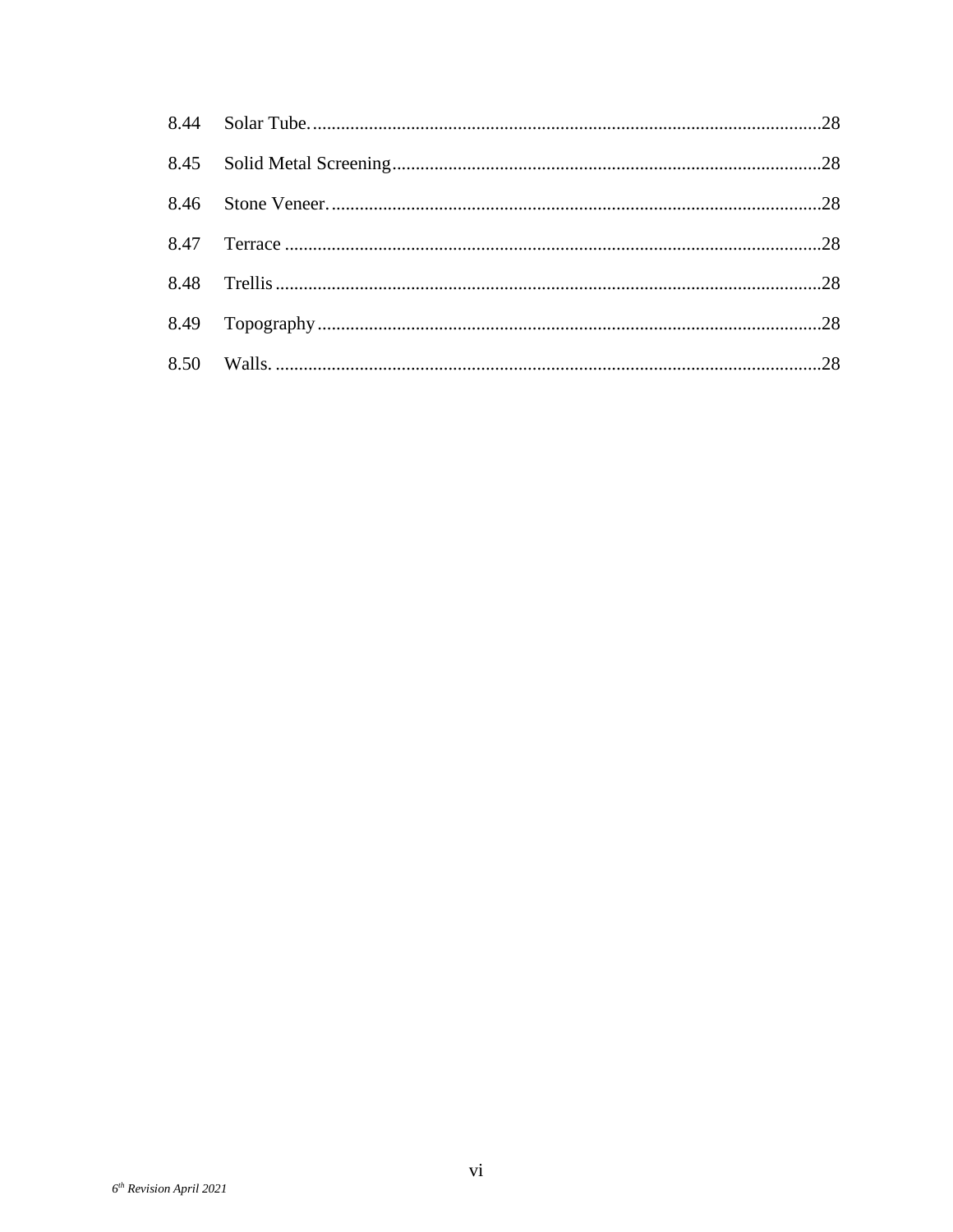8.44 Solar Tube. .......... 28

8.45 Solid Metal Screening .......... 28

8.46 Stone Veneer. .......... 28

8.47 Terrace .......... 28

8.48 Trellis .......... 28

8.49 Topography .......... 28

8.50 Walls. .......... 28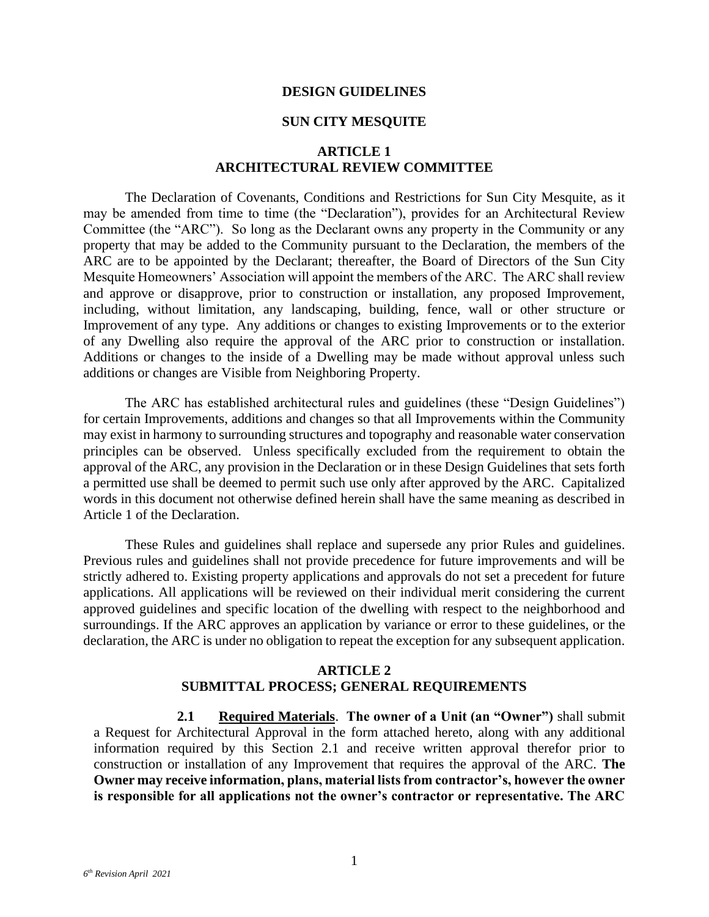# DESIGN GUIDELINES

# SUN CITY MESQUITE

## ARTICLE 1
## ARCHITECTURAL REVIEW COMMITTEE

The Declaration of Covenants, Conditions and Restrictions for Sun City Mesquite, as it may be amended from time to time (the "Declaration"), provides for an Architectural Review Committee (the "ARC"). So long as the Declarant owns any property in the Community or any property that may be added to the Community pursuant to the Declaration, the members of the ARC are to be appointed by the Declarant; thereafter, the Board of Directors of the Sun City Mesquite Homeowners' Association will appoint the members of the ARC. The ARC shall review and approve or disapprove, prior to construction or installation, any proposed Improvement, including, without limitation, any landscaping, building, fence, wall or other structure or Improvement of any type. Any additions or changes to existing Improvements or to the exterior of any Dwelling also require the approval of the ARC prior to construction or installation. Additions or changes to the inside of a Dwelling may be made without approval unless such additions or changes are Visible from Neighboring Property.

The ARC has established architectural rules and guidelines (these "Design Guidelines") for certain Improvements, additions and changes so that all Improvements within the Community may exist in harmony to surrounding structures and topography and reasonable water conservation principles can be observed. Unless specifically excluded from the requirement to obtain the approval of the ARC, any provision in the Declaration or in these Design Guidelines that sets forth a permitted use shall be deemed to permit such use only after approved by the ARC. Capitalized words in this document not otherwise defined herein shall have the same meaning as described in Article 1 of the Declaration.

These Rules and guidelines shall replace and supersede any prior Rules and guidelines. Previous rules and guidelines shall not provide precedence for future improvements and will be strictly adhered to. Existing property applications and approvals do not set a precedent for future applications. All applications will be reviewed on their individual merit considering the current approved guidelines and specific location of the dwelling with respect to the neighborhood and surroundings. If the ARC approves an application by variance or error to these guidelines, or the declaration, the ARC is under no obligation to repeat the exception for any subsequent application.

## ARTICLE 2
## SUBMITTAL PROCESS; GENERAL REQUIREMENTS

**2.1 Required Materials**. **The owner of a Unit (an "Owner")** shall submit a Request for Architectural Approval in the form attached hereto, along with any additional information required by this Section 2.1 and receive written approval therefor prior to construction or installation of any Improvement that requires the approval of the ARC. **The Owner may receive information, plans, material lists from contractor's, however the owner is responsible for all applications not the owner's contractor or representative. The ARC**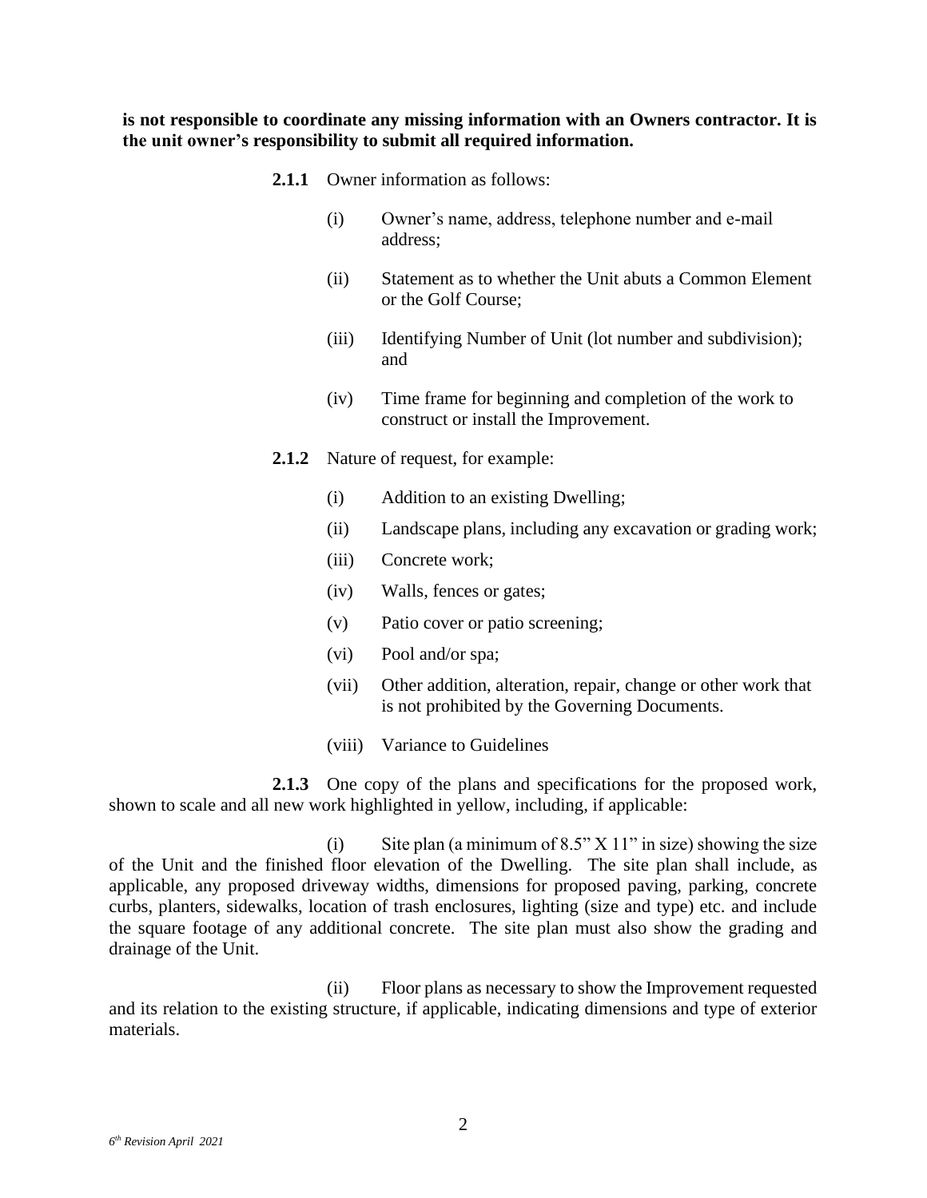**is not responsible to coordinate any missing information with an Owners contractor. It is the unit owner's responsibility to submit all required information.**

**2.1.1** Owner information as follows:

(i) Owner's name, address, telephone number and e-mail address;

(ii) Statement as to whether the Unit abuts a Common Element or the Golf Course;

(iii) Identifying Number of Unit (lot number and subdivision); and

(iv) Time frame for beginning and completion of the work to construct or install the Improvement.

**2.1.2** Nature of request, for example:

(i) Addition to an existing Dwelling;

(ii) Landscape plans, including any excavation or grading work;

(iii) Concrete work;

(iv) Walls, fences or gates;

(v) Patio cover or patio screening;

(vi) Pool and/or spa;

(vii) Other addition, alteration, repair, change or other work that is not prohibited by the Governing Documents.

(viii) Variance to Guidelines

**2.1.3** One copy of the plans and specifications for the proposed work, shown to scale and all new work highlighted in yellow, including, if applicable:

(i) Site plan (a minimum of 8.5" X 11" in size) showing the size of the Unit and the finished floor elevation of the Dwelling. The site plan shall include, as applicable, any proposed driveway widths, dimensions for proposed paving, parking, concrete curbs, planters, sidewalks, location of trash enclosures, lighting (size and type) etc. and include the square footage of any additional concrete. The site plan must also show the grading and drainage of the Unit.

(ii) Floor plans as necessary to show the Improvement requested and its relation to the existing structure, if applicable, indicating dimensions and type of exterior materials.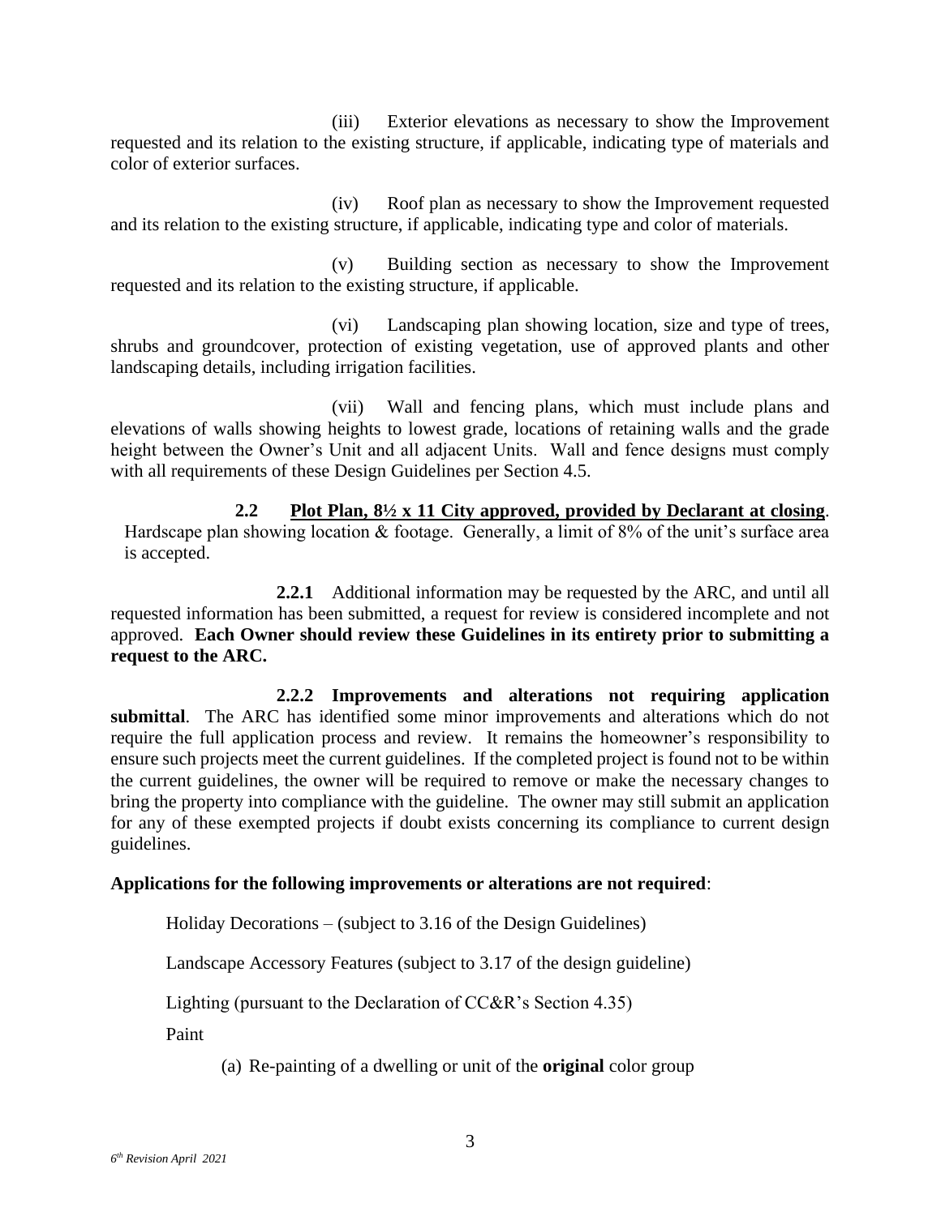(iii) Exterior elevations as necessary to show the Improvement requested and its relation to the existing structure, if applicable, indicating type of materials and color of exterior surfaces.

(iv) Roof plan as necessary to show the Improvement requested and its relation to the existing structure, if applicable, indicating type and color of materials.

(v) Building section as necessary to show the Improvement requested and its relation to the existing structure, if applicable.

(vi) Landscaping plan showing location, size and type of trees, shrubs and groundcover, protection of existing vegetation, use of approved plants and other landscaping details, including irrigation facilities.

(vii) Wall and fencing plans, which must include plans and elevations of walls showing heights to lowest grade, locations of retaining walls and the grade height between the Owner's Unit and all adjacent Units. Wall and fence designs must comply with all requirements of these Design Guidelines per Section 4.5.

**2.2 Plot Plan, 8½ x 11 City approved, provided by Declarant at closing**. Hardscape plan showing location & footage. Generally, a limit of 8% of the unit's surface area is accepted.

**2.2.1** Additional information may be requested by the ARC, and until all requested information has been submitted, a request for review is considered incomplete and not approved. **Each Owner should review these Guidelines in its entirety prior to submitting a request to the ARC.**

**2.2.2 Improvements and alterations not requiring application submittal**. The ARC has identified some minor improvements and alterations which do not require the full application process and review. It remains the homeowner's responsibility to ensure such projects meet the current guidelines. If the completed project is found not to be within the current guidelines, the owner will be required to remove or make the necessary changes to bring the property into compliance with the guideline. The owner may still submit an application for any of these exempted projects if doubt exists concerning its compliance to current design guidelines.

**Applications for the following improvements or alterations are not required**:

Holiday Decorations – (subject to 3.16 of the Design Guidelines)

Landscape Accessory Features (subject to 3.17 of the design guideline)

Lighting (pursuant to the Declaration of CC&R's Section 4.35)

Paint

(a) Re-painting of a dwelling or unit of the **original** color group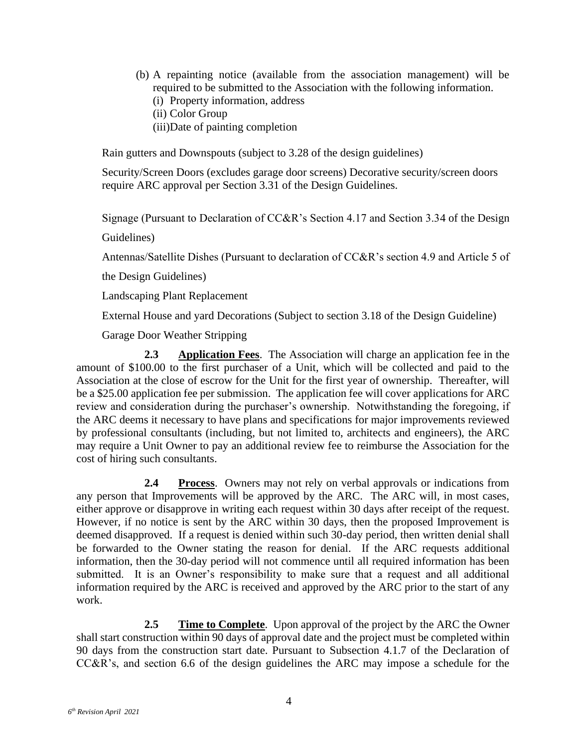(b) A repainting notice (available from the association management) will be required to be submitted to the Association with the following information.
   (i) Property information, address
   (ii) Color Group
   (iii)Date of painting completion

Rain gutters and Downspouts (subject to 3.28 of the design guidelines)

Security/Screen Doors (excludes garage door screens) Decorative security/screen doors require ARC approval per Section 3.31 of the Design Guidelines.

Signage (Pursuant to Declaration of CC&R's Section 4.17 and Section 3.34 of the Design Guidelines)

Antennas/Satellite Dishes (Pursuant to declaration of CC&R's section 4.9 and Article 5 of the Design Guidelines)

Landscaping Plant Replacement

External House and yard Decorations (Subject to section 3.18 of the Design Guideline)

Garage Door Weather Stripping

**2.3 <u>Application Fees</u>**. The Association will charge an application fee in the amount of $100.00 to the first purchaser of a Unit, which will be collected and paid to the Association at the close of escrow for the Unit for the first year of ownership. Thereafter, will be a $25.00 application fee per submission. The application fee will cover applications for ARC review and consideration during the purchaser's ownership. Notwithstanding the foregoing, if the ARC deems it necessary to have plans and specifications for major improvements reviewed by professional consultants (including, but not limited to, architects and engineers), the ARC may require a Unit Owner to pay an additional review fee to reimburse the Association for the cost of hiring such consultants.

**2.4 <u>Process</u>**. Owners may not rely on verbal approvals or indications from any person that Improvements will be approved by the ARC. The ARC will, in most cases, either approve or disapprove in writing each request within 30 days after receipt of the request. However, if no notice is sent by the ARC within 30 days, then the proposed Improvement is deemed disapproved. If a request is denied within such 30-day period, then written denial shall be forwarded to the Owner stating the reason for denial. If the ARC requests additional information, then the 30-day period will not commence until all required information has been submitted. It is an Owner's responsibility to make sure that a request and all additional information required by the ARC is received and approved by the ARC prior to the start of any work.

**2.5 <u>Time to Complete</u>**. Upon approval of the project by the ARC the Owner shall start construction within 90 days of approval date and the project must be completed within 90 days from the construction start date. Pursuant to Subsection 4.1.7 of the Declaration of CC&R's, and section 6.6 of the design guidelines the ARC may impose a schedule for the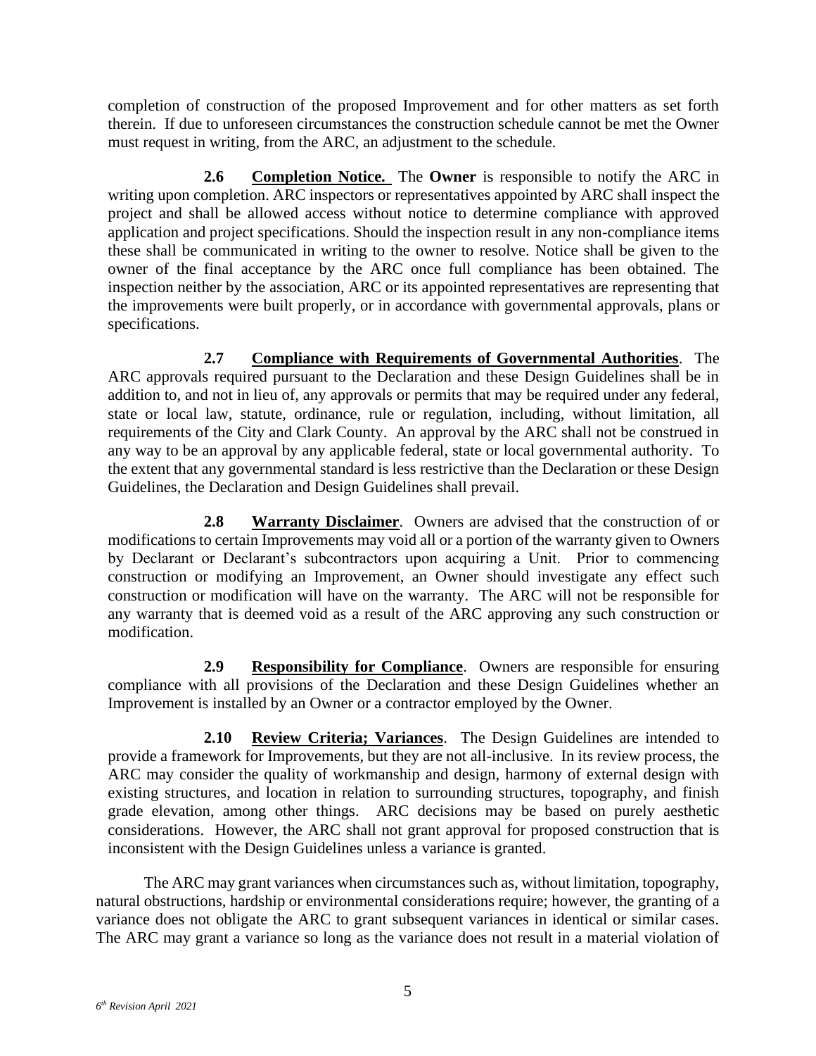completion of construction of the proposed Improvement and for other matters as set forth therein. If due to unforeseen circumstances the construction schedule cannot be met the Owner must request in writing, from the ARC, an adjustment to the schedule.

**2.6 Completion Notice.** The **Owner** is responsible to notify the ARC in writing upon completion. ARC inspectors or representatives appointed by ARC shall inspect the project and shall be allowed access without notice to determine compliance with approved application and project specifications. Should the inspection result in any non-compliance items these shall be communicated in writing to the owner to resolve. Notice shall be given to the owner of the final acceptance by the ARC once full compliance has been obtained. The inspection neither by the association, ARC or its appointed representatives are representing that the improvements were built properly, or in accordance with governmental approvals, plans or specifications.

**2.7 Compliance with Requirements of Governmental Authorities**. The ARC approvals required pursuant to the Declaration and these Design Guidelines shall be in addition to, and not in lieu of, any approvals or permits that may be required under any federal, state or local law, statute, ordinance, rule or regulation, including, without limitation, all requirements of the City and Clark County. An approval by the ARC shall not be construed in any way to be an approval by any applicable federal, state or local governmental authority. To the extent that any governmental standard is less restrictive than the Declaration or these Design Guidelines, the Declaration and Design Guidelines shall prevail.

**2.8 Warranty Disclaimer**. Owners are advised that the construction of or modifications to certain Improvements may void all or a portion of the warranty given to Owners by Declarant or Declarant's subcontractors upon acquiring a Unit. Prior to commencing construction or modifying an Improvement, an Owner should investigate any effect such construction or modification will have on the warranty. The ARC will not be responsible for any warranty that is deemed void as a result of the ARC approving any such construction or modification.

**2.9 Responsibility for Compliance**. Owners are responsible for ensuring compliance with all provisions of the Declaration and these Design Guidelines whether an Improvement is installed by an Owner or a contractor employed by the Owner.

**2.10 Review Criteria; Variances**. The Design Guidelines are intended to provide a framework for Improvements, but they are not all-inclusive. In its review process, the ARC may consider the quality of workmanship and design, harmony of external design with existing structures, and location in relation to surrounding structures, topography, and finish grade elevation, among other things. ARC decisions may be based on purely aesthetic considerations. However, the ARC shall not grant approval for proposed construction that is inconsistent with the Design Guidelines unless a variance is granted.

The ARC may grant variances when circumstances such as, without limitation, topography, natural obstructions, hardship or environmental considerations require; however, the granting of a variance does not obligate the ARC to grant subsequent variances in identical or similar cases. The ARC may grant a variance so long as the variance does not result in a material violation of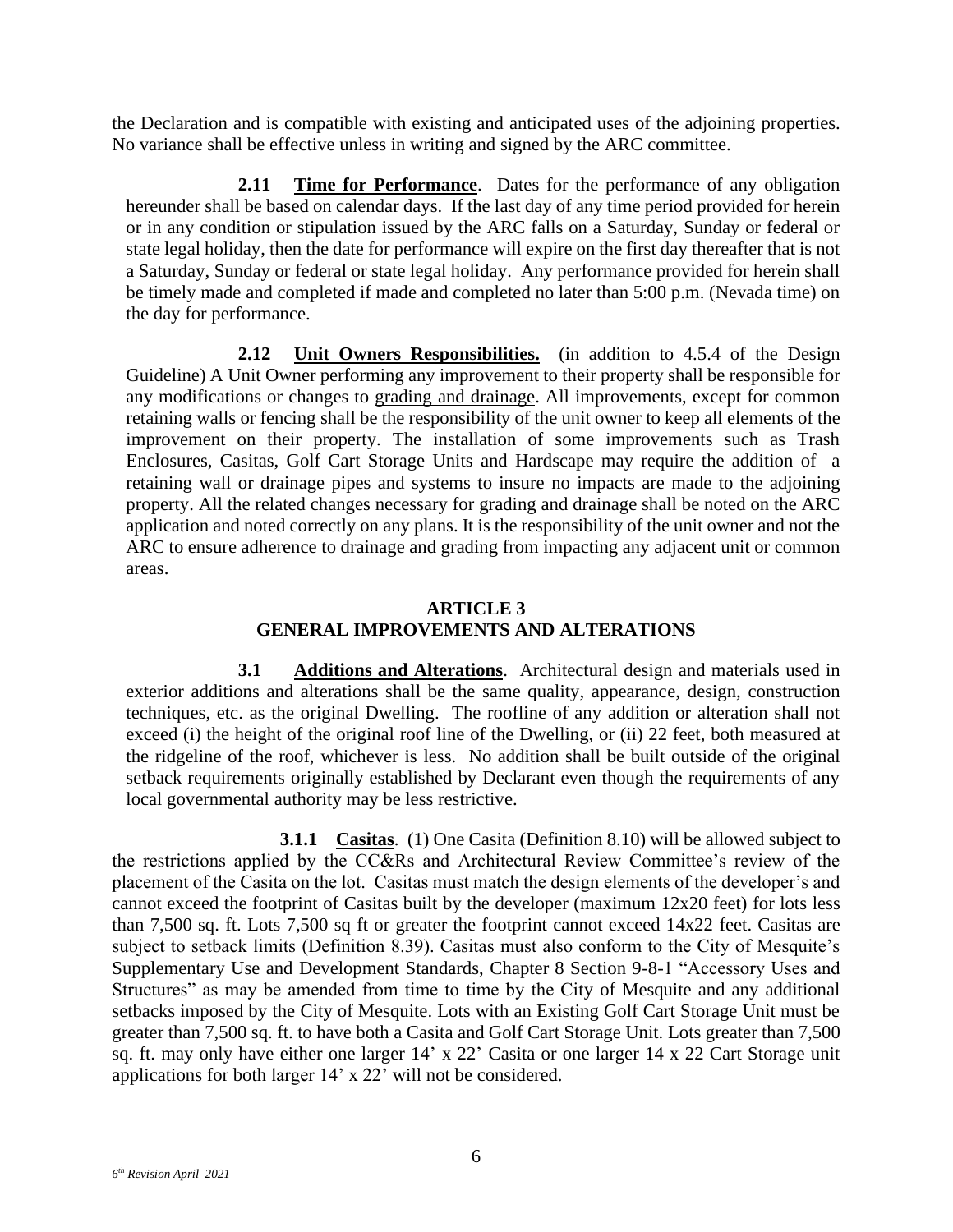the Declaration and is compatible with existing and anticipated uses of the adjoining properties. No variance shall be effective unless in writing and signed by the ARC committee.

**2.11 Time for Performance**. Dates for the performance of any obligation hereunder shall be based on calendar days. If the last day of any time period provided for herein or in any condition or stipulation issued by the ARC falls on a Saturday, Sunday or federal or state legal holiday, then the date for performance will expire on the first day thereafter that is not a Saturday, Sunday or federal or state legal holiday. Any performance provided for herein shall be timely made and completed if made and completed no later than 5:00 p.m. (Nevada time) on the day for performance.

**2.12 Unit Owners Responsibilities.** (in addition to 4.5.4 of the Design Guideline) A Unit Owner performing any improvement to their property shall be responsible for any modifications or changes to grading and drainage. All improvements, except for common retaining walls or fencing shall be the responsibility of the unit owner to keep all elements of the improvement on their property. The installation of some improvements such as Trash Enclosures, Casitas, Golf Cart Storage Units and Hardscape may require the addition of a retaining wall or drainage pipes and systems to insure no impacts are made to the adjoining property. All the related changes necessary for grading and drainage shall be noted on the ARC application and noted correctly on any plans. It is the responsibility of the unit owner and not the ARC to ensure adherence to drainage and grading from impacting any adjacent unit or common areas.

## ARTICLE 3
## GENERAL IMPROVEMENTS AND ALTERATIONS

**3.1 Additions and Alterations**. Architectural design and materials used in exterior additions and alterations shall be the same quality, appearance, design, construction techniques, etc. as the original Dwelling. The roofline of any addition or alteration shall not exceed (i) the height of the original roof line of the Dwelling, or (ii) 22 feet, both measured at the ridgeline of the roof, whichever is less. No addition shall be built outside of the original setback requirements originally established by Declarant even though the requirements of any local governmental authority may be less restrictive.

**3.1.1 Casitas**. (1) One Casita (Definition 8.10) will be allowed subject to the restrictions applied by the CC&Rs and Architectural Review Committee's review of the placement of the Casita on the lot. Casitas must match the design elements of the developer's and cannot exceed the footprint of Casitas built by the developer (maximum 12x20 feet) for lots less than 7,500 sq. ft. Lots 7,500 sq ft or greater the footprint cannot exceed 14x22 feet. Casitas are subject to setback limits (Definition 8.39). Casitas must also conform to the City of Mesquite's Supplementary Use and Development Standards, Chapter 8 Section 9-8-1 "Accessory Uses and Structures" as may be amended from time to time by the City of Mesquite and any additional setbacks imposed by the City of Mesquite. Lots with an Existing Golf Cart Storage Unit must be greater than 7,500 sq. ft. to have both a Casita and Golf Cart Storage Unit. Lots greater than 7,500 sq. ft. may only have either one larger 14' x 22' Casita or one larger 14 x 22 Cart Storage unit applications for both larger 14' x 22' will not be considered.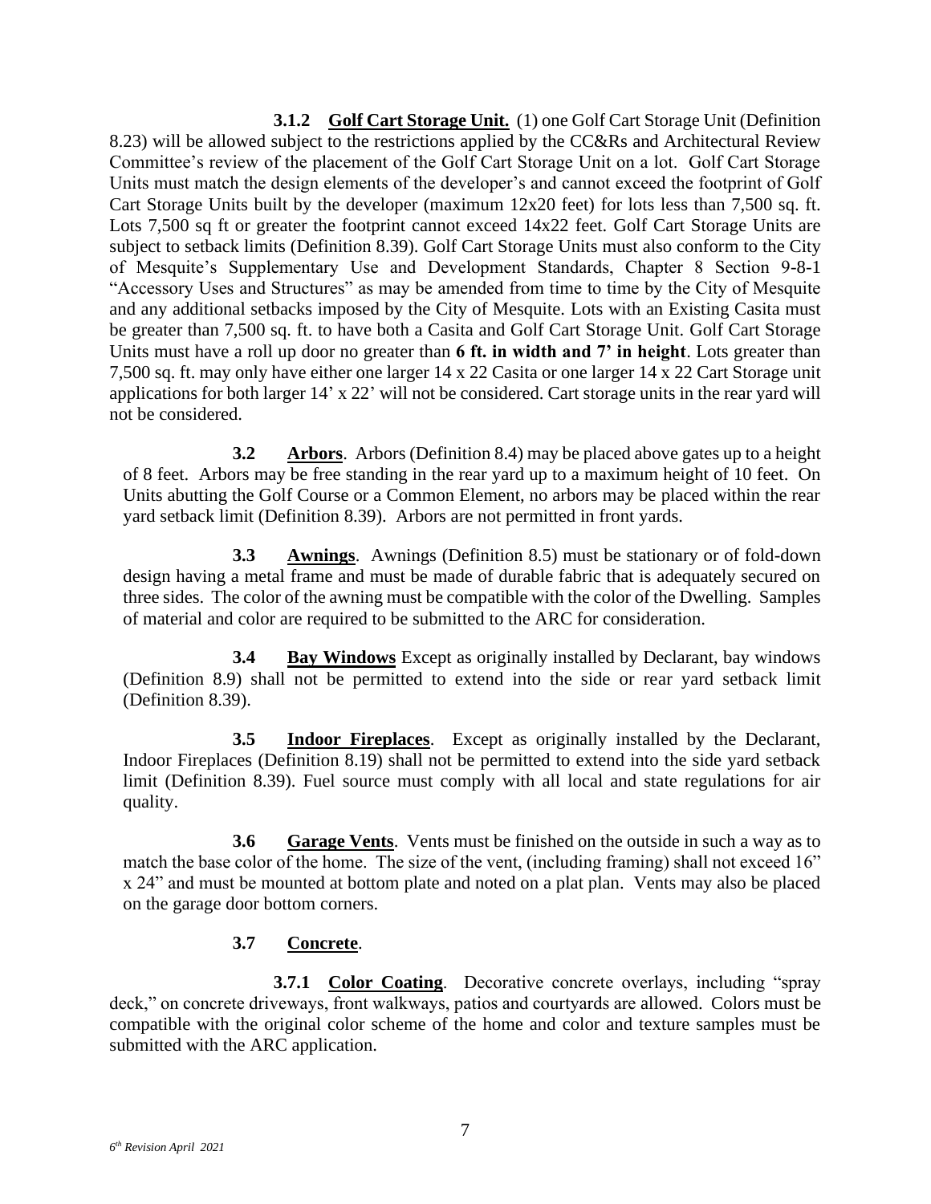**3.1.2 Golf Cart Storage Unit.** (1) one Golf Cart Storage Unit (Definition 8.23) will be allowed subject to the restrictions applied by the CC&Rs and Architectural Review Committee's review of the placement of the Golf Cart Storage Unit on a lot. Golf Cart Storage Units must match the design elements of the developer's and cannot exceed the footprint of Golf Cart Storage Units built by the developer (maximum 12x20 feet) for lots less than 7,500 sq. ft. Lots 7,500 sq ft or greater the footprint cannot exceed 14x22 feet. Golf Cart Storage Units are subject to setback limits (Definition 8.39). Golf Cart Storage Units must also conform to the City of Mesquite's Supplementary Use and Development Standards, Chapter 8 Section 9-8-1 "Accessory Uses and Structures" as may be amended from time to time by the City of Mesquite and any additional setbacks imposed by the City of Mesquite. Lots with an Existing Casita must be greater than 7,500 sq. ft. to have both a Casita and Golf Cart Storage Unit. Golf Cart Storage Units must have a roll up door no greater than **6 ft. in width and 7' in height**. Lots greater than 7,500 sq. ft. may only have either one larger 14 x 22 Casita or one larger 14 x 22 Cart Storage unit applications for both larger 14' x 22' will not be considered. Cart storage units in the rear yard will not be considered.

**3.2 Arbors**. Arbors (Definition 8.4) may be placed above gates up to a height of 8 feet. Arbors may be free standing in the rear yard up to a maximum height of 10 feet. On Units abutting the Golf Course or a Common Element, no arbors may be placed within the rear yard setback limit (Definition 8.39). Arbors are not permitted in front yards.

**3.3 Awnings**. Awnings (Definition 8.5) must be stationary or of fold-down design having a metal frame and must be made of durable fabric that is adequately secured on three sides. The color of the awning must be compatible with the color of the Dwelling. Samples of material and color are required to be submitted to the ARC for consideration.

**3.4 Bay Windows** Except as originally installed by Declarant, bay windows (Definition 8.9) shall not be permitted to extend into the side or rear yard setback limit (Definition 8.39).

**3.5 Indoor Fireplaces**. Except as originally installed by the Declarant, Indoor Fireplaces (Definition 8.19) shall not be permitted to extend into the side yard setback limit (Definition 8.39). Fuel source must comply with all local and state regulations for air quality.

**3.6 Garage Vents**. Vents must be finished on the outside in such a way as to match the base color of the home. The size of the vent, (including framing) shall not exceed 16" x 24" and must be mounted at bottom plate and noted on a plat plan. Vents may also be placed on the garage door bottom corners.

**3.7 Concrete**.

**3.7.1 Color Coating**. Decorative concrete overlays, including "spray deck," on concrete driveways, front walkways, patios and courtyards are allowed. Colors must be compatible with the original color scheme of the home and color and texture samples must be submitted with the ARC application.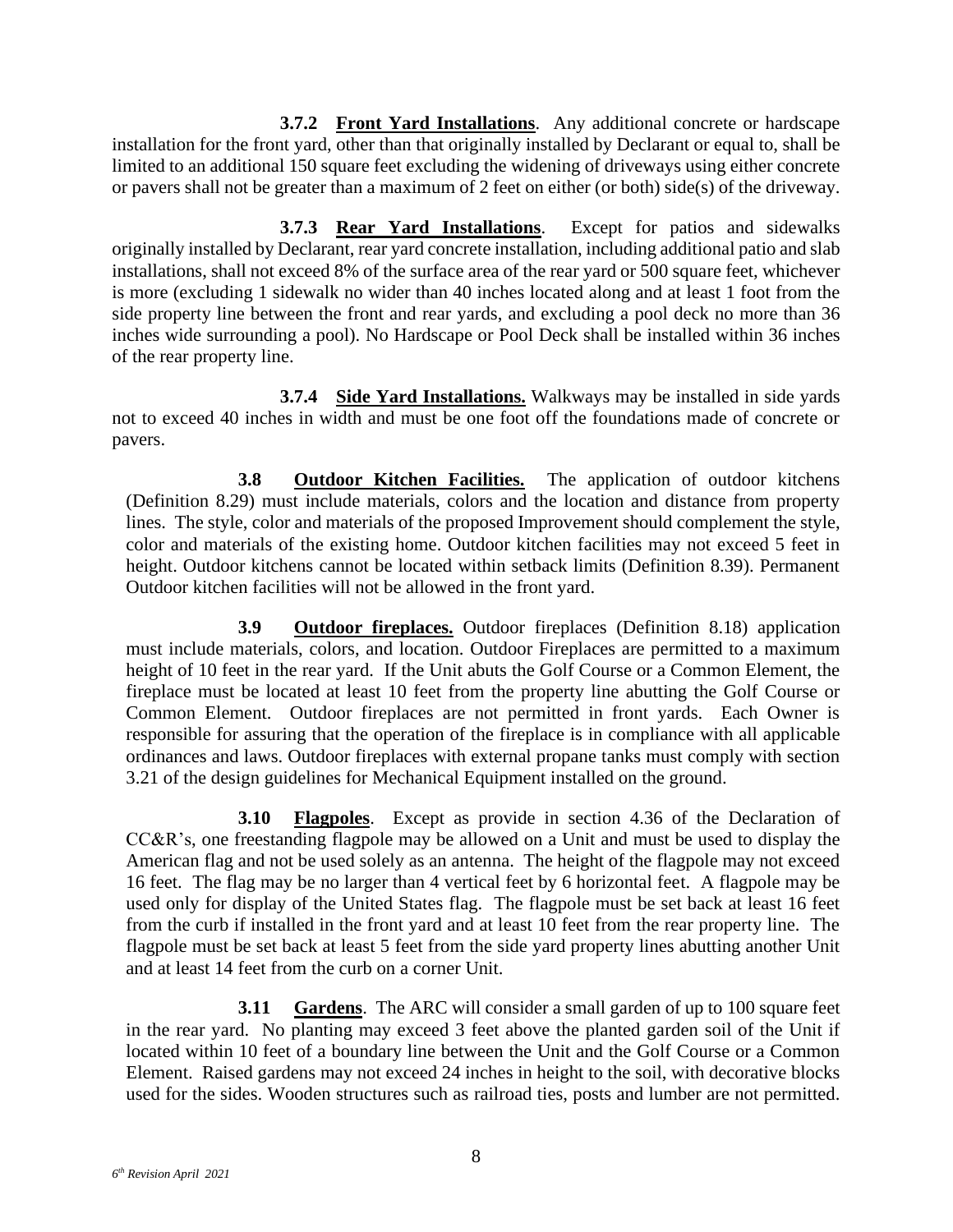**3.7.2 Front Yard Installations**. Any additional concrete or hardscape installation for the front yard, other than that originally installed by Declarant or equal to, shall be limited to an additional 150 square feet excluding the widening of driveways using either concrete or pavers shall not be greater than a maximum of 2 feet on either (or both) side(s) of the driveway.

**3.7.3 Rear Yard Installations**. Except for patios and sidewalks originally installed by Declarant, rear yard concrete installation, including additional patio and slab installations, shall not exceed 8% of the surface area of the rear yard or 500 square feet, whichever is more (excluding 1 sidewalk no wider than 40 inches located along and at least 1 foot from the side property line between the front and rear yards, and excluding a pool deck no more than 36 inches wide surrounding a pool). No Hardscape or Pool Deck shall be installed within 36 inches of the rear property line.

**3.7.4 Side Yard Installations.** Walkways may be installed in side yards not to exceed 40 inches in width and must be one foot off the foundations made of concrete or pavers.

**3.8 Outdoor Kitchen Facilities.** The application of outdoor kitchens (Definition 8.29) must include materials, colors and the location and distance from property lines. The style, color and materials of the proposed Improvement should complement the style, color and materials of the existing home. Outdoor kitchen facilities may not exceed 5 feet in height. Outdoor kitchens cannot be located within setback limits (Definition 8.39). Permanent Outdoor kitchen facilities will not be allowed in the front yard.

**3.9 Outdoor fireplaces.** Outdoor fireplaces (Definition 8.18) application must include materials, colors, and location. Outdoor Fireplaces are permitted to a maximum height of 10 feet in the rear yard. If the Unit abuts the Golf Course or a Common Element, the fireplace must be located at least 10 feet from the property line abutting the Golf Course or Common Element. Outdoor fireplaces are not permitted in front yards. Each Owner is responsible for assuring that the operation of the fireplace is in compliance with all applicable ordinances and laws. Outdoor fireplaces with external propane tanks must comply with section 3.21 of the design guidelines for Mechanical Equipment installed on the ground.

**3.10 Flagpoles**. Except as provide in section 4.36 of the Declaration of CC&R's, one freestanding flagpole may be allowed on a Unit and must be used to display the American flag and not be used solely as an antenna. The height of the flagpole may not exceed 16 feet. The flag may be no larger than 4 vertical feet by 6 horizontal feet. A flagpole may be used only for display of the United States flag. The flagpole must be set back at least 16 feet from the curb if installed in the front yard and at least 10 feet from the rear property line. The flagpole must be set back at least 5 feet from the side yard property lines abutting another Unit and at least 14 feet from the curb on a corner Unit.

**3.11 Gardens**. The ARC will consider a small garden of up to 100 square feet in the rear yard. No planting may exceed 3 feet above the planted garden soil of the Unit if located within 10 feet of a boundary line between the Unit and the Golf Course or a Common Element. Raised gardens may not exceed 24 inches in height to the soil, with decorative blocks used for the sides. Wooden structures such as railroad ties, posts and lumber are not permitted.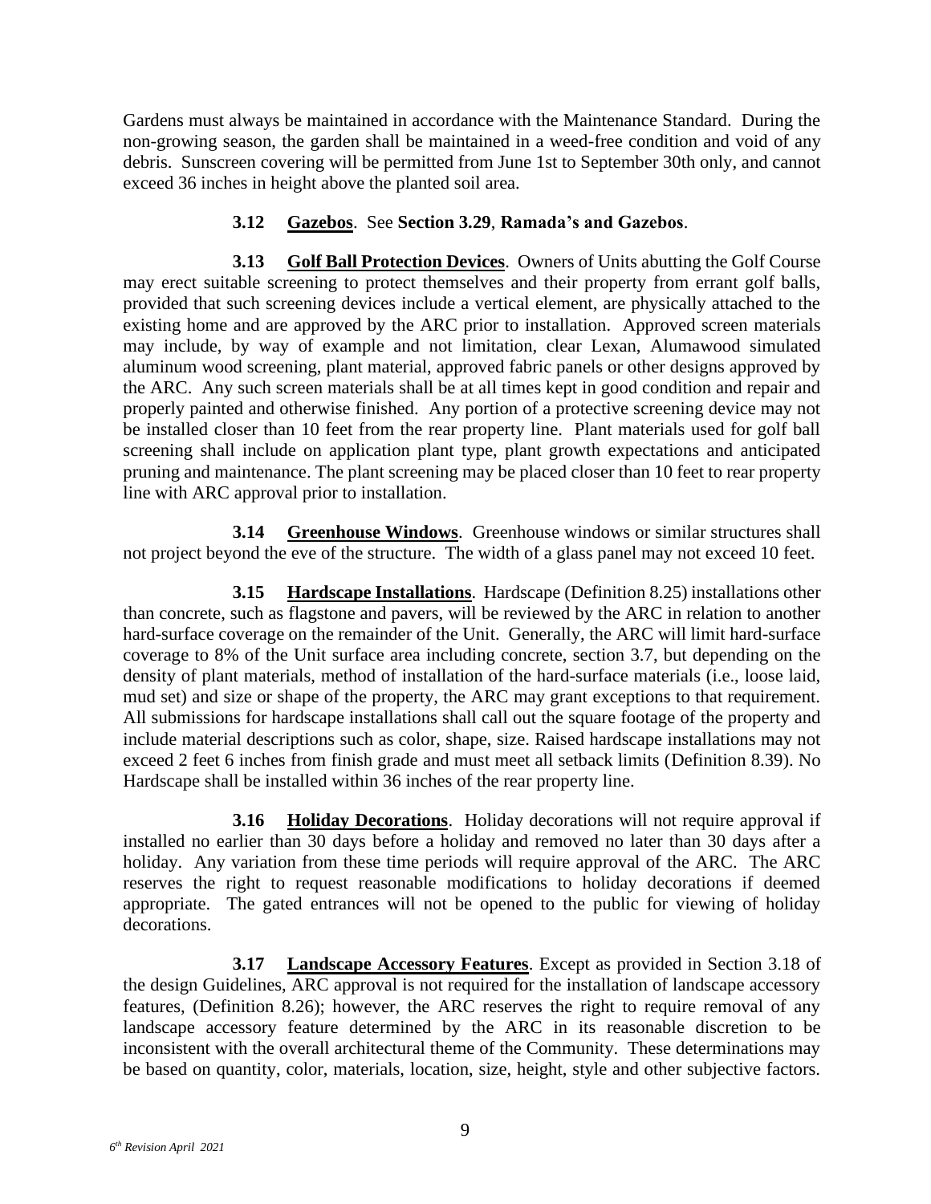Gardens must always be maintained in accordance with the Maintenance Standard. During the non-growing season, the garden shall be maintained in a weed-free condition and void of any debris. Sunscreen covering will be permitted from June 1st to September 30th only, and cannot exceed 36 inches in height above the planted soil area.

**3.12 Gazebos**. See **Section 3.29**, **Ramada's and Gazebos**.

**3.13 Golf Ball Protection Devices**. Owners of Units abutting the Golf Course may erect suitable screening to protect themselves and their property from errant golf balls, provided that such screening devices include a vertical element, are physically attached to the existing home and are approved by the ARC prior to installation. Approved screen materials may include, by way of example and not limitation, clear Lexan, Alumawood simulated aluminum wood screening, plant material, approved fabric panels or other designs approved by the ARC. Any such screen materials shall be at all times kept in good condition and repair and properly painted and otherwise finished. Any portion of a protective screening device may not be installed closer than 10 feet from the rear property line. Plant materials used for golf ball screening shall include on application plant type, plant growth expectations and anticipated pruning and maintenance. The plant screening may be placed closer than 10 feet to rear property line with ARC approval prior to installation.

**3.14 Greenhouse Windows**. Greenhouse windows or similar structures shall not project beyond the eve of the structure. The width of a glass panel may not exceed 10 feet.

**3.15 Hardscape Installations**. Hardscape (Definition 8.25) installations other than concrete, such as flagstone and pavers, will be reviewed by the ARC in relation to another hard-surface coverage on the remainder of the Unit. Generally, the ARC will limit hard-surface coverage to 8% of the Unit surface area including concrete, section 3.7, but depending on the density of plant materials, method of installation of the hard-surface materials (i.e., loose laid, mud set) and size or shape of the property, the ARC may grant exceptions to that requirement. All submissions for hardscape installations shall call out the square footage of the property and include material descriptions such as color, shape, size. Raised hardscape installations may not exceed 2 feet 6 inches from finish grade and must meet all setback limits (Definition 8.39). No Hardscape shall be installed within 36 inches of the rear property line.

**3.16 Holiday Decorations**. Holiday decorations will not require approval if installed no earlier than 30 days before a holiday and removed no later than 30 days after a holiday. Any variation from these time periods will require approval of the ARC. The ARC reserves the right to request reasonable modifications to holiday decorations if deemed appropriate. The gated entrances will not be opened to the public for viewing of holiday decorations.

**3.17 Landscape Accessory Features**. Except as provided in Section 3.18 of the design Guidelines, ARC approval is not required for the installation of landscape accessory features, (Definition 8.26); however, the ARC reserves the right to require removal of any landscape accessory feature determined by the ARC in its reasonable discretion to be inconsistent with the overall architectural theme of the Community. These determinations may be based on quantity, color, materials, location, size, height, style and other subjective factors.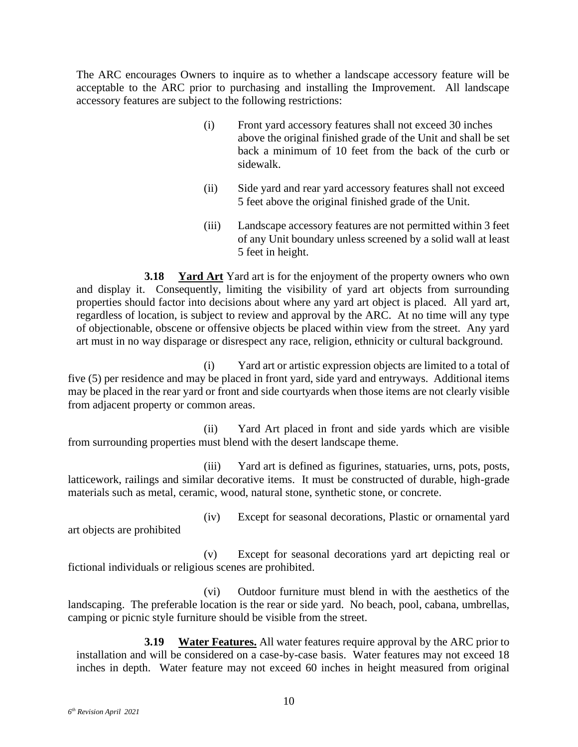The ARC encourages Owners to inquire as to whether a landscape accessory feature will be acceptable to the ARC prior to purchasing and installing the Improvement. All landscape accessory features are subject to the following restrictions:

(i) Front yard accessory features shall not exceed 30 inches above the original finished grade of the Unit and shall be set back a minimum of 10 feet from the back of the curb or sidewalk.

(ii) Side yard and rear yard accessory features shall not exceed 5 feet above the original finished grade of the Unit.

(iii) Landscape accessory features are not permitted within 3 feet of any Unit boundary unless screened by a solid wall at least 5 feet in height.

**3.18 <u>Yard Art</u>** Yard art is for the enjoyment of the property owners who own and display it. Consequently, limiting the visibility of yard art objects from surrounding properties should factor into decisions about where any yard art object is placed. All yard art, regardless of location, is subject to review and approval by the ARC. At no time will any type of objectionable, obscene or offensive objects be placed within view from the street. Any yard art must in no way disparage or disrespect any race, religion, ethnicity or cultural background.

(i) Yard art or artistic expression objects are limited to a total of five (5) per residence and may be placed in front yard, side yard and entryways. Additional items may be placed in the rear yard or front and side courtyards when those items are not clearly visible from adjacent property or common areas.

(ii) Yard Art placed in front and side yards which are visible from surrounding properties must blend with the desert landscape theme.

(iii) Yard art is defined as figurines, statuaries, urns, pots, posts, latticework, railings and similar decorative items. It must be constructed of durable, high-grade materials such as metal, ceramic, wood, natural stone, synthetic stone, or concrete.

(iv) Except for seasonal decorations, Plastic or ornamental yard art objects are prohibited

(v) Except for seasonal decorations yard art depicting real or fictional individuals or religious scenes are prohibited.

(vi) Outdoor furniture must blend in with the aesthetics of the landscaping. The preferable location is the rear or side yard. No beach, pool, cabana, umbrellas, camping or picnic style furniture should be visible from the street.

**3.19 <u>Water Features.</u>** All water features require approval by the ARC prior to installation and will be considered on a case-by-case basis. Water features may not exceed 18 inches in depth. Water feature may not exceed 60 inches in height measured from original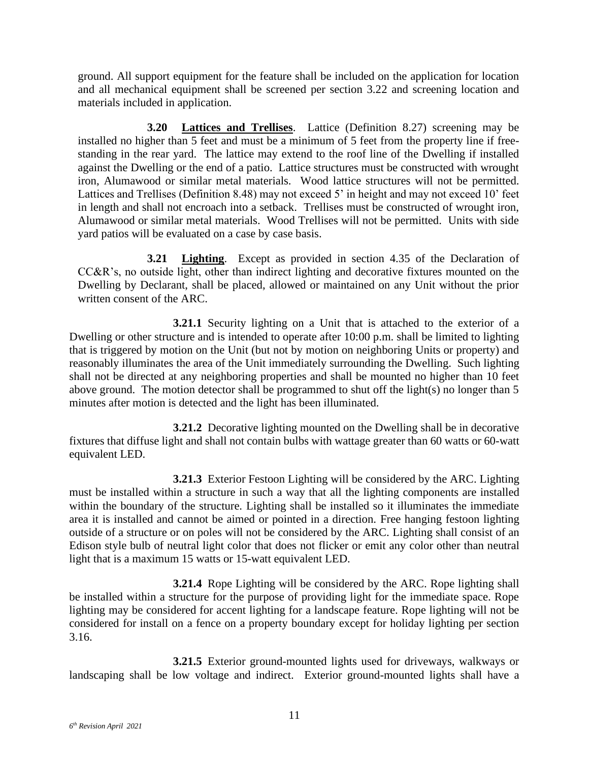ground. All support equipment for the feature shall be included on the application for location and all mechanical equipment shall be screened per section 3.22 and screening location and materials included in application.

**3.20 <u>Lattices and Trellises</u>**. Lattice (Definition 8.27) screening may be installed no higher than 5 feet and must be a minimum of 5 feet from the property line if free-standing in the rear yard. The lattice may extend to the roof line of the Dwelling if installed against the Dwelling or the end of a patio. Lattice structures must be constructed with wrought iron, Alumawood or similar metal materials. Wood lattice structures will not be permitted. Lattices and Trellises (Definition 8.48) may not exceed 5' in height and may not exceed 10' feet in length and shall not encroach into a setback. Trellises must be constructed of wrought iron, Alumawood or similar metal materials. Wood Trellises will not be permitted. Units with side yard patios will be evaluated on a case by case basis.

**3.21 <u>Lighting</u>**. Except as provided in section 4.35 of the Declaration of CC&R's, no outside light, other than indirect lighting and decorative fixtures mounted on the Dwelling by Declarant, shall be placed, allowed or maintained on any Unit without the prior written consent of the ARC.

**3.21.1** Security lighting on a Unit that is attached to the exterior of a Dwelling or other structure and is intended to operate after 10:00 p.m. shall be limited to lighting that is triggered by motion on the Unit (but not by motion on neighboring Units or property) and reasonably illuminates the area of the Unit immediately surrounding the Dwelling. Such lighting shall not be directed at any neighboring properties and shall be mounted no higher than 10 feet above ground. The motion detector shall be programmed to shut off the light(s) no longer than 5 minutes after motion is detected and the light has been illuminated.

**3.21.2** Decorative lighting mounted on the Dwelling shall be in decorative fixtures that diffuse light and shall not contain bulbs with wattage greater than 60 watts or 60-watt equivalent LED.

**3.21.3** Exterior Festoon Lighting will be considered by the ARC. Lighting must be installed within a structure in such a way that all the lighting components are installed within the boundary of the structure. Lighting shall be installed so it illuminates the immediate area it is installed and cannot be aimed or pointed in a direction. Free hanging festoon lighting outside of a structure or on poles will not be considered by the ARC. Lighting shall consist of an Edison style bulb of neutral light color that does not flicker or emit any color other than neutral light that is a maximum 15 watts or 15-watt equivalent LED.

**3.21.4** Rope Lighting will be considered by the ARC. Rope lighting shall be installed within a structure for the purpose of providing light for the immediate space. Rope lighting may be considered for accent lighting for a landscape feature. Rope lighting will not be considered for install on a fence on a property boundary except for holiday lighting per section 3.16.

**3.21.5** Exterior ground-mounted lights used for driveways, walkways or landscaping shall be low voltage and indirect. Exterior ground-mounted lights shall have a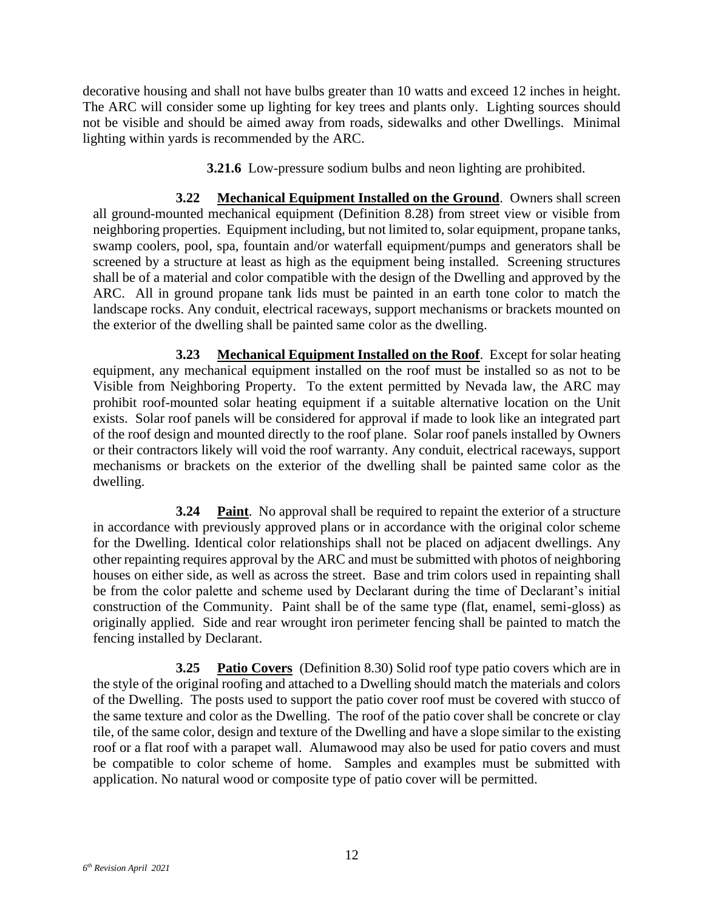decorative housing and shall not have bulbs greater than 10 watts and exceed 12 inches in height. The ARC will consider some up lighting for key trees and plants only. Lighting sources should not be visible and should be aimed away from roads, sidewalks and other Dwellings. Minimal lighting within yards is recommended by the ARC.

**3.21.6** Low-pressure sodium bulbs and neon lighting are prohibited.

**3.22 <u>Mechanical Equipment Installed on the Ground</u>**. Owners shall screen all ground-mounted mechanical equipment (Definition 8.28) from street view or visible from neighboring properties. Equipment including, but not limited to, solar equipment, propane tanks, swamp coolers, pool, spa, fountain and/or waterfall equipment/pumps and generators shall be screened by a structure at least as high as the equipment being installed. Screening structures shall be of a material and color compatible with the design of the Dwelling and approved by the ARC. All in ground propane tank lids must be painted in an earth tone color to match the landscape rocks. Any conduit, electrical raceways, support mechanisms or brackets mounted on the exterior of the dwelling shall be painted same color as the dwelling.

**3.23 <u>Mechanical Equipment Installed on the Roof</u>**. Except for solar heating equipment, any mechanical equipment installed on the roof must be installed so as not to be Visible from Neighboring Property. To the extent permitted by Nevada law, the ARC may prohibit roof-mounted solar heating equipment if a suitable alternative location on the Unit exists. Solar roof panels will be considered for approval if made to look like an integrated part of the roof design and mounted directly to the roof plane. Solar roof panels installed by Owners or their contractors likely will void the roof warranty. Any conduit, electrical raceways, support mechanisms or brackets on the exterior of the dwelling shall be painted same color as the dwelling.

**3.24 <u>Paint</u>**. No approval shall be required to repaint the exterior of a structure in accordance with previously approved plans or in accordance with the original color scheme for the Dwelling. Identical color relationships shall not be placed on adjacent dwellings. Any other repainting requires approval by the ARC and must be submitted with photos of neighboring houses on either side, as well as across the street. Base and trim colors used in repainting shall be from the color palette and scheme used by Declarant during the time of Declarant's initial construction of the Community. Paint shall be of the same type (flat, enamel, semi-gloss) as originally applied. Side and rear wrought iron perimeter fencing shall be painted to match the fencing installed by Declarant.

**3.25 <u>Patio Covers</u>** (Definition 8.30) Solid roof type patio covers which are in the style of the original roofing and attached to a Dwelling should match the materials and colors of the Dwelling. The posts used to support the patio cover roof must be covered with stucco of the same texture and color as the Dwelling. The roof of the patio cover shall be concrete or clay tile, of the same color, design and texture of the Dwelling and have a slope similar to the existing roof or a flat roof with a parapet wall. Alumawood may also be used for patio covers and must be compatible to color scheme of home. Samples and examples must be submitted with application. No natural wood or composite type of patio cover will be permitted.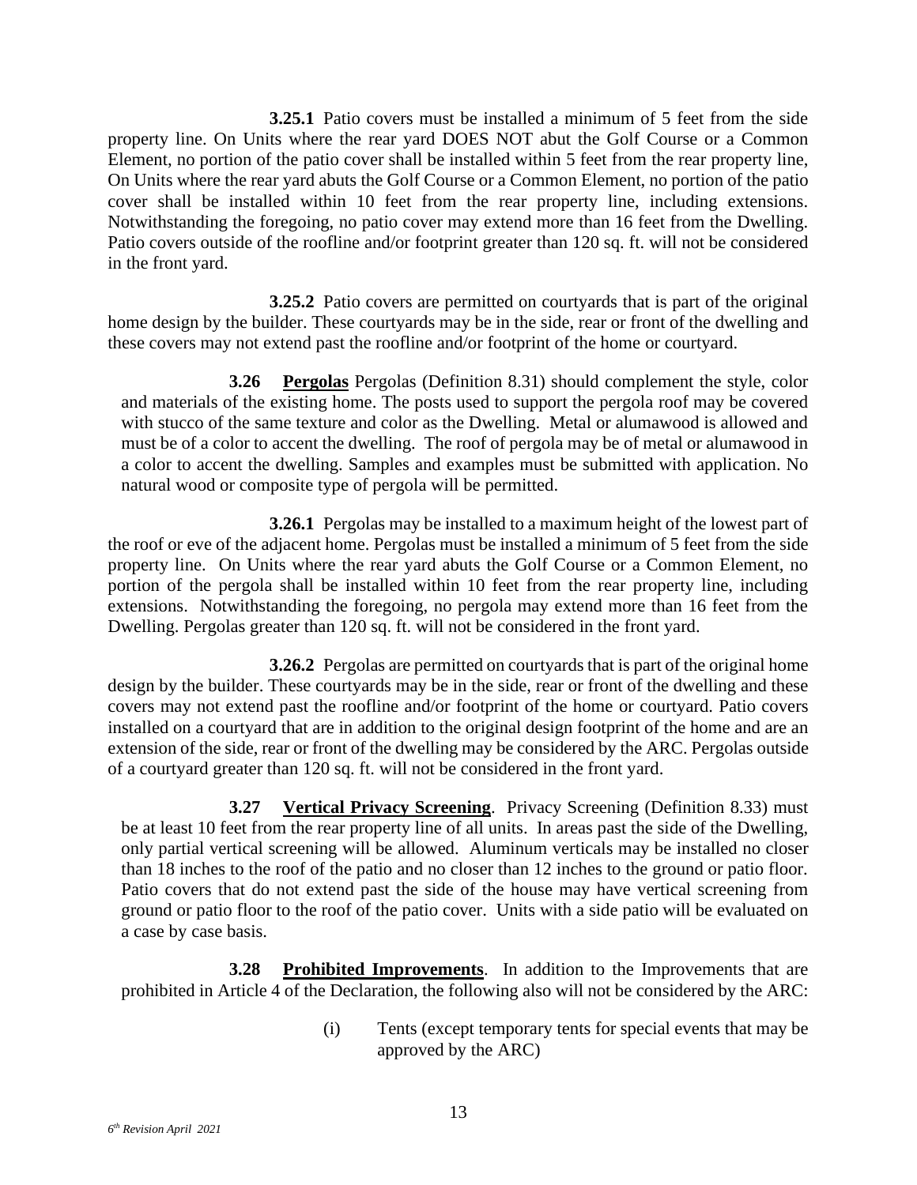**3.25.1** Patio covers must be installed a minimum of 5 feet from the side property line. On Units where the rear yard DOES NOT abut the Golf Course or a Common Element, no portion of the patio cover shall be installed within 5 feet from the rear property line, On Units where the rear yard abuts the Golf Course or a Common Element, no portion of the patio cover shall be installed within 10 feet from the rear property line, including extensions. Notwithstanding the foregoing, no patio cover may extend more than 16 feet from the Dwelling. Patio covers outside of the roofline and/or footprint greater than 120 sq. ft. will not be considered in the front yard.

**3.25.2** Patio covers are permitted on courtyards that is part of the original home design by the builder. These courtyards may be in the side, rear or front of the dwelling and these covers may not extend past the roofline and/or footprint of the home or courtyard.

**3.26** **<u>Pergolas</u>** Pergolas (Definition 8.31) should complement the style, color and materials of the existing home. The posts used to support the pergola roof may be covered with stucco of the same texture and color as the Dwelling. Metal or alumawood is allowed and must be of a color to accent the dwelling. The roof of pergola may be of metal or alumawood in a color to accent the dwelling. Samples and examples must be submitted with application. No natural wood or composite type of pergola will be permitted.

**3.26.1** Pergolas may be installed to a maximum height of the lowest part of the roof or eve of the adjacent home. Pergolas must be installed a minimum of 5 feet from the side property line. On Units where the rear yard abuts the Golf Course or a Common Element, no portion of the pergola shall be installed within 10 feet from the rear property line, including extensions. Notwithstanding the foregoing, no pergola may extend more than 16 feet from the Dwelling. Pergolas greater than 120 sq. ft. will not be considered in the front yard.

**3.26.2** Pergolas are permitted on courtyards that is part of the original home design by the builder. These courtyards may be in the side, rear or front of the dwelling and these covers may not extend past the roofline and/or footprint of the home or courtyard. Patio covers installed on a courtyard that are in addition to the original design footprint of the home and are an extension of the side, rear or front of the dwelling may be considered by the ARC. Pergolas outside of a courtyard greater than 120 sq. ft. will not be considered in the front yard.

**3.27** **<u>Vertical Privacy Screening</u>**. Privacy Screening (Definition 8.33) must be at least 10 feet from the rear property line of all units. In areas past the side of the Dwelling, only partial vertical screening will be allowed. Aluminum verticals may be installed no closer than 18 inches to the roof of the patio and no closer than 12 inches to the ground or patio floor. Patio covers that do not extend past the side of the house may have vertical screening from ground or patio floor to the roof of the patio cover. Units with a side patio will be evaluated on a case by case basis.

**3.28** **<u>Prohibited Improvements</u>**. In addition to the Improvements that are prohibited in Article 4 of the Declaration, the following also will not be considered by the ARC:

(i) Tents (except temporary tents for special events that may be approved by the ARC)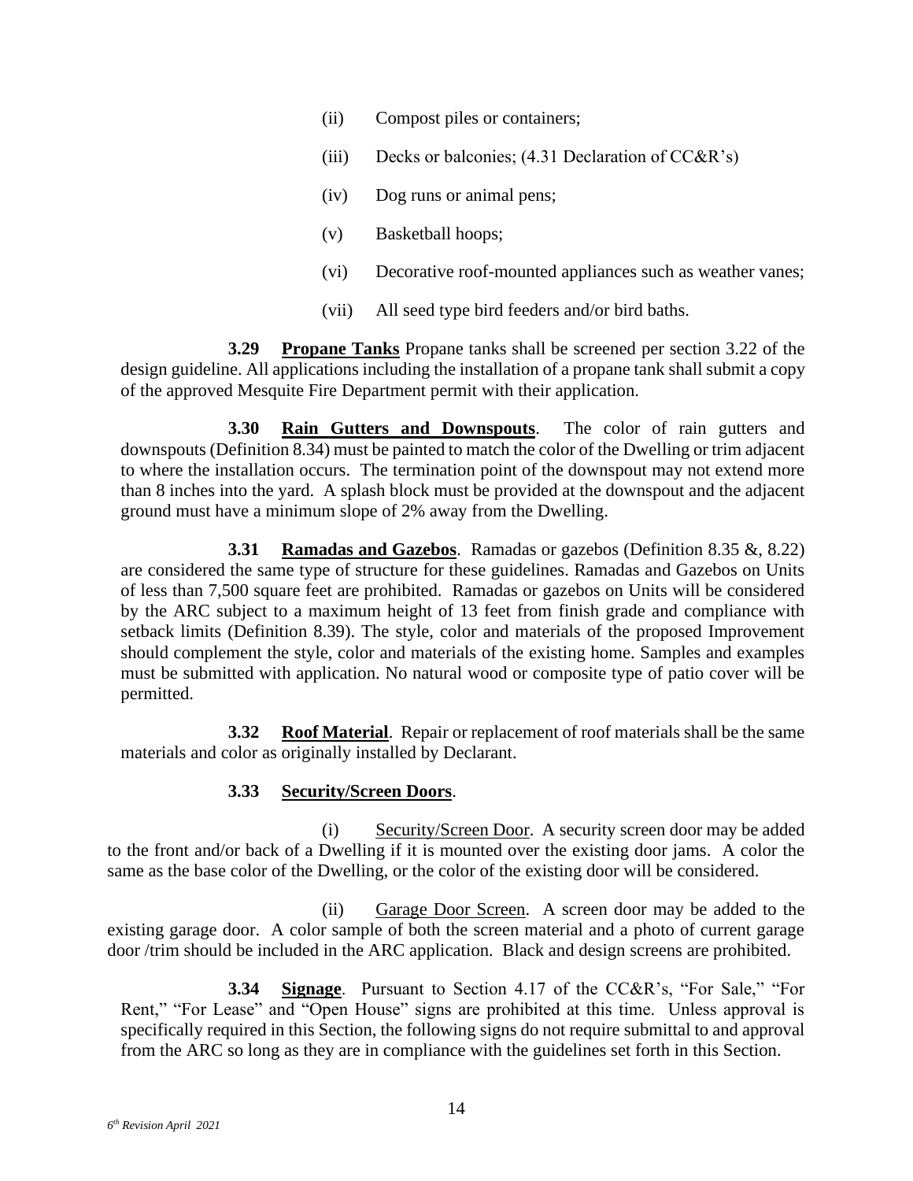(ii) Compost piles or containers;

(iii) Decks or balconies; (4.31 Declaration of CC&R's)

(iv) Dog runs or animal pens;

(v) Basketball hoops;

(vi) Decorative roof-mounted appliances such as weather vanes;

(vii) All seed type bird feeders and/or bird baths.

**3.29 <u>Propane Tanks</u>** Propane tanks shall be screened per section 3.22 of the design guideline. All applications including the installation of a propane tank shall submit a copy of the approved Mesquite Fire Department permit with their application.

**3.30 <u>Rain Gutters and Downspouts</u>**. The color of rain gutters and downspouts (Definition 8.34) must be painted to match the color of the Dwelling or trim adjacent to where the installation occurs. The termination point of the downspout may not extend more than 8 inches into the yard. A splash block must be provided at the downspout and the adjacent ground must have a minimum slope of 2% away from the Dwelling.

**3.31 <u>Ramadas and Gazebos</u>**. Ramadas or gazebos (Definition 8.35 &, 8.22) are considered the same type of structure for these guidelines. Ramadas and Gazebos on Units of less than 7,500 square feet are prohibited. Ramadas or gazebos on Units will be considered by the ARC subject to a maximum height of 13 feet from finish grade and compliance with setback limits (Definition 8.39). The style, color and materials of the proposed Improvement should complement the style, color and materials of the existing home. Samples and examples must be submitted with application. No natural wood or composite type of patio cover will be permitted.

**3.32 <u>Roof Material</u>**. Repair or replacement of roof materials shall be the same materials and color as originally installed by Declarant.

**3.33 <u>Security/Screen Doors</u>**.

(i) <u>Security/Screen Door</u>. A security screen door may be added to the front and/or back of a Dwelling if it is mounted over the existing door jams. A color the same as the base color of the Dwelling, or the color of the existing door will be considered.

(ii) <u>Garage Door Screen</u>. A screen door may be added to the existing garage door. A color sample of both the screen material and a photo of current garage door /trim should be included in the ARC application. Black and design screens are prohibited.

**3.34 <u>Signage</u>**. Pursuant to Section 4.17 of the CC&R's, "For Sale," "For Rent," "For Lease" and "Open House" signs are prohibited at this time. Unless approval is specifically required in this Section, the following signs do not require submittal to and approval from the ARC so long as they are in compliance with the guidelines set forth in this Section.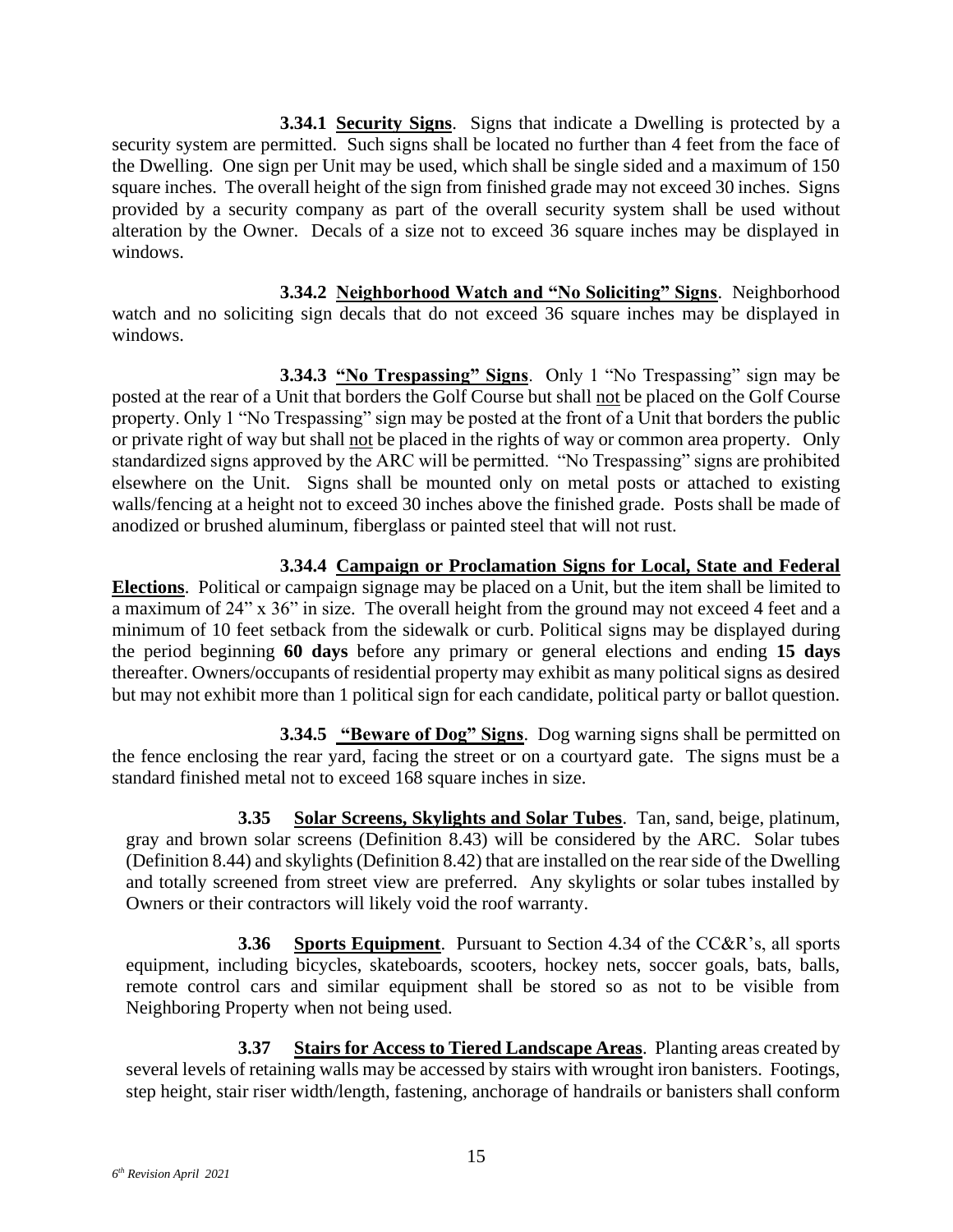**3.34.1 Security Signs**. Signs that indicate a Dwelling is protected by a security system are permitted. Such signs shall be located no further than 4 feet from the face of the Dwelling. One sign per Unit may be used, which shall be single sided and a maximum of 150 square inches. The overall height of the sign from finished grade may not exceed 30 inches. Signs provided by a security company as part of the overall security system shall be used without alteration by the Owner. Decals of a size not to exceed 36 square inches may be displayed in windows.

**3.34.2 Neighborhood Watch and "No Soliciting" Signs**. Neighborhood watch and no soliciting sign decals that do not exceed 36 square inches may be displayed in windows.

**3.34.3 "No Trespassing" Signs**. Only 1 "No Trespassing" sign may be posted at the rear of a Unit that borders the Golf Course but shall not be placed on the Golf Course property. Only 1 "No Trespassing" sign may be posted at the front of a Unit that borders the public or private right of way but shall not be placed in the rights of way or common area property. Only standardized signs approved by the ARC will be permitted. "No Trespassing" signs are prohibited elsewhere on the Unit. Signs shall be mounted only on metal posts or attached to existing walls/fencing at a height not to exceed 30 inches above the finished grade. Posts shall be made of anodized or brushed aluminum, fiberglass or painted steel that will not rust.

**3.34.4 Campaign or Proclamation Signs for Local, State and Federal Elections**. Political or campaign signage may be placed on a Unit, but the item shall be limited to a maximum of 24" x 36" in size. The overall height from the ground may not exceed 4 feet and a minimum of 10 feet setback from the sidewalk or curb. Political signs may be displayed during the period beginning **60 days** before any primary or general elections and ending **15 days** thereafter. Owners/occupants of residential property may exhibit as many political signs as desired but may not exhibit more than 1 political sign for each candidate, political party or ballot question.

**3.34.5 "Beware of Dog" Signs**. Dog warning signs shall be permitted on the fence enclosing the rear yard, facing the street or on a courtyard gate. The signs must be a standard finished metal not to exceed 168 square inches in size.

**3.35 Solar Screens, Skylights and Solar Tubes**. Tan, sand, beige, platinum, gray and brown solar screens (Definition 8.43) will be considered by the ARC. Solar tubes (Definition 8.44) and skylights (Definition 8.42) that are installed on the rear side of the Dwelling and totally screened from street view are preferred. Any skylights or solar tubes installed by Owners or their contractors will likely void the roof warranty.

**3.36 Sports Equipment**. Pursuant to Section 4.34 of the CC&R's, all sports equipment, including bicycles, skateboards, scooters, hockey nets, soccer goals, bats, balls, remote control cars and similar equipment shall be stored so as not to be visible from Neighboring Property when not being used.

**3.37 Stairs for Access to Tiered Landscape Areas**. Planting areas created by several levels of retaining walls may be accessed by stairs with wrought iron banisters. Footings, step height, stair riser width/length, fastening, anchorage of handrails or banisters shall conform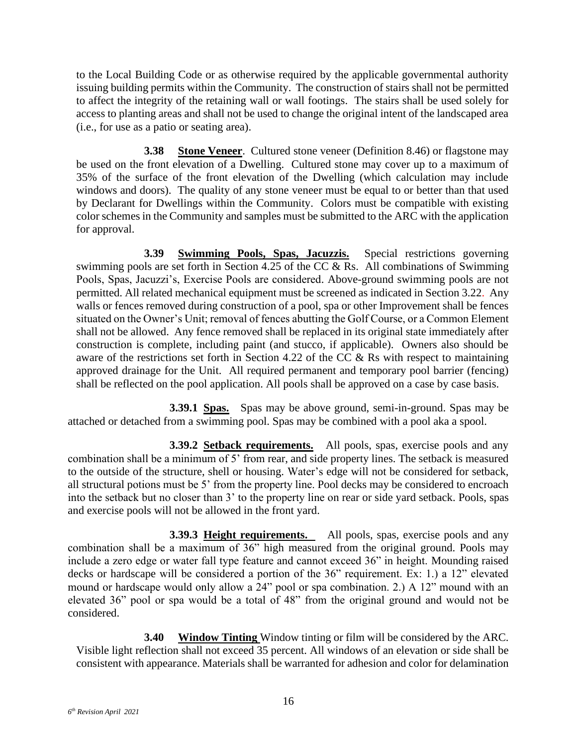to the Local Building Code or as otherwise required by the applicable governmental authority issuing building permits within the Community. The construction of stairs shall not be permitted to affect the integrity of the retaining wall or wall footings. The stairs shall be used solely for access to planting areas and shall not be used to change the original intent of the landscaped area (i.e., for use as a patio or seating area).

**3.38 Stone Veneer**. Cultured stone veneer (Definition 8.46) or flagstone may be used on the front elevation of a Dwelling. Cultured stone may cover up to a maximum of 35% of the surface of the front elevation of the Dwelling (which calculation may include windows and doors). The quality of any stone veneer must be equal to or better than that used by Declarant for Dwellings within the Community. Colors must be compatible with existing color schemes in the Community and samples must be submitted to the ARC with the application for approval.

**3.39 Swimming Pools, Spas, Jacuzzis.** Special restrictions governing swimming pools are set forth in Section 4.25 of the CC & Rs. All combinations of Swimming Pools, Spas, Jacuzzi's, Exercise Pools are considered. Above-ground swimming pools are not permitted. All related mechanical equipment must be screened as indicated in Section 3.22. Any walls or fences removed during construction of a pool, spa or other Improvement shall be fences situated on the Owner's Unit; removal of fences abutting the Golf Course, or a Common Element shall not be allowed. Any fence removed shall be replaced in its original state immediately after construction is complete, including paint (and stucco, if applicable). Owners also should be aware of the restrictions set forth in Section 4.22 of the CC & Rs with respect to maintaining approved drainage for the Unit. All required permanent and temporary pool barrier (fencing) shall be reflected on the pool application. All pools shall be approved on a case by case basis.

**3.39.1 Spas.** Spas may be above ground, semi-in-ground. Spas may be attached or detached from a swimming pool. Spas may be combined with a pool aka a spool.

**3.39.2 Setback requirements.** All pools, spas, exercise pools and any combination shall be a minimum of 5' from rear, and side property lines. The setback is measured to the outside of the structure, shell or housing. Water's edge will not be considered for setback, all structural potions must be 5' from the property line. Pool decks may be considered to encroach into the setback but no closer than 3' to the property line on rear or side yard setback. Pools, spas and exercise pools will not be allowed in the front yard.

**3.39.3 Height requirements.** All pools, spas, exercise pools and any combination shall be a maximum of 36" high measured from the original ground. Pools may include a zero edge or water fall type feature and cannot exceed 36" in height. Mounding raised decks or hardscape will be considered a portion of the 36" requirement. Ex: 1.) a 12" elevated mound or hardscape would only allow a 24" pool or spa combination. 2.) A 12" mound with an elevated 36" pool or spa would be a total of 48" from the original ground and would not be considered.

**3.40 Window Tinting** Window tinting or film will be considered by the ARC. Visible light reflection shall not exceed 35 percent. All windows of an elevation or side shall be consistent with appearance. Materials shall be warranted for adhesion and color for delamination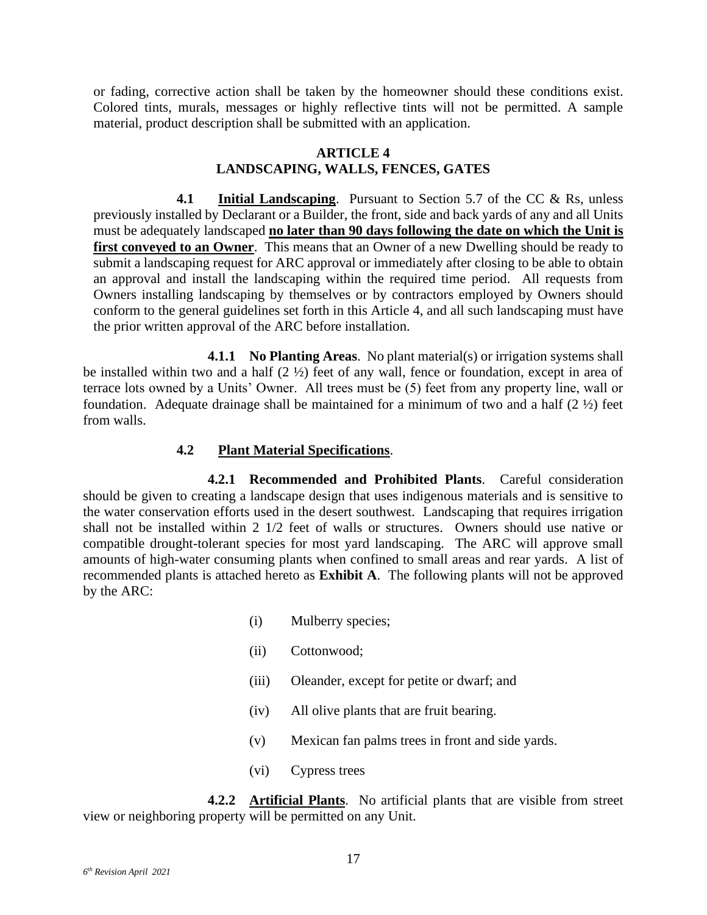or fading, corrective action shall be taken by the homeowner should these conditions exist. Colored tints, murals, messages or highly reflective tints will not be permitted. A sample material, product description shall be submitted with an application.

## ARTICLE 4
## LANDSCAPING, WALLS, FENCES, GATES

**4.1 <u>Initial Landscaping</u>**. Pursuant to Section 5.7 of the CC & Rs, unless previously installed by Declarant or a Builder, the front, side and back yards of any and all Units must be adequately landscaped **<u>no later than 90 days following the date on which the Unit is first conveyed to an Owner</u>**. This means that an Owner of a new Dwelling should be ready to submit a landscaping request for ARC approval or immediately after closing to be able to obtain an approval and install the landscaping within the required time period. All requests from Owners installing landscaping by themselves or by contractors employed by Owners should conform to the general guidelines set forth in this Article 4, and all such landscaping must have the prior written approval of the ARC before installation.

**4.1.1 No Planting Areas**. No plant material(s) or irrigation systems shall be installed within two and a half (2 ½) feet of any wall, fence or foundation, except in area of terrace lots owned by a Units' Owner. All trees must be (5) feet from any property line, wall or foundation. Adequate drainage shall be maintained for a minimum of two and a half (2 ½) feet from walls.

**4.2 <u>Plant Material Specifications</u>**.

**4.2.1 Recommended and Prohibited Plants**. Careful consideration should be given to creating a landscape design that uses indigenous materials and is sensitive to the water conservation efforts used in the desert southwest. Landscaping that requires irrigation shall not be installed within 2 1/2 feet of walls or structures. Owners should use native or compatible drought-tolerant species for most yard landscaping. The ARC will approve small amounts of high-water consuming plants when confined to small areas and rear yards. A list of recommended plants is attached hereto as **Exhibit A**. The following plants will not be approved by the ARC:

(i) Mulberry species;

(ii) Cottonwood;

(iii) Oleander, except for petite or dwarf; and

(iv) All olive plants that are fruit bearing.

(v) Mexican fan palms trees in front and side yards.

(vi) Cypress trees

**4.2.2 <u>Artificial Plants</u>**. No artificial plants that are visible from street view or neighboring property will be permitted on any Unit.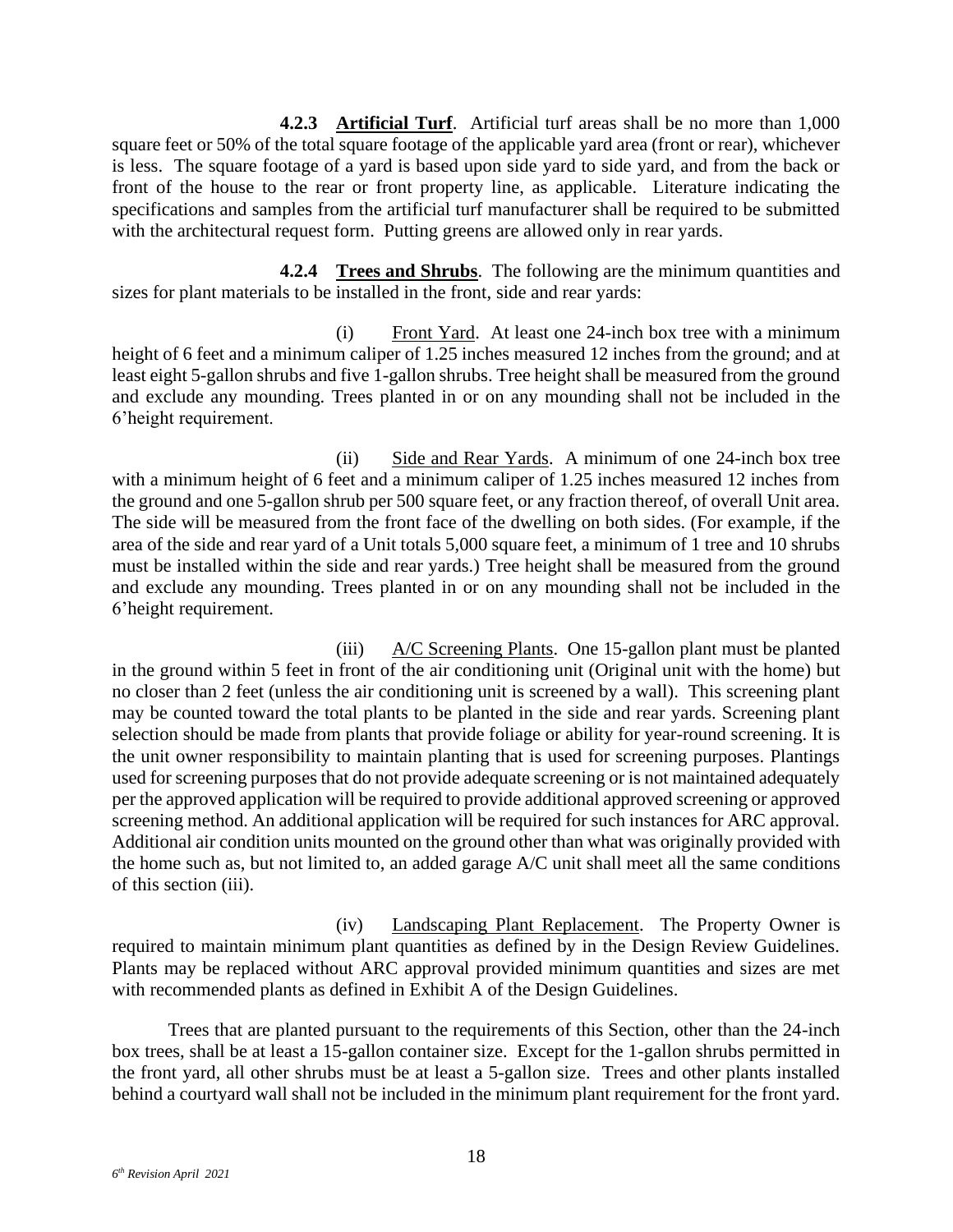**4.2.3 Artificial Turf**. Artificial turf areas shall be no more than 1,000 square feet or 50% of the total square footage of the applicable yard area (front or rear), whichever is less. The square footage of a yard is based upon side yard to side yard, and from the back or front of the house to the rear or front property line, as applicable. Literature indicating the specifications and samples from the artificial turf manufacturer shall be required to be submitted with the architectural request form. Putting greens are allowed only in rear yards.

**4.2.4 Trees and Shrubs**. The following are the minimum quantities and sizes for plant materials to be installed in the front, side and rear yards:

(i) Front Yard. At least one 24-inch box tree with a minimum height of 6 feet and a minimum caliper of 1.25 inches measured 12 inches from the ground; and at least eight 5-gallon shrubs and five 1-gallon shrubs. Tree height shall be measured from the ground and exclude any mounding. Trees planted in or on any mounding shall not be included in the 6'height requirement.

(ii) Side and Rear Yards. A minimum of one 24-inch box tree with a minimum height of 6 feet and a minimum caliper of 1.25 inches measured 12 inches from the ground and one 5-gallon shrub per 500 square feet, or any fraction thereof, of overall Unit area. The side will be measured from the front face of the dwelling on both sides. (For example, if the area of the side and rear yard of a Unit totals 5,000 square feet, a minimum of 1 tree and 10 shrubs must be installed within the side and rear yards.) Tree height shall be measured from the ground and exclude any mounding. Trees planted in or on any mounding shall not be included in the 6'height requirement.

(iii) A/C Screening Plants. One 15-gallon plant must be planted in the ground within 5 feet in front of the air conditioning unit (Original unit with the home) but no closer than 2 feet (unless the air conditioning unit is screened by a wall). This screening plant may be counted toward the total plants to be planted in the side and rear yards. Screening plant selection should be made from plants that provide foliage or ability for year-round screening. It is the unit owner responsibility to maintain planting that is used for screening purposes. Plantings used for screening purposes that do not provide adequate screening or is not maintained adequately per the approved application will be required to provide additional approved screening or approved screening method. An additional application will be required for such instances for ARC approval. Additional air condition units mounted on the ground other than what was originally provided with the home such as, but not limited to, an added garage A/C unit shall meet all the same conditions of this section (iii).

(iv) Landscaping Plant Replacement. The Property Owner is required to maintain minimum plant quantities as defined by in the Design Review Guidelines. Plants may be replaced without ARC approval provided minimum quantities and sizes are met with recommended plants as defined in Exhibit A of the Design Guidelines.

Trees that are planted pursuant to the requirements of this Section, other than the 24-inch box trees, shall be at least a 15-gallon container size. Except for the 1-gallon shrubs permitted in the front yard, all other shrubs must be at least a 5-gallon size. Trees and other plants installed behind a courtyard wall shall not be included in the minimum plant requirement for the front yard.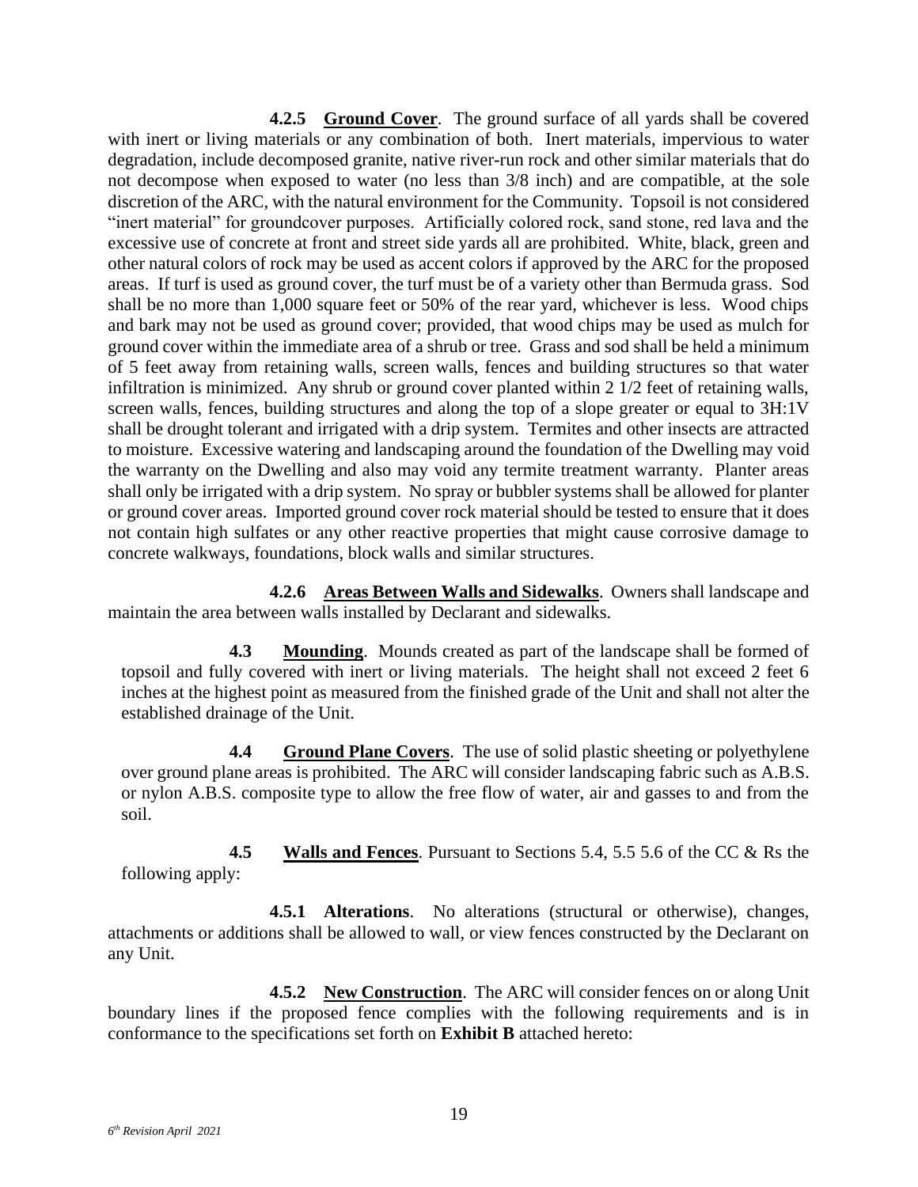**4.2.5 Ground Cover**. The ground surface of all yards shall be covered with inert or living materials or any combination of both. Inert materials, impervious to water degradation, include decomposed granite, native river-run rock and other similar materials that do not decompose when exposed to water (no less than 3/8 inch) and are compatible, at the sole discretion of the ARC, with the natural environment for the Community. Topsoil is not considered "inert material" for groundcover purposes. Artificially colored rock, sand stone, red lava and the excessive use of concrete at front and street side yards all are prohibited. White, black, green and other natural colors of rock may be used as accent colors if approved by the ARC for the proposed areas. If turf is used as ground cover, the turf must be of a variety other than Bermuda grass. Sod shall be no more than 1,000 square feet or 50% of the rear yard, whichever is less. Wood chips and bark may not be used as ground cover; provided, that wood chips may be used as mulch for ground cover within the immediate area of a shrub or tree. Grass and sod shall be held a minimum of 5 feet away from retaining walls, screen walls, fences and building structures so that water infiltration is minimized. Any shrub or ground cover planted within 2 1/2 feet of retaining walls, screen walls, fences, building structures and along the top of a slope greater or equal to 3H:1V shall be drought tolerant and irrigated with a drip system. Termites and other insects are attracted to moisture. Excessive watering and landscaping around the foundation of the Dwelling may void the warranty on the Dwelling and also may void any termite treatment warranty. Planter areas shall only be irrigated with a drip system. No spray or bubbler systems shall be allowed for planter or ground cover areas. Imported ground cover rock material should be tested to ensure that it does not contain high sulfates or any other reactive properties that might cause corrosive damage to concrete walkways, foundations, block walls and similar structures.

**4.2.6 Areas Between Walls and Sidewalks**. Owners shall landscape and maintain the area between walls installed by Declarant and sidewalks.

**4.3 Mounding**. Mounds created as part of the landscape shall be formed of topsoil and fully covered with inert or living materials. The height shall not exceed 2 feet 6 inches at the highest point as measured from the finished grade of the Unit and shall not alter the established drainage of the Unit.

**4.4 Ground Plane Covers**. The use of solid plastic sheeting or polyethylene over ground plane areas is prohibited. The ARC will consider landscaping fabric such as A.B.S. or nylon A.B.S. composite type to allow the free flow of water, air and gasses to and from the soil.

**4.5 Walls and Fences**. Pursuant to Sections 5.4, 5.5 5.6 of the CC & Rs the following apply:

**4.5.1 Alterations**. No alterations (structural or otherwise), changes, attachments or additions shall be allowed to wall, or view fences constructed by the Declarant on any Unit.

**4.5.2 New Construction**. The ARC will consider fences on or along Unit boundary lines if the proposed fence complies with the following requirements and is in conformance to the specifications set forth on **Exhibit B** attached hereto: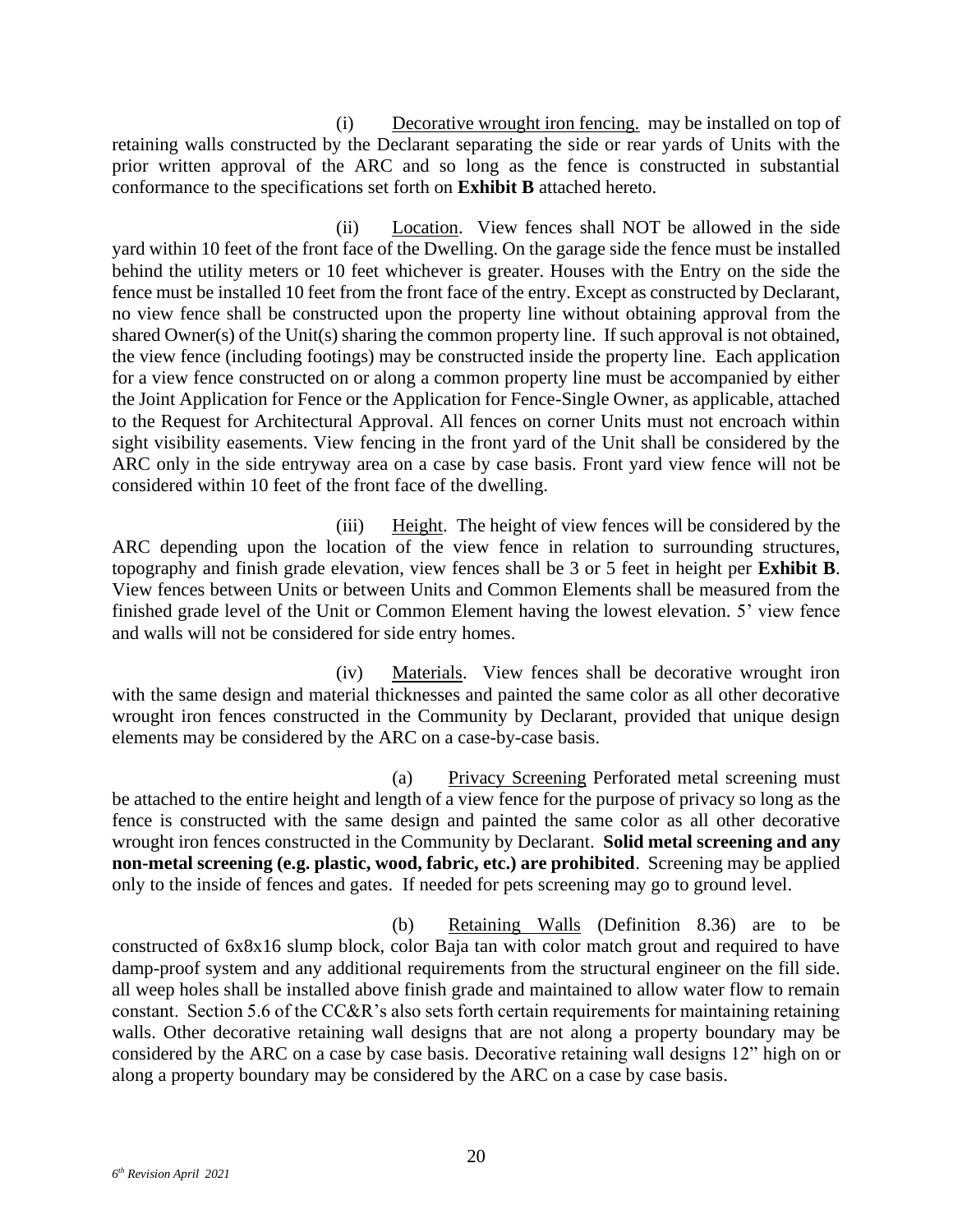(i) Decorative wrought iron fencing. may be installed on top of retaining walls constructed by the Declarant separating the side or rear yards of Units with the prior written approval of the ARC and so long as the fence is constructed in substantial conformance to the specifications set forth on **Exhibit B** attached hereto.

(ii) Location. View fences shall NOT be allowed in the side yard within 10 feet of the front face of the Dwelling. On the garage side the fence must be installed behind the utility meters or 10 feet whichever is greater. Houses with the Entry on the side the fence must be installed 10 feet from the front face of the entry. Except as constructed by Declarant, no view fence shall be constructed upon the property line without obtaining approval from the shared Owner(s) of the Unit(s) sharing the common property line. If such approval is not obtained, the view fence (including footings) may be constructed inside the property line. Each application for a view fence constructed on or along a common property line must be accompanied by either the Joint Application for Fence or the Application for Fence-Single Owner, as applicable, attached to the Request for Architectural Approval. All fences on corner Units must not encroach within sight visibility easements. View fencing in the front yard of the Unit shall be considered by the ARC only in the side entryway area on a case by case basis. Front yard view fence will not be considered within 10 feet of the front face of the dwelling.

(iii) Height. The height of view fences will be considered by the ARC depending upon the location of the view fence in relation to surrounding structures, topography and finish grade elevation, view fences shall be 3 or 5 feet in height per **Exhibit B**. View fences between Units or between Units and Common Elements shall be measured from the finished grade level of the Unit or Common Element having the lowest elevation. 5' view fence and walls will not be considered for side entry homes.

(iv) Materials. View fences shall be decorative wrought iron with the same design and material thicknesses and painted the same color as all other decorative wrought iron fences constructed in the Community by Declarant, provided that unique design elements may be considered by the ARC on a case-by-case basis.

(a) Privacy Screening Perforated metal screening must be attached to the entire height and length of a view fence for the purpose of privacy so long as the fence is constructed with the same design and painted the same color as all other decorative wrought iron fences constructed in the Community by Declarant. **Solid metal screening and any non-metal screening (e.g. plastic, wood, fabric, etc.) are prohibited**. Screening may be applied only to the inside of fences and gates. If needed for pets screening may go to ground level.

(b) Retaining Walls (Definition 8.36) are to be constructed of 6x8x16 slump block, color Baja tan with color match grout and required to have damp-proof system and any additional requirements from the structural engineer on the fill side. all weep holes shall be installed above finish grade and maintained to allow water flow to remain constant. Section 5.6 of the CC&R's also sets forth certain requirements for maintaining retaining walls. Other decorative retaining wall designs that are not along a property boundary may be considered by the ARC on a case by case basis. Decorative retaining wall designs 12" high on or along a property boundary may be considered by the ARC on a case by case basis.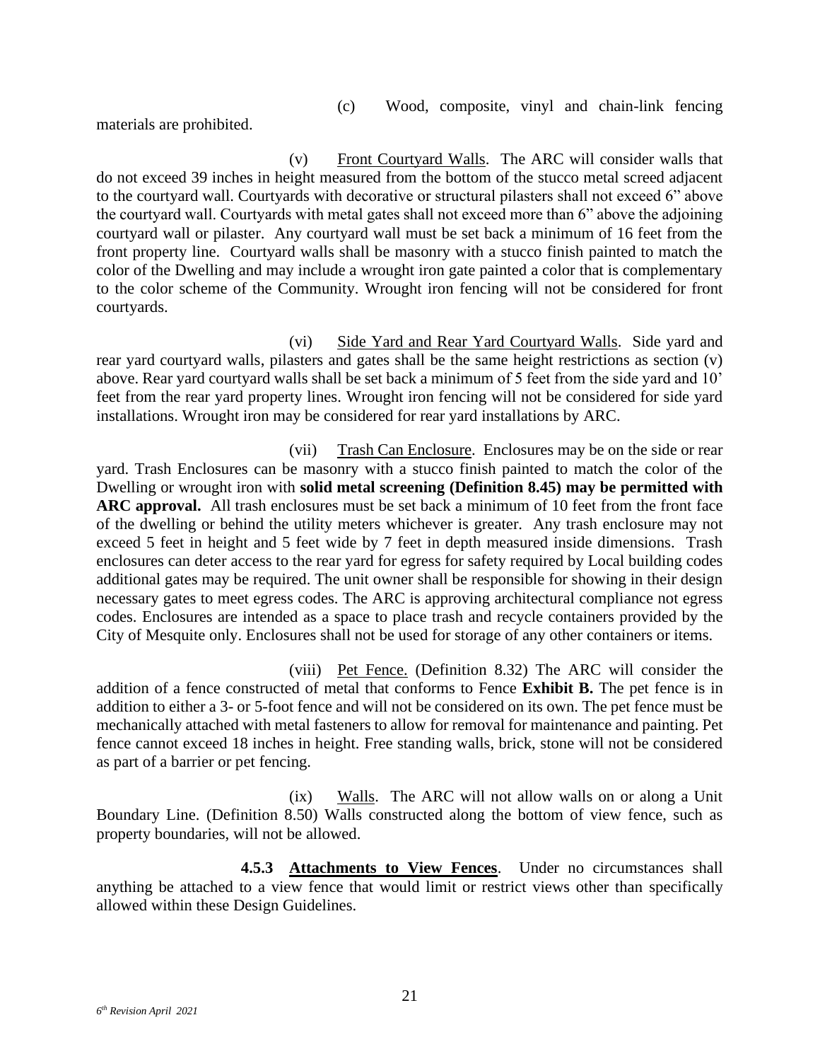(c) Wood, composite, vinyl and chain-link fencing materials are prohibited.

(v) Front Courtyard Walls. The ARC will consider walls that do not exceed 39 inches in height measured from the bottom of the stucco metal screed adjacent to the courtyard wall. Courtyards with decorative or structural pilasters shall not exceed 6" above the courtyard wall. Courtyards with metal gates shall not exceed more than 6" above the adjoining courtyard wall or pilaster. Any courtyard wall must be set back a minimum of 16 feet from the front property line. Courtyard walls shall be masonry with a stucco finish painted to match the color of the Dwelling and may include a wrought iron gate painted a color that is complementary to the color scheme of the Community. Wrought iron fencing will not be considered for front courtyards.

(vi) Side Yard and Rear Yard Courtyard Walls. Side yard and rear yard courtyard walls, pilasters and gates shall be the same height restrictions as section (v) above. Rear yard courtyard walls shall be set back a minimum of 5 feet from the side yard and 10' feet from the rear yard property lines. Wrought iron fencing will not be considered for side yard installations. Wrought iron may be considered for rear yard installations by ARC.

(vii) Trash Can Enclosure. Enclosures may be on the side or rear yard. Trash Enclosures can be masonry with a stucco finish painted to match the color of the Dwelling or wrought iron with **solid metal screening (Definition 8.45) may be permitted with ARC approval.** All trash enclosures must be set back a minimum of 10 feet from the front face of the dwelling or behind the utility meters whichever is greater. Any trash enclosure may not exceed 5 feet in height and 5 feet wide by 7 feet in depth measured inside dimensions. Trash enclosures can deter access to the rear yard for egress for safety required by Local building codes additional gates may be required. The unit owner shall be responsible for showing in their design necessary gates to meet egress codes. The ARC is approving architectural compliance not egress codes. Enclosures are intended as a space to place trash and recycle containers provided by the City of Mesquite only. Enclosures shall not be used for storage of any other containers or items.

(viii) Pet Fence. (Definition 8.32) The ARC will consider the addition of a fence constructed of metal that conforms to Fence **Exhibit B.** The pet fence is in addition to either a 3- or 5-foot fence and will not be considered on its own. The pet fence must be mechanically attached with metal fasteners to allow for removal for maintenance and painting. Pet fence cannot exceed 18 inches in height. Free standing walls, brick, stone will not be considered as part of a barrier or pet fencing.

(ix) Walls. The ARC will not allow walls on or along a Unit Boundary Line. (Definition 8.50) Walls constructed along the bottom of view fence, such as property boundaries, will not be allowed.

**4.5.3 Attachments to View Fences**. Under no circumstances shall anything be attached to a view fence that would limit or restrict views other than specifically allowed within these Design Guidelines.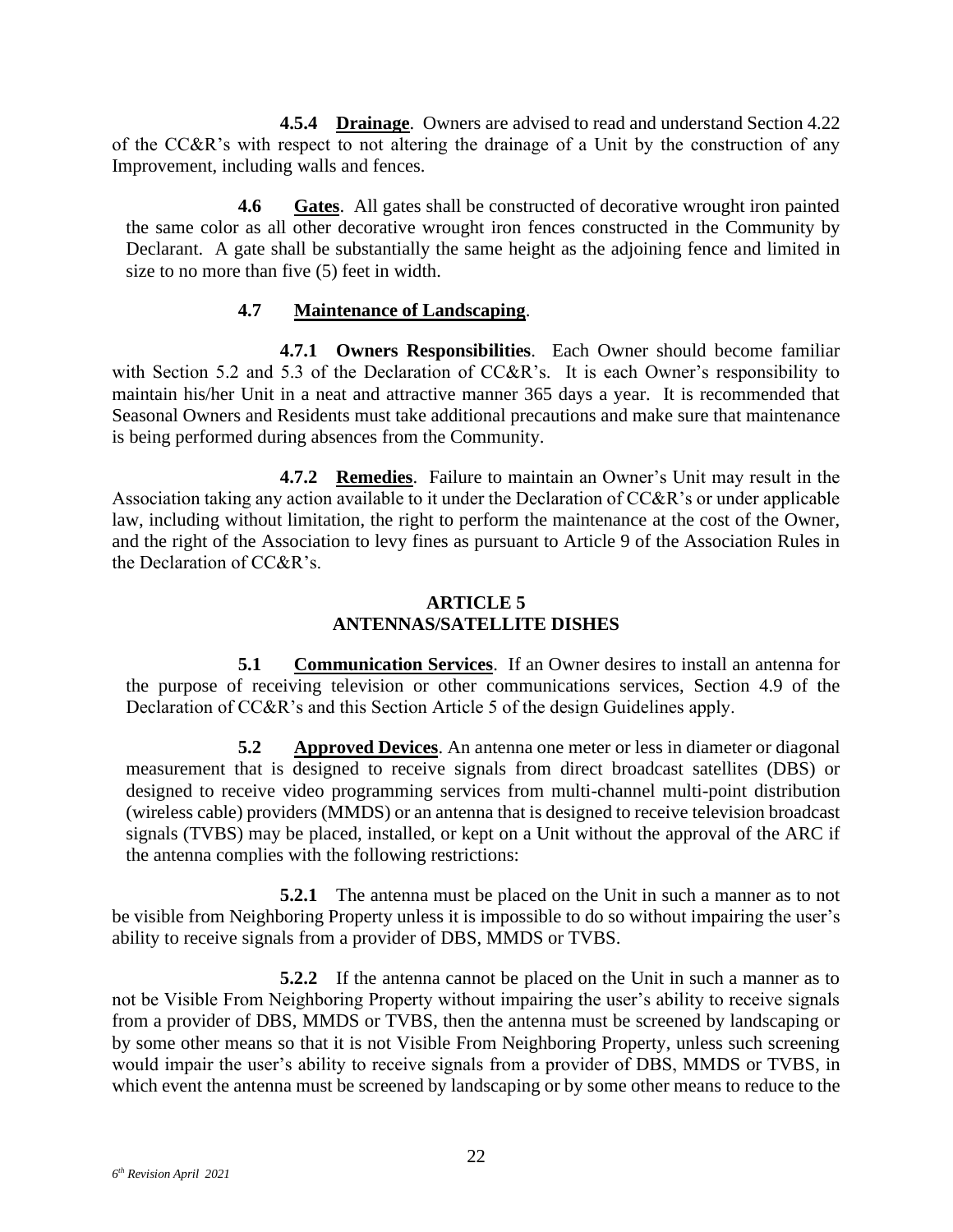**4.5.4 Drainage**. Owners are advised to read and understand Section 4.22 of the CC&R's with respect to not altering the drainage of a Unit by the construction of any Improvement, including walls and fences.

**4.6 Gates**. All gates shall be constructed of decorative wrought iron painted the same color as all other decorative wrought iron fences constructed in the Community by Declarant. A gate shall be substantially the same height as the adjoining fence and limited in size to no more than five (5) feet in width.

**4.7 Maintenance of Landscaping**.

**4.7.1 Owners Responsibilities**. Each Owner should become familiar with Section 5.2 and 5.3 of the Declaration of CC&R's. It is each Owner's responsibility to maintain his/her Unit in a neat and attractive manner 365 days a year. It is recommended that Seasonal Owners and Residents must take additional precautions and make sure that maintenance is being performed during absences from the Community.

**4.7.2 Remedies**. Failure to maintain an Owner's Unit may result in the Association taking any action available to it under the Declaration of CC&R's or under applicable law, including without limitation, the right to perform the maintenance at the cost of the Owner, and the right of the Association to levy fines as pursuant to Article 9 of the Association Rules in the Declaration of CC&R's.

## ARTICLE 5
## ANTENNAS/SATELLITE DISHES

**5.1 Communication Services**. If an Owner desires to install an antenna for the purpose of receiving television or other communications services, Section 4.9 of the Declaration of CC&R's and this Section Article 5 of the design Guidelines apply.

**5.2 Approved Devices**. An antenna one meter or less in diameter or diagonal measurement that is designed to receive signals from direct broadcast satellites (DBS) or designed to receive video programming services from multi-channel multi-point distribution (wireless cable) providers (MMDS) or an antenna that is designed to receive television broadcast signals (TVBS) may be placed, installed, or kept on a Unit without the approval of the ARC if the antenna complies with the following restrictions:

**5.2.1** The antenna must be placed on the Unit in such a manner as to not be visible from Neighboring Property unless it is impossible to do so without impairing the user's ability to receive signals from a provider of DBS, MMDS or TVBS.

**5.2.2** If the antenna cannot be placed on the Unit in such a manner as to not be Visible From Neighboring Property without impairing the user's ability to receive signals from a provider of DBS, MMDS or TVBS, then the antenna must be screened by landscaping or by some other means so that it is not Visible From Neighboring Property, unless such screening would impair the user's ability to receive signals from a provider of DBS, MMDS or TVBS, in which event the antenna must be screened by landscaping or by some other means to reduce to the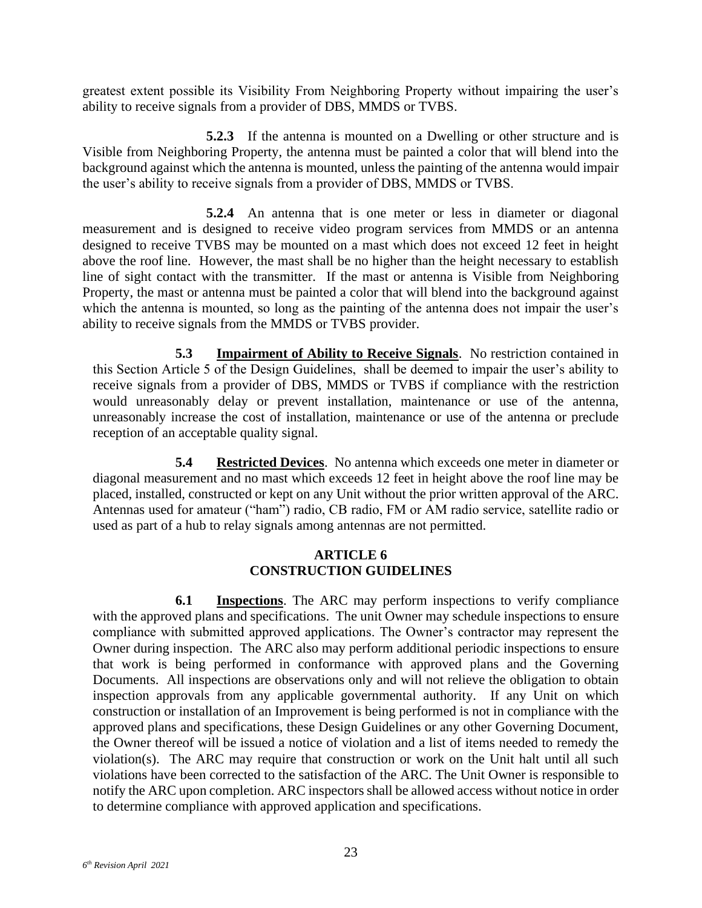greatest extent possible its Visibility From Neighboring Property without impairing the user's ability to receive signals from a provider of DBS, MMDS or TVBS.

**5.2.3** If the antenna is mounted on a Dwelling or other structure and is Visible from Neighboring Property, the antenna must be painted a color that will blend into the background against which the antenna is mounted, unless the painting of the antenna would impair the user's ability to receive signals from a provider of DBS, MMDS or TVBS.

**5.2.4** An antenna that is one meter or less in diameter or diagonal measurement and is designed to receive video program services from MMDS or an antenna designed to receive TVBS may be mounted on a mast which does not exceed 12 feet in height above the roof line. However, the mast shall be no higher than the height necessary to establish line of sight contact with the transmitter. If the mast or antenna is Visible from Neighboring Property, the mast or antenna must be painted a color that will blend into the background against which the antenna is mounted, so long as the painting of the antenna does not impair the user's ability to receive signals from the MMDS or TVBS provider.

**5.3** **<u>Impairment of Ability to Receive Signals</u>**. No restriction contained in this Section Article 5 of the Design Guidelines, shall be deemed to impair the user's ability to receive signals from a provider of DBS, MMDS or TVBS if compliance with the restriction would unreasonably delay or prevent installation, maintenance or use of the antenna, unreasonably increase the cost of installation, maintenance or use of the antenna or preclude reception of an acceptable quality signal.

**5.4** **<u>Restricted Devices</u>**. No antenna which exceeds one meter in diameter or diagonal measurement and no mast which exceeds 12 feet in height above the roof line may be placed, installed, constructed or kept on any Unit without the prior written approval of the ARC. Antennas used for amateur ("ham") radio, CB radio, FM or AM radio service, satellite radio or used as part of a hub to relay signals among antennas are not permitted.

## ARTICLE 6
## CONSTRUCTION GUIDELINES

**6.1** **<u>Inspections</u>**. The ARC may perform inspections to verify compliance with the approved plans and specifications. The unit Owner may schedule inspections to ensure compliance with submitted approved applications. The Owner's contractor may represent the Owner during inspection. The ARC also may perform additional periodic inspections to ensure that work is being performed in conformance with approved plans and the Governing Documents. All inspections are observations only and will not relieve the obligation to obtain inspection approvals from any applicable governmental authority. If any Unit on which construction or installation of an Improvement is being performed is not in compliance with the approved plans and specifications, these Design Guidelines or any other Governing Document, the Owner thereof will be issued a notice of violation and a list of items needed to remedy the violation(s). The ARC may require that construction or work on the Unit halt until all such violations have been corrected to the satisfaction of the ARC. The Unit Owner is responsible to notify the ARC upon completion. ARC inspectors shall be allowed access without notice in order to determine compliance with approved application and specifications.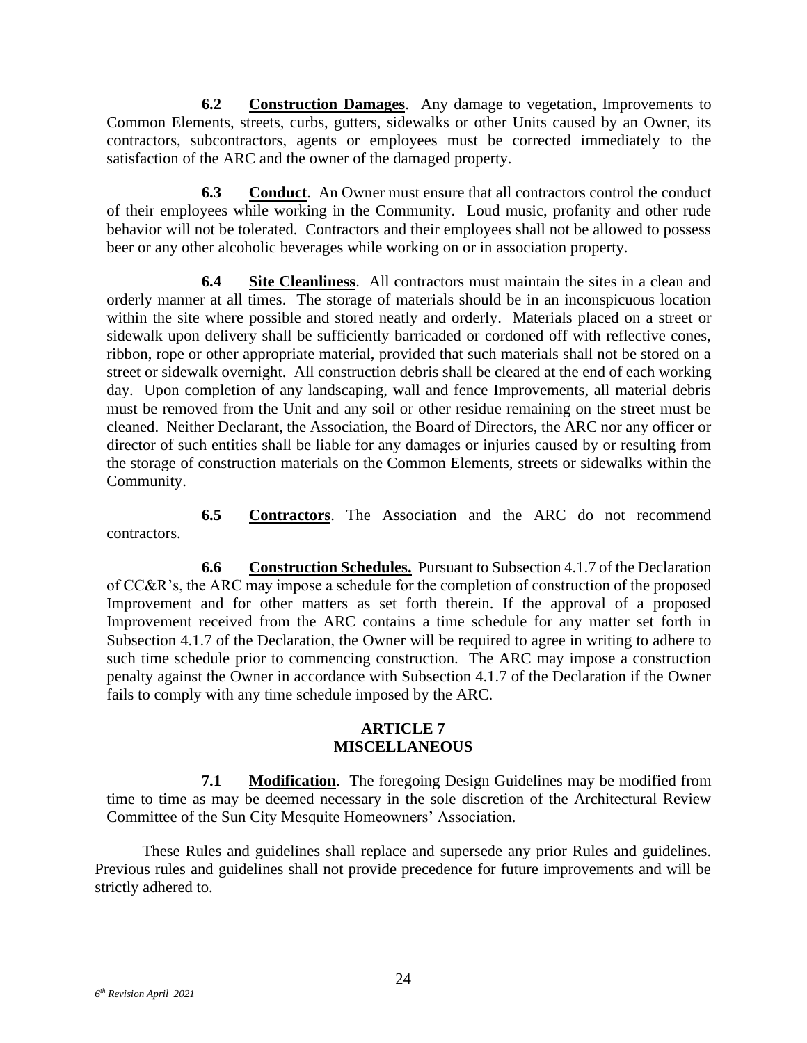**6.2 Construction Damages**. Any damage to vegetation, Improvements to Common Elements, streets, curbs, gutters, sidewalks or other Units caused by an Owner, its contractors, subcontractors, agents or employees must be corrected immediately to the satisfaction of the ARC and the owner of the damaged property.

**6.3 Conduct**. An Owner must ensure that all contractors control the conduct of their employees while working in the Community. Loud music, profanity and other rude behavior will not be tolerated. Contractors and their employees shall not be allowed to possess beer or any other alcoholic beverages while working on or in association property.

**6.4 Site Cleanliness**. All contractors must maintain the sites in a clean and orderly manner at all times. The storage of materials should be in an inconspicuous location within the site where possible and stored neatly and orderly. Materials placed on a street or sidewalk upon delivery shall be sufficiently barricaded or cordoned off with reflective cones, ribbon, rope or other appropriate material, provided that such materials shall not be stored on a street or sidewalk overnight. All construction debris shall be cleared at the end of each working day. Upon completion of any landscaping, wall and fence Improvements, all material debris must be removed from the Unit and any soil or other residue remaining on the street must be cleaned. Neither Declarant, the Association, the Board of Directors, the ARC nor any officer or director of such entities shall be liable for any damages or injuries caused by or resulting from the storage of construction materials on the Common Elements, streets or sidewalks within the Community.

**6.5 Contractors**. The Association and the ARC do not recommend contractors.

**6.6 Construction Schedules.** Pursuant to Subsection 4.1.7 of the Declaration of CC&R's, the ARC may impose a schedule for the completion of construction of the proposed Improvement and for other matters as set forth therein. If the approval of a proposed Improvement received from the ARC contains a time schedule for any matter set forth in Subsection 4.1.7 of the Declaration, the Owner will be required to agree in writing to adhere to such time schedule prior to commencing construction. The ARC may impose a construction penalty against the Owner in accordance with Subsection 4.1.7 of the Declaration if the Owner fails to comply with any time schedule imposed by the ARC.

## ARTICLE 7
## MISCELLANEOUS

**7.1 Modification**. The foregoing Design Guidelines may be modified from time to time as may be deemed necessary in the sole discretion of the Architectural Review Committee of the Sun City Mesquite Homeowners' Association.

These Rules and guidelines shall replace and supersede any prior Rules and guidelines. Previous rules and guidelines shall not provide precedence for future improvements and will be strictly adhered to.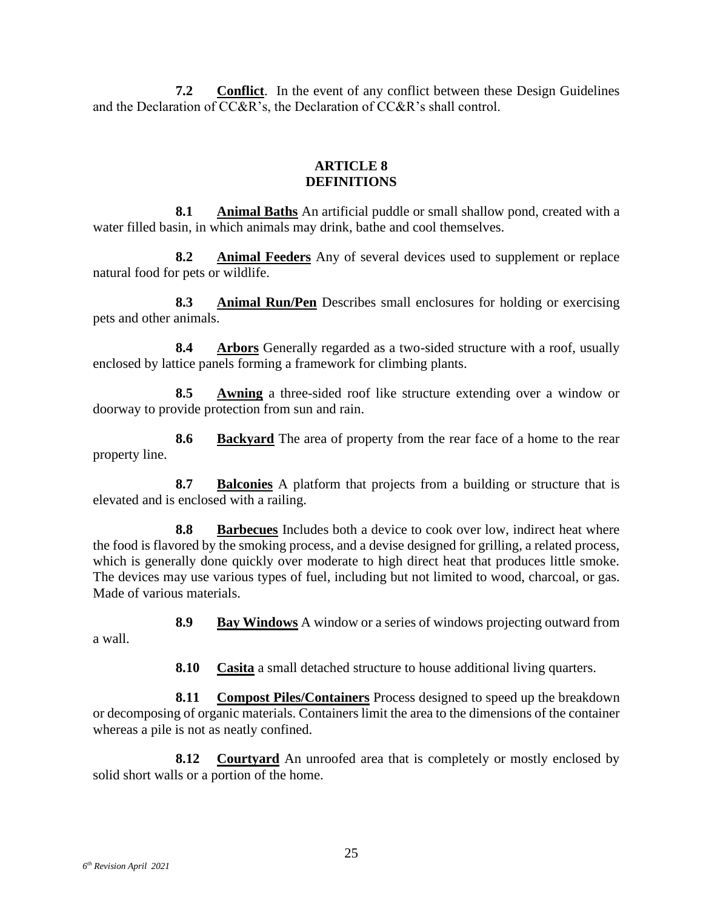**7.2 Conflict**. In the event of any conflict between these Design Guidelines and the Declaration of CC&R's, the Declaration of CC&R's shall control.

## ARTICLE 8
## DEFINITIONS

**8.1 Animal Baths** An artificial puddle or small shallow pond, created with a water filled basin, in which animals may drink, bathe and cool themselves.

**8.2 Animal Feeders** Any of several devices used to supplement or replace natural food for pets or wildlife.

**8.3 Animal Run/Pen** Describes small enclosures for holding or exercising pets and other animals.

**8.4 Arbors** Generally regarded as a two-sided structure with a roof, usually enclosed by lattice panels forming a framework for climbing plants.

**8.5 Awning** a three-sided roof like structure extending over a window or doorway to provide protection from sun and rain.

**8.6 Backyard** The area of property from the rear face of a home to the rear property line.

**8.7 Balconies** A platform that projects from a building or structure that is elevated and is enclosed with a railing.

**8.8 Barbecues** Includes both a device to cook over low, indirect heat where the food is flavored by the smoking process, and a devise designed for grilling, a related process, which is generally done quickly over moderate to high direct heat that produces little smoke. The devices may use various types of fuel, including but not limited to wood, charcoal, or gas. Made of various materials.

**8.9 Bay Windows** A window or a series of windows projecting outward from a wall.

**8.10 Casita** a small detached structure to house additional living quarters.

**8.11 Compost Piles/Containers** Process designed to speed up the breakdown or decomposing of organic materials. Containers limit the area to the dimensions of the container whereas a pile is not as neatly confined.

**8.12 Courtyard** An unroofed area that is completely or mostly enclosed by solid short walls or a portion of the home.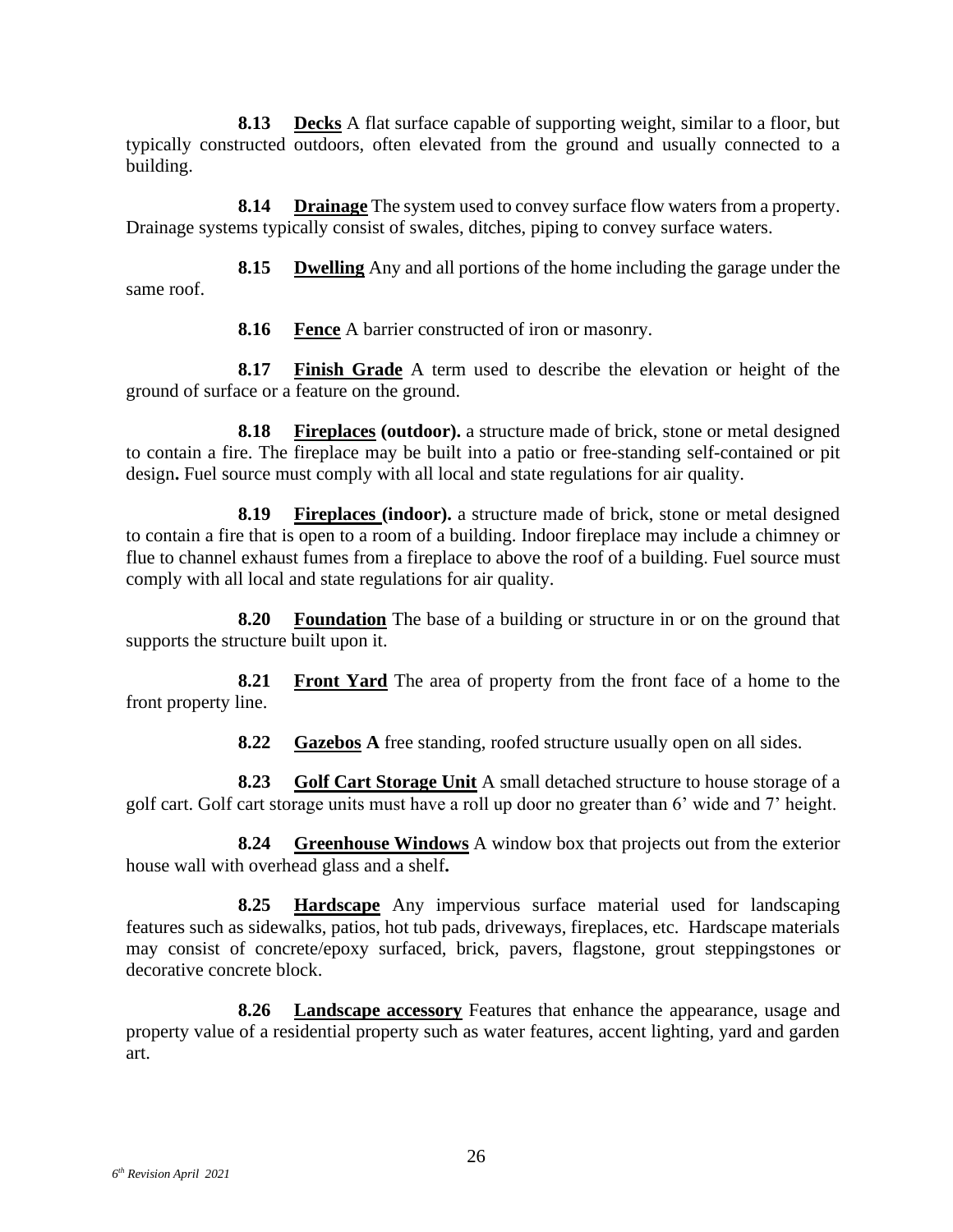**8.13 Decks** A flat surface capable of supporting weight, similar to a floor, but typically constructed outdoors, often elevated from the ground and usually connected to a building.

**8.14 Drainage** The system used to convey surface flow waters from a property. Drainage systems typically consist of swales, ditches, piping to convey surface waters.

**8.15 Dwelling** Any and all portions of the home including the garage under the same roof.

**8.16 Fence** A barrier constructed of iron or masonry.

**8.17 Finish Grade** A term used to describe the elevation or height of the ground of surface or a feature on the ground.

**8.18 Fireplaces (outdoor).** a structure made of brick, stone or metal designed to contain a fire. The fireplace may be built into a patio or free-standing self-contained or pit design**.** Fuel source must comply with all local and state regulations for air quality.

**8.19 Fireplaces (indoor).** a structure made of brick, stone or metal designed to contain a fire that is open to a room of a building. Indoor fireplace may include a chimney or flue to channel exhaust fumes from a fireplace to above the roof of a building. Fuel source must comply with all local and state regulations for air quality.

**8.20 Foundation** The base of a building or structure in or on the ground that supports the structure built upon it.

**8.21 Front Yard** The area of property from the front face of a home to the front property line.

**8.22 Gazebos A** free standing, roofed structure usually open on all sides.

**8.23 Golf Cart Storage Unit** A small detached structure to house storage of a golf cart. Golf cart storage units must have a roll up door no greater than 6' wide and 7' height.

**8.24 Greenhouse Windows** A window box that projects out from the exterior house wall with overhead glass and a shelf**.**

**8.25 Hardscape** Any impervious surface material used for landscaping features such as sidewalks, patios, hot tub pads, driveways, fireplaces, etc. Hardscape materials may consist of concrete/epoxy surfaced, brick, pavers, flagstone, grout steppingstones or decorative concrete block.

**8.26 Landscape accessory** Features that enhance the appearance, usage and property value of a residential property such as water features, accent lighting, yard and garden art.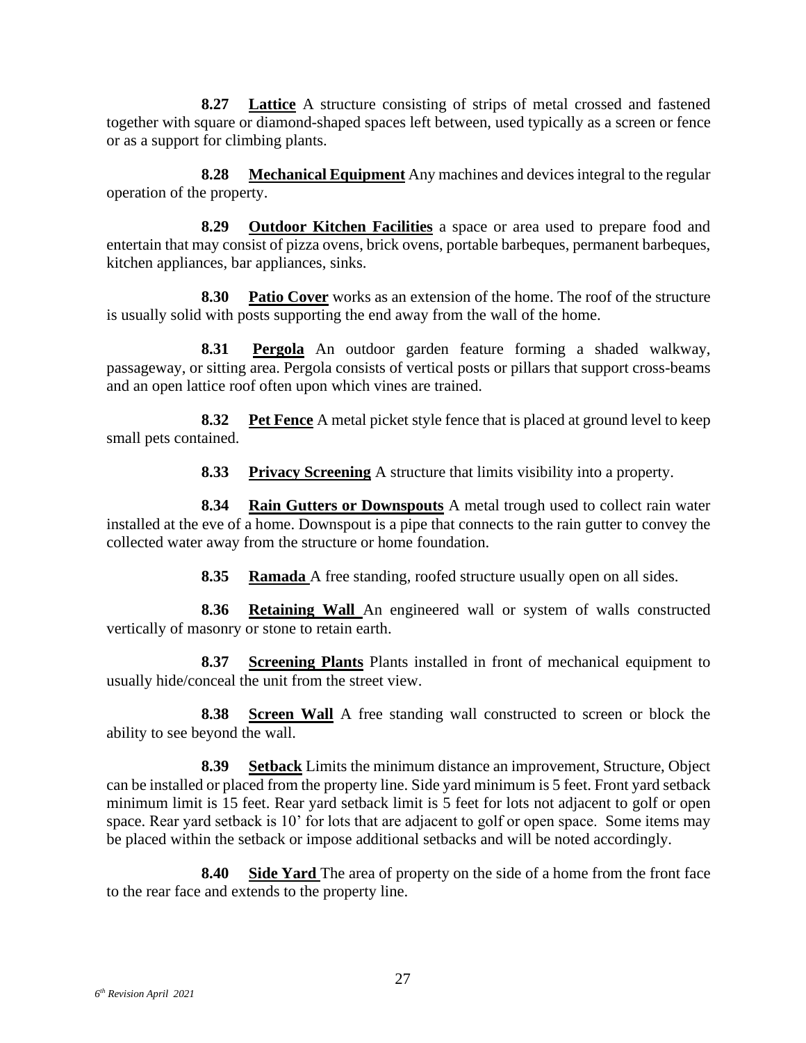**8.27 Lattice** A structure consisting of strips of metal crossed and fastened together with square or diamond-shaped spaces left between, used typically as a screen or fence or as a support for climbing plants.

**8.28 Mechanical Equipment** Any machines and devices integral to the regular operation of the property.

**8.29 Outdoor Kitchen Facilities** a space or area used to prepare food and entertain that may consist of pizza ovens, brick ovens, portable barbeques, permanent barbeques, kitchen appliances, bar appliances, sinks.

**8.30 Patio Cover** works as an extension of the home. The roof of the structure is usually solid with posts supporting the end away from the wall of the home.

**8.31 Pergola** An outdoor garden feature forming a shaded walkway, passageway, or sitting area. Pergola consists of vertical posts or pillars that support cross-beams and an open lattice roof often upon which vines are trained.

**8.32 Pet Fence** A metal picket style fence that is placed at ground level to keep small pets contained.

**8.33 Privacy Screening** A structure that limits visibility into a property.

**8.34 Rain Gutters or Downspouts** A metal trough used to collect rain water installed at the eve of a home. Downspout is a pipe that connects to the rain gutter to convey the collected water away from the structure or home foundation.

**8.35 Ramada** A free standing, roofed structure usually open on all sides.

**8.36 Retaining Wall** An engineered wall or system of walls constructed vertically of masonry or stone to retain earth.

**8.37 Screening Plants** Plants installed in front of mechanical equipment to usually hide/conceal the unit from the street view.

**8.38 Screen Wall** A free standing wall constructed to screen or block the ability to see beyond the wall.

**8.39 Setback** Limits the minimum distance an improvement, Structure, Object can be installed or placed from the property line. Side yard minimum is 5 feet. Front yard setback minimum limit is 15 feet. Rear yard setback limit is 5 feet for lots not adjacent to golf or open space. Rear yard setback is 10' for lots that are adjacent to golf or open space. Some items may be placed within the setback or impose additional setbacks and will be noted accordingly.

**8.40 Side Yard** The area of property on the side of a home from the front face to the rear face and extends to the property line.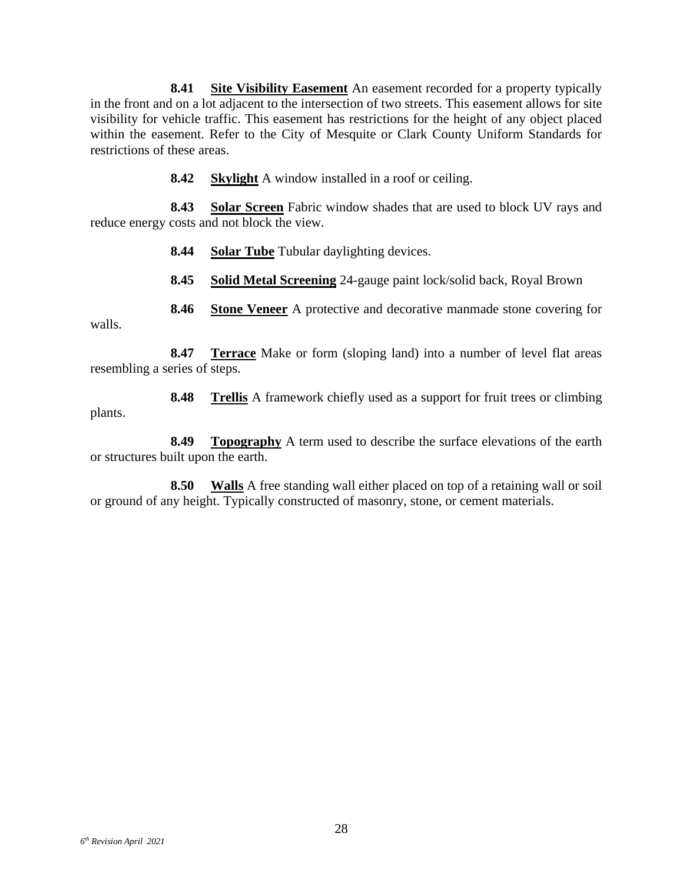**8.41** **Site Visibility Easement** An easement recorded for a property typically in the front and on a lot adjacent to the intersection of two streets. This easement allows for site visibility for vehicle traffic. This easement has restrictions for the height of any object placed within the easement. Refer to the City of Mesquite or Clark County Uniform Standards for restrictions of these areas.

**8.42** **Skylight** A window installed in a roof or ceiling.

**8.43** **Solar Screen** Fabric window shades that are used to block UV rays and reduce energy costs and not block the view.

**8.44** **Solar Tube** Tubular daylighting devices.

**8.45** **Solid Metal Screening** 24-gauge paint lock/solid back, Royal Brown

**8.46** **Stone Veneer** A protective and decorative manmade stone covering for walls.

**8.47** **Terrace** Make or form (sloping land) into a number of level flat areas resembling a series of steps.

**8.48** **Trellis** A framework chiefly used as a support for fruit trees or climbing plants.

**8.49** **Topography** A term used to describe the surface elevations of the earth or structures built upon the earth.

**8.50** **Walls** A free standing wall either placed on top of a retaining wall or soil or ground of any height. Typically constructed of masonry, stone, or cement materials.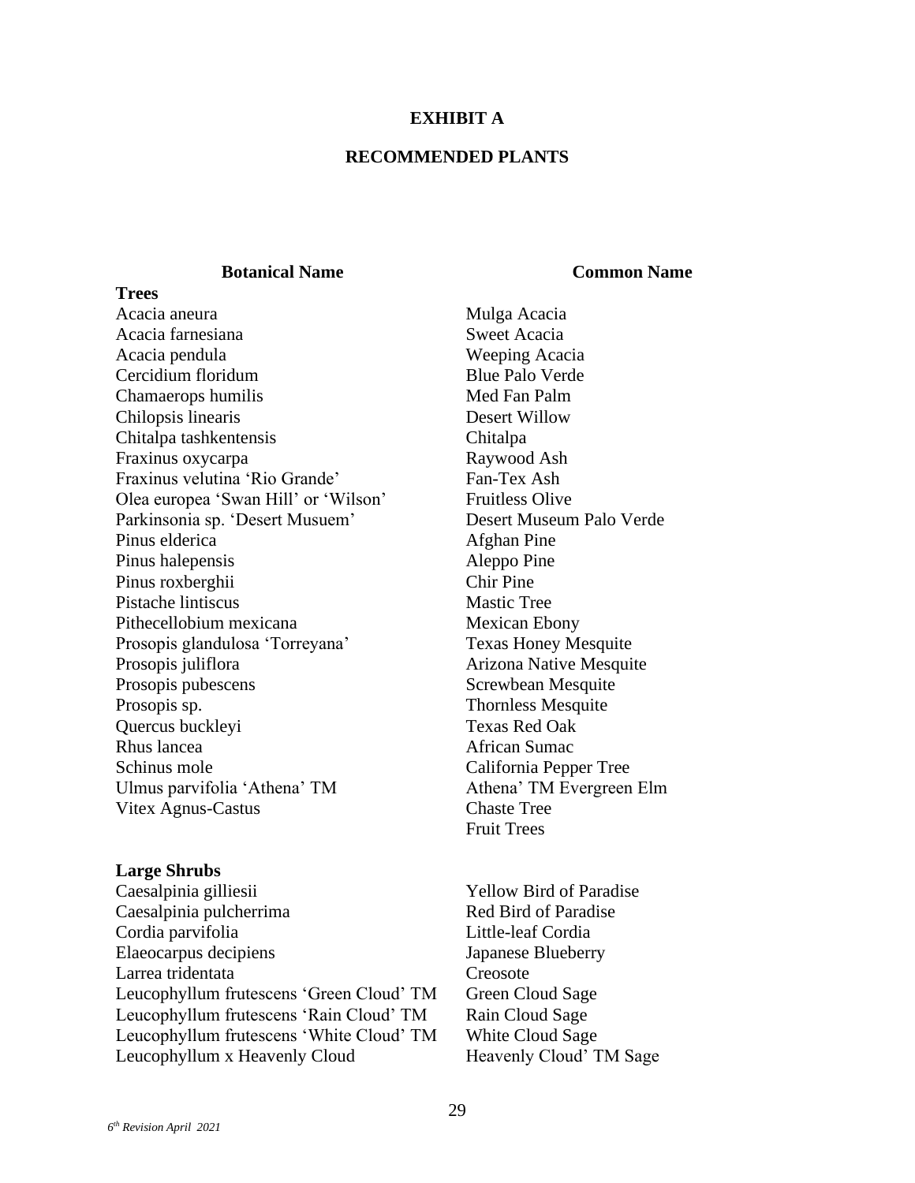# EXHIBIT A

## RECOMMENDED PLANTS

| Botanical Name | Common Name |
|---|---|
| **Trees** | |
| Acacia aneura | Mulga Acacia |
| Acacia farnesiana | Sweet Acacia |
| Acacia pendula | Weeping Acacia |
| Cercidium floridum | Blue Palo Verde |
| Chamaerops humilis | Med Fan Palm |
| Chilopsis linearis | Desert Willow |
| Chitalpa tashkentensis | Chitalpa |
| Fraxinus oxycarpa | Raywood Ash |
| Fraxinus velutina 'Rio Grande' | Fan-Tex Ash |
| Olea europea 'Swan Hill' or 'Wilson' | Fruitless Olive |
| Parkinsonia sp. 'Desert Musuem' | Desert Museum Palo Verde |
| Pinus elderica | Afghan Pine |
| Pinus halepensis | Aleppo Pine |
| Pinus roxberghii | Chir Pine |
| Pistache lintiscus | Mastic Tree |
| Pithecellobium mexicana | Mexican Ebony |
| Prosopis glandulosa 'Torreyana' | Texas Honey Mesquite |
| Prosopis juliflora | Arizona Native Mesquite |
| Prosopis pubescens | Screwbean Mesquite |
| Prosopis sp. | Thornless Mesquite |
| Quercus buckleyi | Texas Red Oak |
| Rhus lancea | African Sumac |
| Schinus mole | California Pepper Tree |
| Ulmus parvifolia 'Athena' TM | Athena' TM Evergreen Elm |
| Vitex Agnus-Castus | Chaste Tree |
| | Fruit Trees |
| **Large Shrubs** | |
| Caesalpinia gilliesii | Yellow Bird of Paradise |
| Caesalpinia pulcherrima | Red Bird of Paradise |
| Cordia parvifolia | Little-leaf Cordia |
| Elaeocarpus decipiens | Japanese Blueberry |
| Larrea tridentata | Creosote |
| Leucophyllum frutescens 'Green Cloud' TM | Green Cloud Sage |
| Leucophyllum frutescens 'Rain Cloud' TM | Rain Cloud Sage |
| Leucophyllum frutescens 'White Cloud' TM | White Cloud Sage |
| Leucophyllum x Heavenly Cloud | Heavenly Cloud' TM Sage |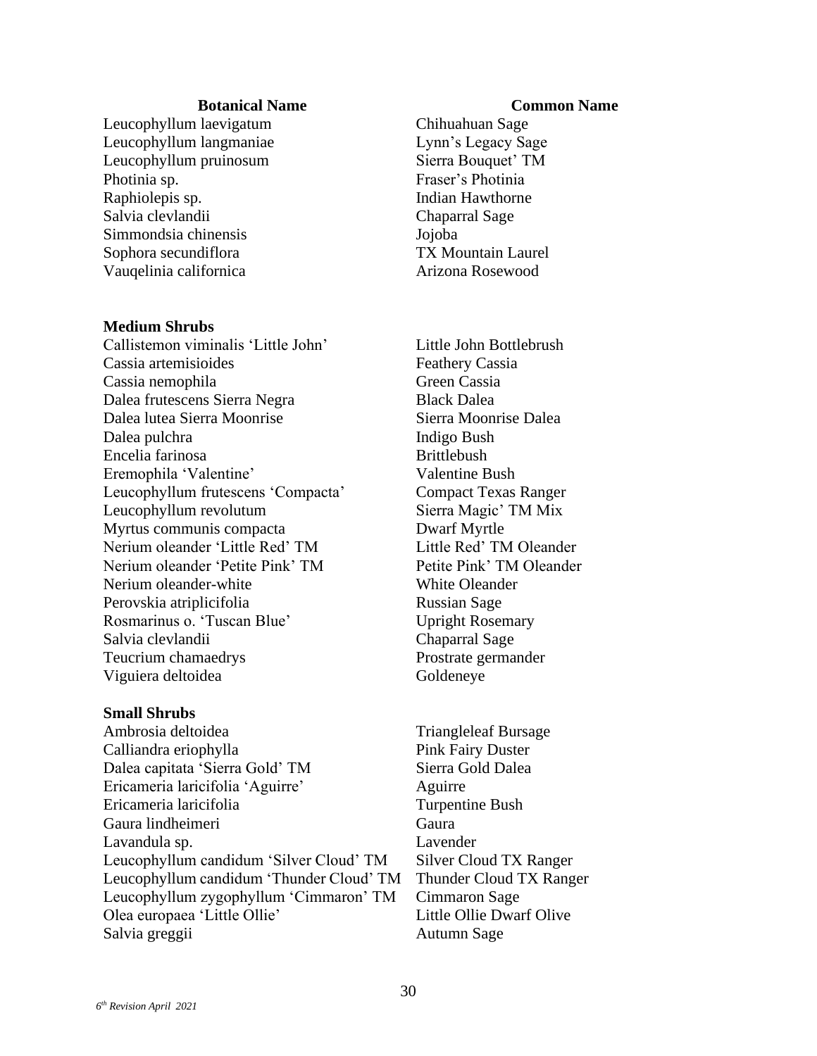| Botanical Name | Common Name |
| --- | --- |
| Leucophyllum laevigatum | Chihuahuan Sage |
| Leucophyllum langmaniae | Lynn's Legacy Sage |
| Leucophyllum pruinosum | Sierra Bouquet' TM |
| Photinia sp. | Fraser's Photinia |
| Raphiolepis sp. | Indian Hawthorne |
| Salvia clevlandii | Chaparral Sage |
| Simmondsia chinensis | Jojoba |
| Sophora secundiflora | TX Mountain Laurel |
| Vauqelinia californica | Arizona Rosewood |
| **Medium Shrubs** | |
| Callistemon viminalis 'Little John' | Little John Bottlebrush |
| Cassia artemisioides | Feathery Cassia |
| Cassia nemophila | Green Cassia |
| Dalea frutescens Sierra Negra | Black Dalea |
| Dalea lutea Sierra Moonrise | Sierra Moonrise Dalea |
| Dalea pulchra | Indigo Bush |
| Encelia farinosa | Brittlebush |
| Eremophila 'Valentine' | Valentine Bush |
| Leucophyllum frutescens 'Compacta' | Compact Texas Ranger |
| Leucophyllum revolutum | Sierra Magic' TM Mix |
| Myrtus communis compacta | Dwarf Myrtle |
| Nerium oleander 'Little Red' TM | Little Red' TM Oleander |
| Nerium oleander 'Petite Pink' TM | Petite Pink' TM Oleander |
| Nerium oleander-white | White Oleander |
| Perovskia atriplicifolia | Russian Sage |
| Rosmarinus o. 'Tuscan Blue' | Upright Rosemary |
| Salvia clevlandii | Chaparral Sage |
| Teucrium chamaedrys | Prostrate germander |
| Viguiera deltoidea | Goldeneye |
| **Small Shrubs** | |
| Ambrosia deltoidea | Triangleleaf Bursage |
| Calliandra eriophylla | Pink Fairy Duster |
| Dalea capitata 'Sierra Gold' TM | Sierra Gold Dalea |
| Ericameria laricifolia 'Aguirre' | Aguirre |
| Ericameria laricifolia | Turpentine Bush |
| Gaura lindheimeri | Gaura |
| Lavandula sp. | Lavender |
| Leucophyllum candidum 'Silver Cloud' TM | Silver Cloud TX Ranger |
| Leucophyllum candidum 'Thunder Cloud' TM | Thunder Cloud TX Ranger |
| Leucophyllum zygophyllum 'Cimmaron' TM | Cimmaron Sage |
| Olea europaea 'Little Ollie' | Little Ollie Dwarf Olive |
| Salvia greggii | Autumn Sage |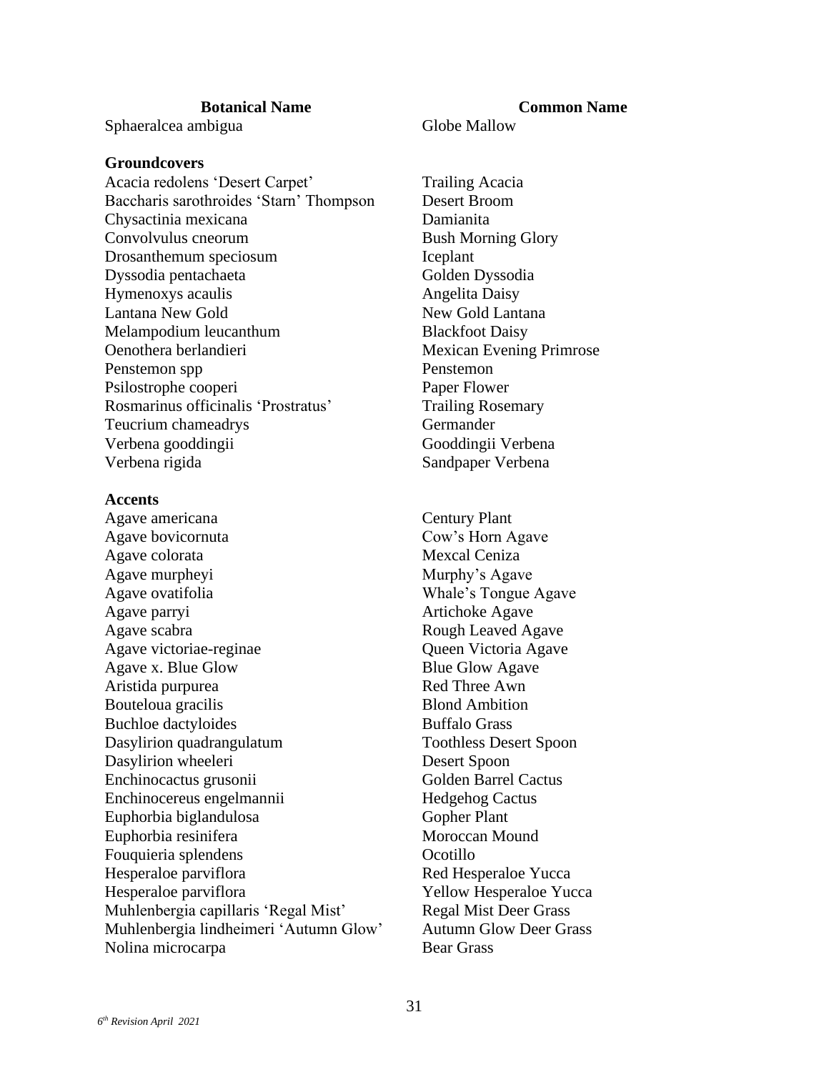| Botanical Name | Common Name |
|---|---|
| Sphaeralcea ambigua | Globe Mallow |
| **Groundcovers** | |
| Acacia redolens ‘Desert Carpet’ | Trailing Acacia |
| Baccharis sarothroides ‘Starn’ Thompson | Desert Broom |
| Chysactinia mexicana | Damianita |
| Convolvulus cneorum | Bush Morning Glory |
| Drosanthemum speciosum | Iceplant |
| Dyssodia pentachaeta | Golden Dyssodia |
| Hymenoxys acaulis | Angelita Daisy |
| Lantana New Gold | New Gold Lantana |
| Melampodium leucanthum | Blackfoot Daisy |
| Oenothera berlandieri | Mexican Evening Primrose |
| Penstemon spp | Penstemon |
| Psilostrophe cooperi | Paper Flower |
| Rosmarinus officinalis ‘Prostratus’ | Trailing Rosemary |
| Teucrium chameadrys | Germander |
| Verbena gooddingii | Gooddingii Verbena |
| Verbena rigida | Sandpaper Verbena |
| **Accents** | |
| Agave americana | Century Plant |
| Agave bovicornuta | Cow’s Horn Agave |
| Agave colorata | Mexcal Ceniza |
| Agave murpheyi | Murphy’s Agave |
| Agave ovatifolia | Whale’s Tongue Agave |
| Agave parryi | Artichoke Agave |
| Agave scabra | Rough Leaved Agave |
| Agave victoriae-reginae | Queen Victoria Agave |
| Agave x. Blue Glow | Blue Glow Agave |
| Aristida purpurea | Red Three Awn |
| Bouteloua gracilis | Blond Ambition |
| Buchloe dactyloides | Buffalo Grass |
| Dasylirion quadrangulatum | Toothless Desert Spoon |
| Dasylirion wheeleri | Desert Spoon |
| Enchinocactus grusonii | Golden Barrel Cactus |
| Enchinocereus engelmannii | Hedgehog Cactus |
| Euphorbia biglandulosa | Gopher Plant |
| Euphorbia resinifera | Moroccan Mound |
| Fouquieria splendens | Ocotillo |
| Hesperaloe parviflora | Red Hesperaloe Yucca |
| Hesperaloe parviflora | Yellow Hesperaloe Yucca |
| Muhlenbergia capillaris ‘Regal Mist’ | Regal Mist Deer Grass |
| Muhlenbergia lindheimeri ‘Autumn Glow’ | Autumn Glow Deer Grass |
| Nolina microcarpa | Bear Grass |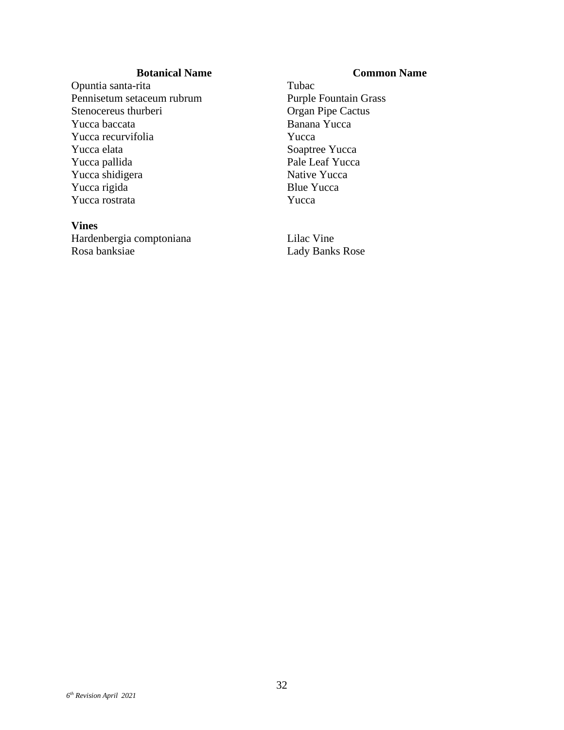| Botanical Name | Common Name |
| --- | --- |
| Opuntia santa-rita | Tubac |
| Pennisetum setaceum rubrum | Purple Fountain Grass |
| Stenocereus thurberi | Organ Pipe Cactus |
| Yucca baccata | Banana Yucca |
| Yucca recurvifolia | Yucca |
| Yucca elata | Soaptree Yucca |
| Yucca pallida | Pale Leaf Yucca |
| Yucca shidigera | Native Yucca |
| Yucca rigida | Blue Yucca |
| Yucca rostrata | Yucca |

**Vines**

| | |
| --- | --- |
| Hardenbergia comptoniana | Lilac Vine |
| Rosa banksiae | Lady Banks Rose |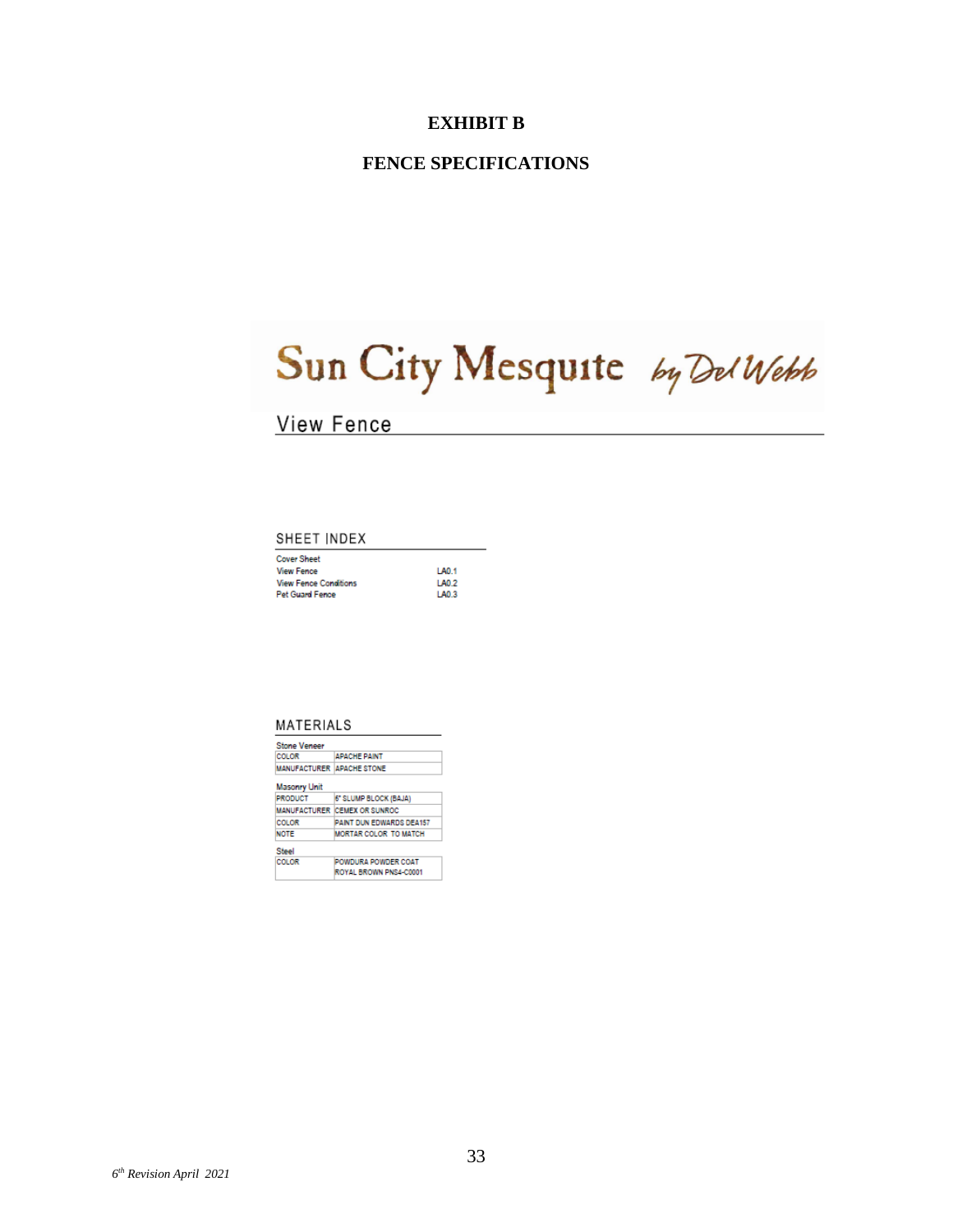# EXHIBIT B

## FENCE SPECIFICATIONS

Sun City Mesquite by Del Webb

View Fence

### SHEET INDEX

| | |
|---|---|
| Cover Sheet | |
| View Fence | LA0.1 |
| View Fence Conditions | LA0.2 |
| Pet Guard Fence | LA0.3 |

### MATERIALS

**Stone Veneer**

| | |
|---|---|
| COLOR | APACHE PAINT |
| MANUFACTURER | APACHE STONE |

**Masonry Unit**

| | |
|---|---|
| PRODUCT | 6" SLUMP BLOCK (BAJA) |
| MANUFACTURER | CEMEX OR SUNROC |
| COLOR | PAINT DUN EDWARDS DEA157 |
| NOTE | MORTAR COLOR TO MATCH |

**Steel**

| | |
|---|---|
| COLOR | POWDURA POWDER COAT ROYAL BROWN PNS4-C0001 |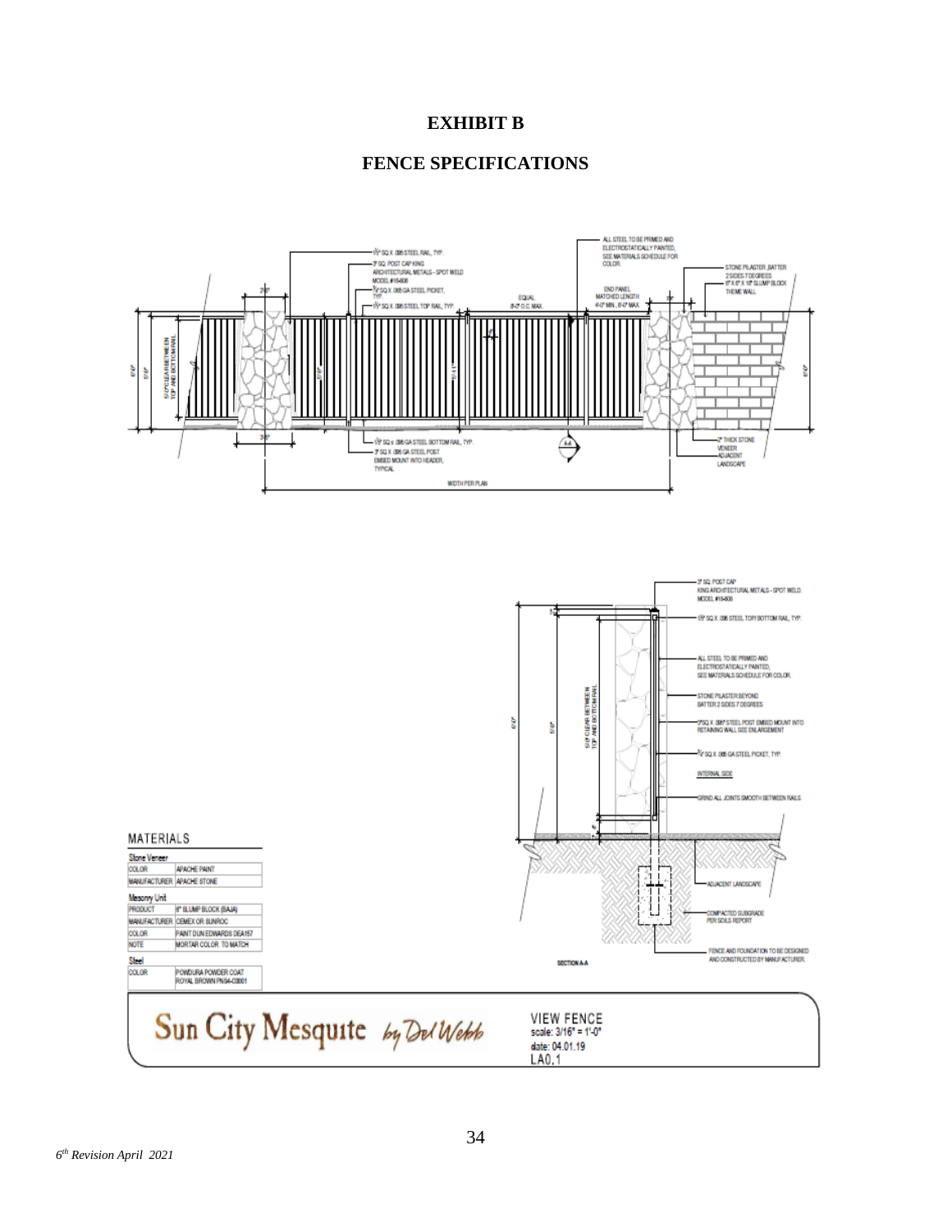# EXHIBIT B

# FENCE SPECIFICATIONS

1¼" SQ X .095 STEEL RAIL, TYP.

3" SQ. POST CAP KING ARCHITECTURAL METALS - SPOT WELD MODEL #16-808

¾" SQ X .065 GA STEEL PICKET, TYP.

1¼" SQ X .095 STEEL TOP RAIL, TYP.

EQUAL 8'-0" O.C. MAX.

END PANEL MATCHED LENGTH 4'-0" MIN., 8'-0" MAX.

ALL STEEL TO BE PRIMED AND ELECTROSTATICALLY PAINTED, SEE MATERIALS SCHEDULE FOR COLOR.

STONE PILASTER, BATTER 2 SIDES 7 DEGREES

8" X 8" X 16" SLUMP BLOCK THEME WALL

1¼" SQ x .095 GA STEEL BOTTOM RAIL, TYP.

3" SQ X .095 GA STEEL POST EMBED MOUNT INTO HEADER, TYPICAL

3" THICK STONE VENEER

ADJACENT LANDSCAPE

WIDTH PER PLAN

5'-0" CLEAR BETWEEN TOP AND BOTTOM RAIL

3" SQ. POST CAP KING ARCHITECTURAL METALS - SPOT WELD. MODEL #16-808

1¼" SQ X .095 STEEL TOP/ BOTTOM RAIL, TYP.

ALL STEEL TO BE PRIMED AND ELECTROSTATICALLY PAINTED, SEE MATERIALS SCHEDULE FOR COLOR.

STONE PILASTER BEYOND BATTER 2 SIDES 7 DEGREES

3" SQ X .095" STEEL POST EMBED MOUNT INTO RETAINING WALL SEE ENLARGEMENT

¾" SQ X .065 GA STEEL PICKET, TYP.

INTERNAL SIDE

GRIND ALL JOINTS SMOOTH BETWEEN RAILS

ADJACENT LANDSCAPE

COMPACTED SUBGRADE PER SOILS REPORT

FENCE AND FOUNDATION TO BE DESIGNED AND CONSTRUCTED BY MANUFACTURER.

SECTION A-A

## MATERIALS

**Stone Veneer**

| | |
|---|---|
| COLOR | APACHE PAINT |
| MANUFACTURER | APACHE STONE |

**Masonry Unit**

| | |
|---|---|
| PRODUCT | 8" SLUMP BLOCK (BAJA) |
| MANUFACTURER | CEMEX OR SUNROC |
| COLOR | PAINT DUN EDWARDS DEA157 |
| NOTE | MORTAR COLOR TO MATCH |

**Steel**

| | |
|---|---|
| COLOR | POWDURA POWDER COAT ROYAL BROWN PNS4-03001 |

Sun City Mesquite by Del Webb

VIEW FENCE
scale: 3/16" = 1'-0"
date: 04.01.19
LA0.1

*6th Revision April 2021*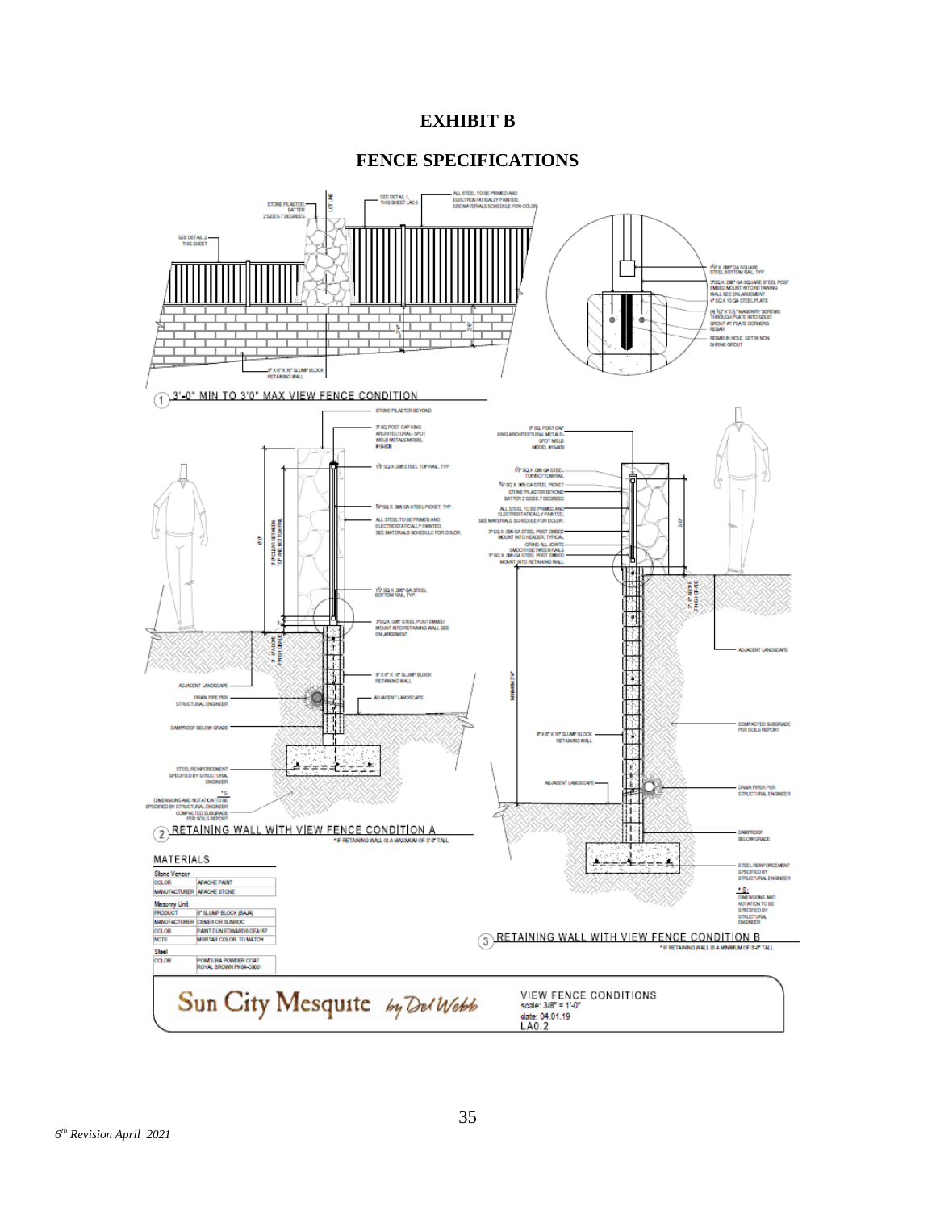# EXHIBIT B

## FENCE SPECIFICATIONS

1 3'-0" MIN TO 3'0" MAX VIEW FENCE CONDITION

2 RETAINING WALL WITH VIEW FENCE CONDITION A

* IF RETAINING WALL IS A MAXIMUM OF 3'-0" TALL

3 RETAINING WALL WITH VIEW FENCE CONDITION B

* IF RETAINING WALL IS A MINIMUM OF 3'-0" TALL

MATERIALS

| Stone Veneer | |
|---|---|
| COLOR | APACHE PAINT |
| MANUFACTURER | APACHE STONE |

| Masonry Unit | |
|---|---|
| PRODUCT | 8" SLUMP BLOCK (BAJA) |
| MANUFACTURER | CEMEX OR SUNROC |
| COLOR | PAINT DUN EDWARDS DEA157 |
| NOTE | MORTAR COLOR TO MATCH |

| Steel | |
|---|---|
| COLOR | POWDURA POWDER COAT ROYAL BROWN PNS4-03001 |

Sun City Mesquite by Del Webb

VIEW FENCE CONDITIONS
scale: 3/8" = 1'-0"
date: 04.01.19
LA0.2

*6th Revision April 2021*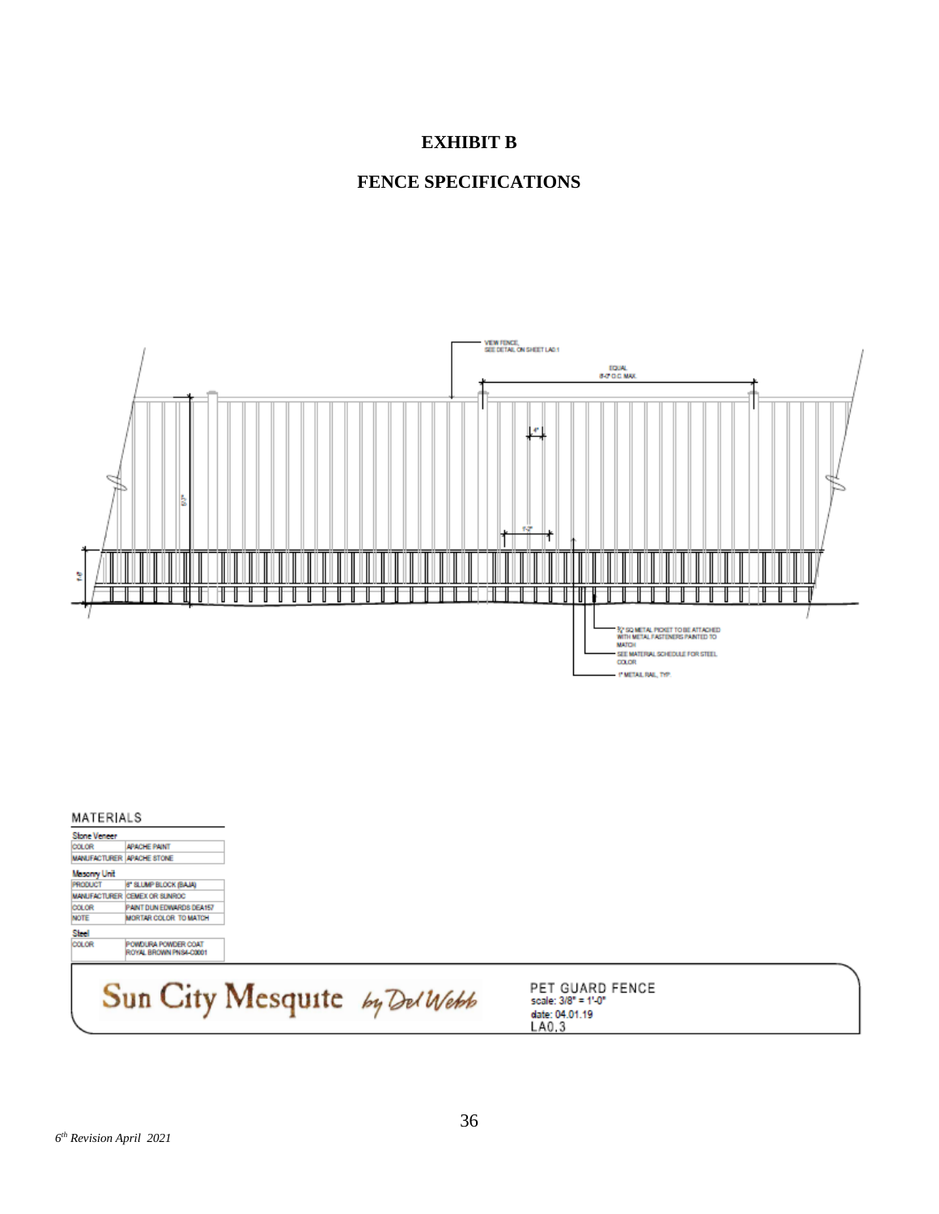# EXHIBIT B

## FENCE SPECIFICATIONS

VIEW FENCE, SEE DETAIL ON SHEET LA0.1

EQUAL 8'-0" O.C. MAX.

4"

1'-2"

1'-8"

⅝" SQ METAL PICKET TO BE ATTACHED WITH METAL FASTENERS PAINTED TO MATCH

SEE MATERIAL SCHEDULE FOR STEEL COLOR

1" METAL RAIL, TYP.

MATERIALS

**Stone Veneer**

| | |
|---|---|
| COLOR | APACHE PAINT |
| MANUFACTURER | APACHE STONE |

**Masonry Unit**

| | |
|---|---|
| PRODUCT | 8" SLUMP BLOCK (BAJA) |
| MANUFACTURER | CEMEX OR SUNROC |
| COLOR | PAINT DUN EDWARDS DEA157 |
| NOTE | MORTAR COLOR TO MATCH |

**Steel**

| | |
|---|---|
| COLOR | POWDURA POWDER COAT ROYAL BROWN PNS4-C0001 |

Sun City Mesquite by Del Webb

PET GUARD FENCE
scale: 3/8" = 1'-0"
date: 04.01.19
LA0.3

*6th Revision April 2021*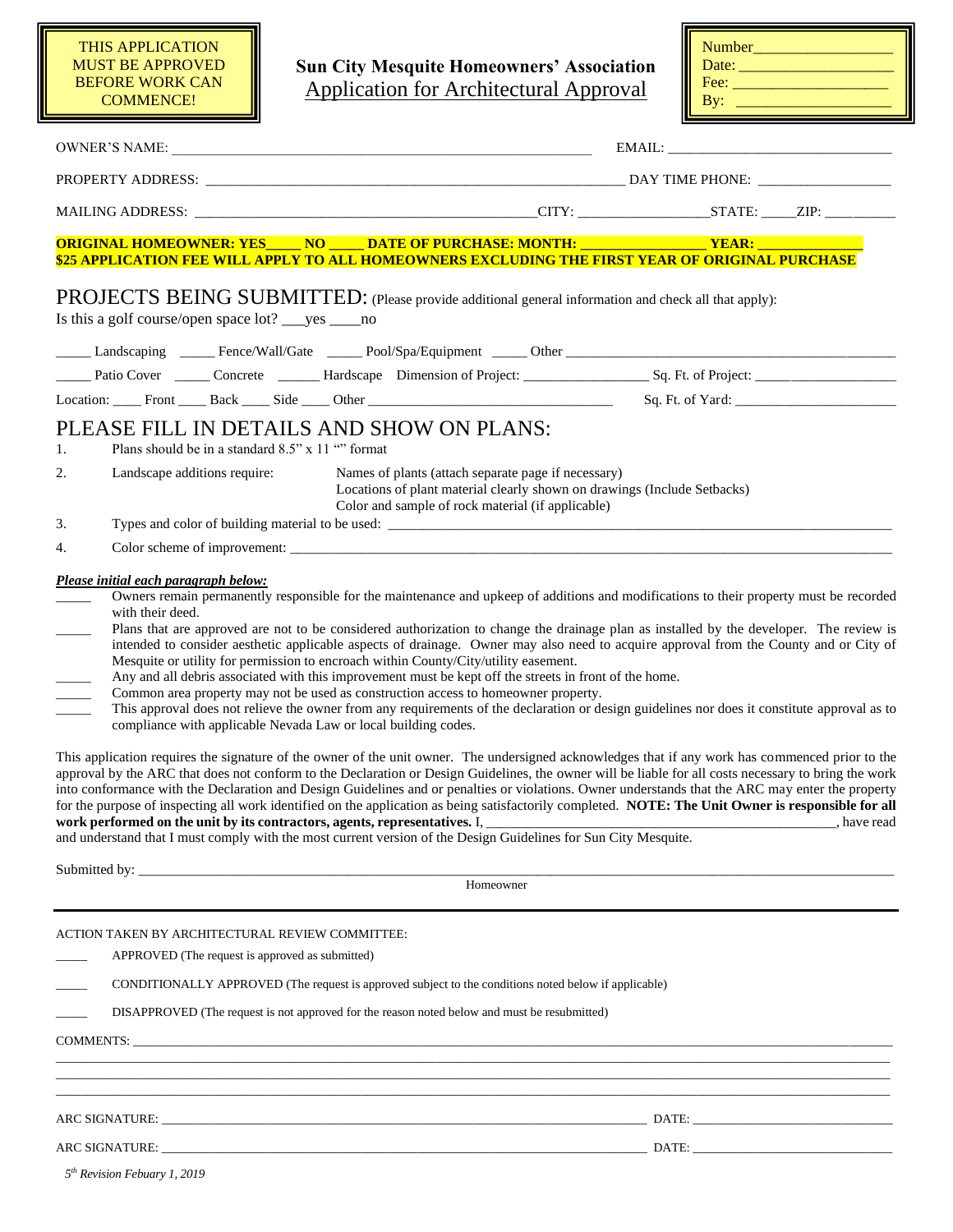THIS APPLICATION MUST BE APPROVED BEFORE WORK CAN COMMENCE!

**Sun City Mesquite Homeowners' Association**

Application for Architectural Approval

Number_________________
Date: ___________________
Fee: ___________________
By: ___________________

OWNER'S NAME: ____________________________________________________________ EMAIL: ________________________________

PROPERTY ADDRESS: ____________________________________________________________ DAY TIME PHONE: __________________

MAILING ADDRESS: ________________________________________________CITY: _________________STATE: _____ZIP: __________

**ORIGINAL HOMEOWNER: YES_____ NO _____ DATE OF PURCHASE: MONTH: _________________ YEAR: ______________**
**$25 APPLICATION FEE WILL APPLY TO ALL HOMEOWNERS EXCLUDING THE FIRST YEAR OF ORIGINAL PURCHASE**

## PROJECTS BEING SUBMITTED: (Please provide additional general information and check all that apply):

Is this a golf course/open space lot? ___yes ____no

_____ Landscaping _____ Fence/Wall/Gate _____ Pool/Spa/Equipment _____ Other ____________________________________________

_____ Patio Cover _____ Concrete ______ Hardscape Dimension of Project: _________________ Sq. Ft. of Project: __________________

Location: ____ Front ____ Back ____ Side ____ Other _________________________________ Sq. Ft. of Yard: _______________________

## PLEASE FILL IN DETAILS AND SHOW ON PLANS:

1. Plans should be in a standard 8.5" x 11 "" format
2. Landscape additions require: Names of plants (attach separate page if necessary)
   Locations of plant material clearly shown on drawings (Include Setbacks)
   Color and sample of rock material (if applicable)
3. Types and color of building material to be used: ______________________________________________________________________
4. Color scheme of improvement: _____________________________________________________________________________________

***Please initial each paragraph below:***

_____ Owners remain permanently responsible for the maintenance and upkeep of additions and modifications to their property must be recorded with their deed.

_____ Plans that are approved are not to be considered authorization to change the drainage plan as installed by the developer. The review is intended to consider aesthetic applicable aspects of drainage. Owner may also need to acquire approval from the County and or City of Mesquite or utility for permission to encroach within County/City/utility easement.

_____ Any and all debris associated with this improvement must be kept off the streets in front of the home.

_____ Common area property may not be used as construction access to homeowner property.

_____ This approval does not relieve the owner from any requirements of the declaration or design guidelines nor does it constitute approval as to compliance with applicable Nevada Law or local building codes.

This application requires the signature of the owner of the unit owner. The undersigned acknowledges that if any work has commenced prior to the approval by the ARC that does not conform to the Declaration or Design Guidelines, the owner will be liable for all costs necessary to bring the work into conformance with the Declaration and Design Guidelines and or penalties or violations. Owner understands that the ARC may enter the property for the purpose of inspecting all work identified on the application as being satisfactorily completed. **NOTE: The Unit Owner is responsible for all work performed on the unit by its contractors, agents, representatives.** I, __________________________________________________, have read and understand that I must comply with the most current version of the Design Guidelines for Sun City Mesquite.

Submitted by: ______________________________________________________________________________________________
Homeowner

---

ACTION TAKEN BY ARCHITECTURAL REVIEW COMMITTEE:

_____ APPROVED (The request is approved as submitted)

_____ CONDITIONALLY APPROVED (The request is approved subject to the conditions noted below if applicable)

_____ DISAPPROVED (The request is not approved for the reason noted below and must be resubmitted)

COMMENTS: ______________________________________________________________________________________________
______________________________________________________________________________________________________
______________________________________________________________________________________________________
______________________________________________________________________________________________________

ARC SIGNATURE: ____________________________________________________________ DATE: ____________________________

ARC SIGNATURE: ____________________________________________________________ DATE: ____________________________

*5th Revision Febuary 1, 2019*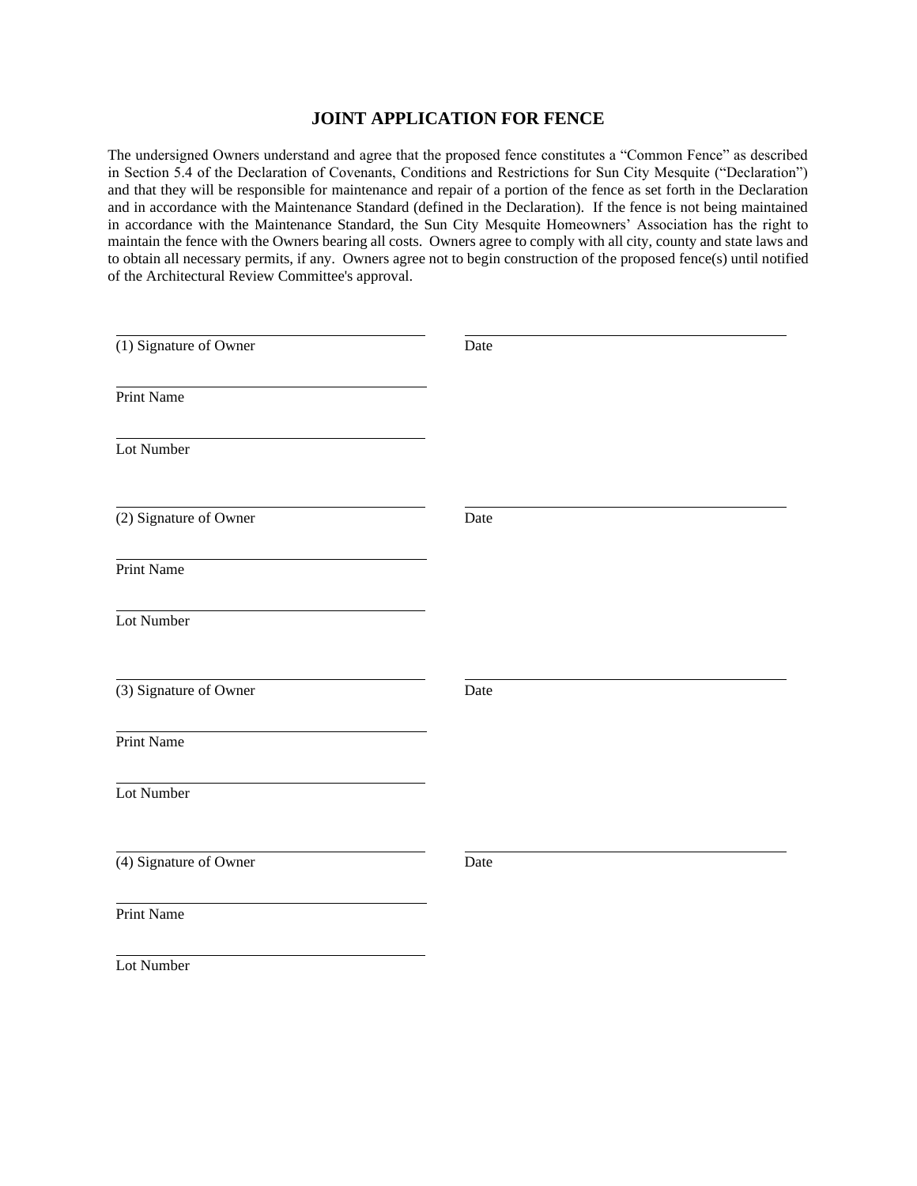## JOINT APPLICATION FOR FENCE

The undersigned Owners understand and agree that the proposed fence constitutes a "Common Fence" as described in Section 5.4 of the Declaration of Covenants, Conditions and Restrictions for Sun City Mesquite ("Declaration") and that they will be responsible for maintenance and repair of a portion of the fence as set forth in the Declaration and in accordance with the Maintenance Standard (defined in the Declaration). If the fence is not being maintained in accordance with the Maintenance Standard, the Sun City Mesquite Homeowners' Association has the right to maintain the fence with the Owners bearing all costs. Owners agree to comply with all city, county and state laws and to obtain all necessary permits, if any. Owners agree not to begin construction of the proposed fence(s) until notified of the Architectural Review Committee's approval.

\_\_\_\_\_\_\_\_\_\_\_\_\_\_\_\_\_\_\_\_\_\_\_\_\_\_\_\_\_\_ \_\_\_\_\_\_\_\_\_\_\_\_\_\_\_\_\_\_\_\_\_\_\_\_\_\_\_\_\_\_
(1) Signature of Owner Date

\_\_\_\_\_\_\_\_\_\_\_\_\_\_\_\_\_\_\_\_\_\_\_\_\_\_\_\_\_\_
Print Name

\_\_\_\_\_\_\_\_\_\_\_\_\_\_\_\_\_\_\_\_\_\_\_\_\_\_\_\_\_\_
Lot Number

\_\_\_\_\_\_\_\_\_\_\_\_\_\_\_\_\_\_\_\_\_\_\_\_\_\_\_\_\_\_ \_\_\_\_\_\_\_\_\_\_\_\_\_\_\_\_\_\_\_\_\_\_\_\_\_\_\_\_\_\_
(2) Signature of Owner Date

\_\_\_\_\_\_\_\_\_\_\_\_\_\_\_\_\_\_\_\_\_\_\_\_\_\_\_\_\_\_
Print Name

\_\_\_\_\_\_\_\_\_\_\_\_\_\_\_\_\_\_\_\_\_\_\_\_\_\_\_\_\_\_
Lot Number

\_\_\_\_\_\_\_\_\_\_\_\_\_\_\_\_\_\_\_\_\_\_\_\_\_\_\_\_\_\_ \_\_\_\_\_\_\_\_\_\_\_\_\_\_\_\_\_\_\_\_\_\_\_\_\_\_\_\_\_\_
(3) Signature of Owner Date

\_\_\_\_\_\_\_\_\_\_\_\_\_\_\_\_\_\_\_\_\_\_\_\_\_\_\_\_\_\_
Print Name

\_\_\_\_\_\_\_\_\_\_\_\_\_\_\_\_\_\_\_\_\_\_\_\_\_\_\_\_\_\_
Lot Number

\_\_\_\_\_\_\_\_\_\_\_\_\_\_\_\_\_\_\_\_\_\_\_\_\_\_\_\_\_\_ \_\_\_\_\_\_\_\_\_\_\_\_\_\_\_\_\_\_\_\_\_\_\_\_\_\_\_\_\_\_
(4) Signature of Owner Date

\_\_\_\_\_\_\_\_\_\_\_\_\_\_\_\_\_\_\_\_\_\_\_\_\_\_\_\_\_\_
Print Name

\_\_\_\_\_\_\_\_\_\_\_\_\_\_\_\_\_\_\_\_\_\_\_\_\_\_\_\_\_\_
Lot Number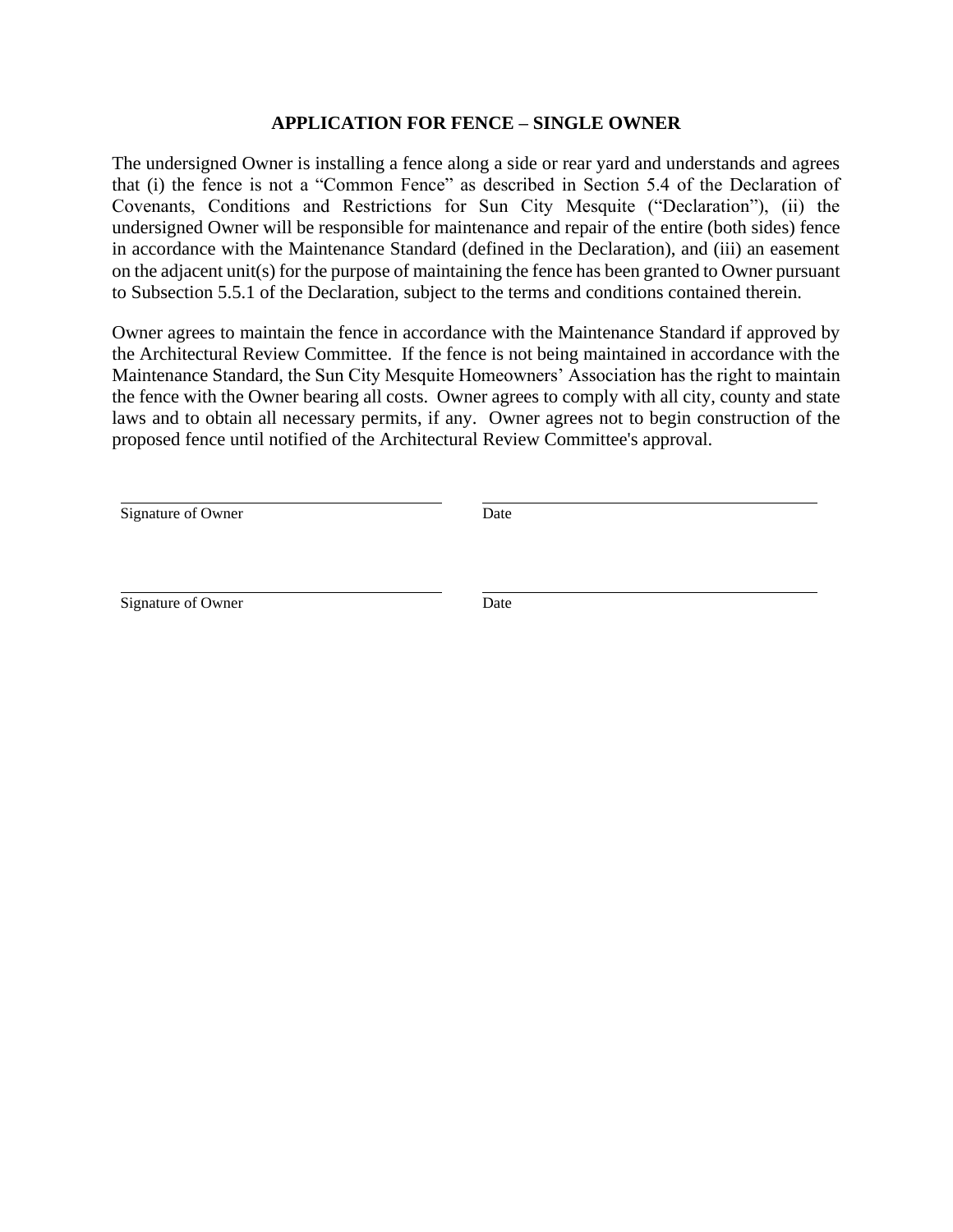## APPLICATION FOR FENCE – SINGLE OWNER

The undersigned Owner is installing a fence along a side or rear yard and understands and agrees that (i) the fence is not a "Common Fence" as described in Section 5.4 of the Declaration of Covenants, Conditions and Restrictions for Sun City Mesquite ("Declaration"), (ii) the undersigned Owner will be responsible for maintenance and repair of the entire (both sides) fence in accordance with the Maintenance Standard (defined in the Declaration), and (iii) an easement on the adjacent unit(s) for the purpose of maintaining the fence has been granted to Owner pursuant to Subsection 5.5.1 of the Declaration, subject to the terms and conditions contained therein.

Owner agrees to maintain the fence in accordance with the Maintenance Standard if approved by the Architectural Review Committee. If the fence is not being maintained in accordance with the Maintenance Standard, the Sun City Mesquite Homeowners' Association has the right to maintain the fence with the Owner bearing all costs. Owner agrees to comply with all city, county and state laws and to obtain all necessary permits, if any. Owner agrees not to begin construction of the proposed fence until notified of the Architectural Review Committee's approval.

\_\_\_\_\_\_\_\_\_\_\_\_\_\_\_\_\_\_\_\_\_\_\_\_\_\_\_\_\_\_ \_\_\_\_\_\_\_\_\_\_\_\_\_\_\_\_\_\_\_\_\_\_\_\_\_\_\_\_\_\_

Signature of Owner Date

\_\_\_\_\_\_\_\_\_\_\_\_\_\_\_\_\_\_\_\_\_\_\_\_\_\_\_\_\_\_ \_\_\_\_\_\_\_\_\_\_\_\_\_\_\_\_\_\_\_\_\_\_\_\_\_\_\_\_\_\_

Signature of Owner Date